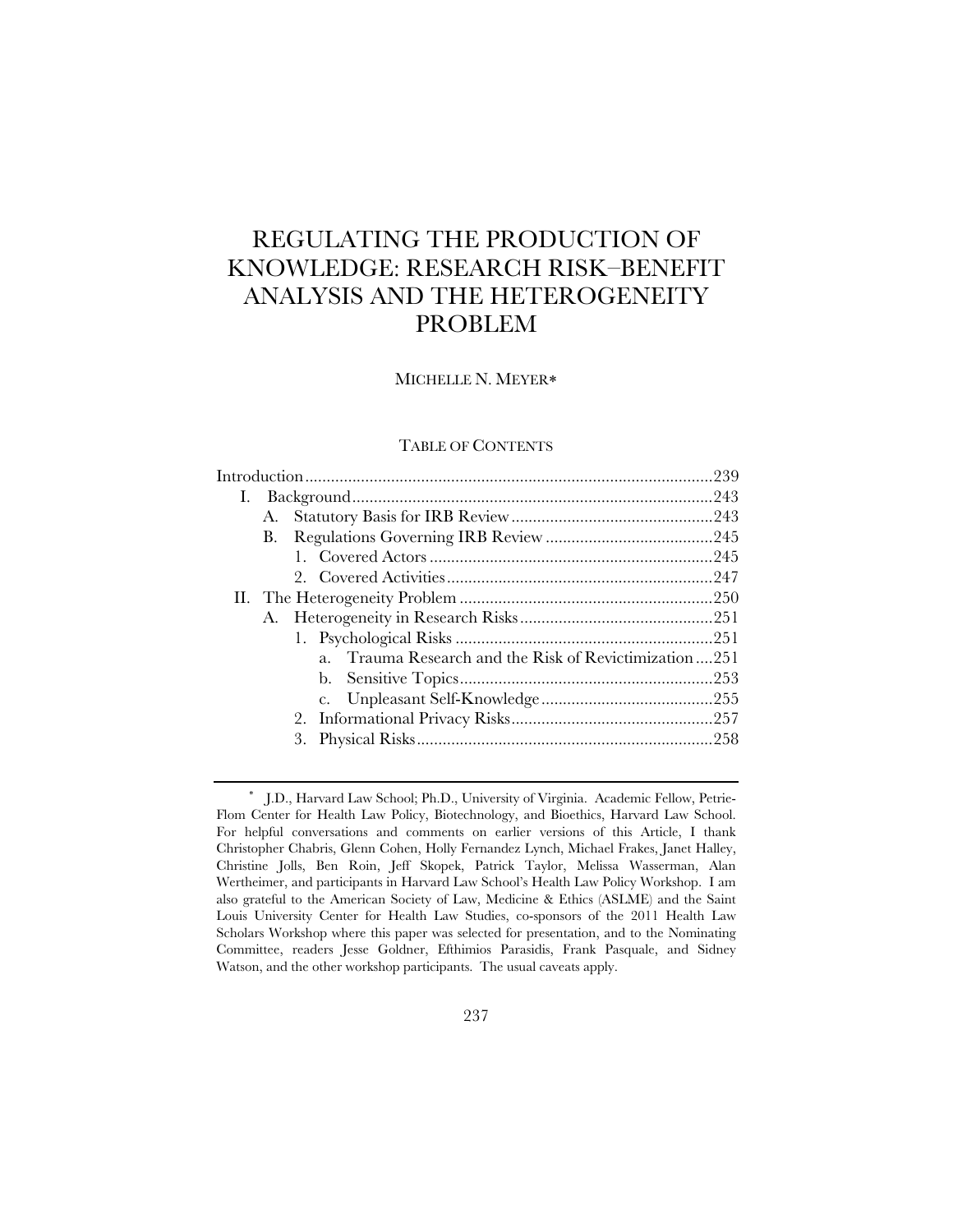# REGULATING THE PRODUCTION OF KNOWLEDGE: RESEARCH RISK–BENEFIT ANALYSIS AND THE HETEROGENEITY PROBLEM

MICHELLE N. MEYER*

TABLE OF CONTENTS

Introduction .......... 239
- I. Background .......... 243
  - A. Statutory Basis for IRB Review .......... 243
  - B. Regulations Governing IRB Review .......... 245
    - 1. Covered Actors .......... 245
    - 2. Covered Activities .......... 247
- II. The Heterogeneity Problem .......... 250
  - A. Heterogeneity in Research Risks .......... 251
    - 1. Psychological Risks .......... 251
      - a. Trauma Research and the Risk of Revictimization .......... 251
      - b. Sensitive Topics .......... 253
      - c. Unpleasant Self-Knowledge .......... 255
    - 2. Informational Privacy Risks .......... 257
    - 3. Physical Risks .......... 258

---

* J.D., Harvard Law School; Ph.D., University of Virginia. Academic Fellow, Petrie-Flom Center for Health Law Policy, Biotechnology, and Bioethics, Harvard Law School. For helpful conversations and comments on earlier versions of this Article, I thank Christopher Chabris, Glenn Cohen, Holly Fernandez Lynch, Michael Frakes, Janet Halley, Christine Jolls, Ben Roin, Jeff Skopek, Patrick Taylor, Melissa Wasserman, Alan Wertheimer, and participants in Harvard Law School's Health Law Policy Workshop. I am also grateful to the American Society of Law, Medicine & Ethics (ASLME) and the Saint Louis University Center for Health Law Studies, co-sponsors of the 2011 Health Law Scholars Workshop where this paper was selected for presentation, and to the Nominating Committee, readers Jesse Goldner, Efthimios Parasidis, Frank Pasquale, and Sidney Watson, and the other workshop participants. The usual caveats apply.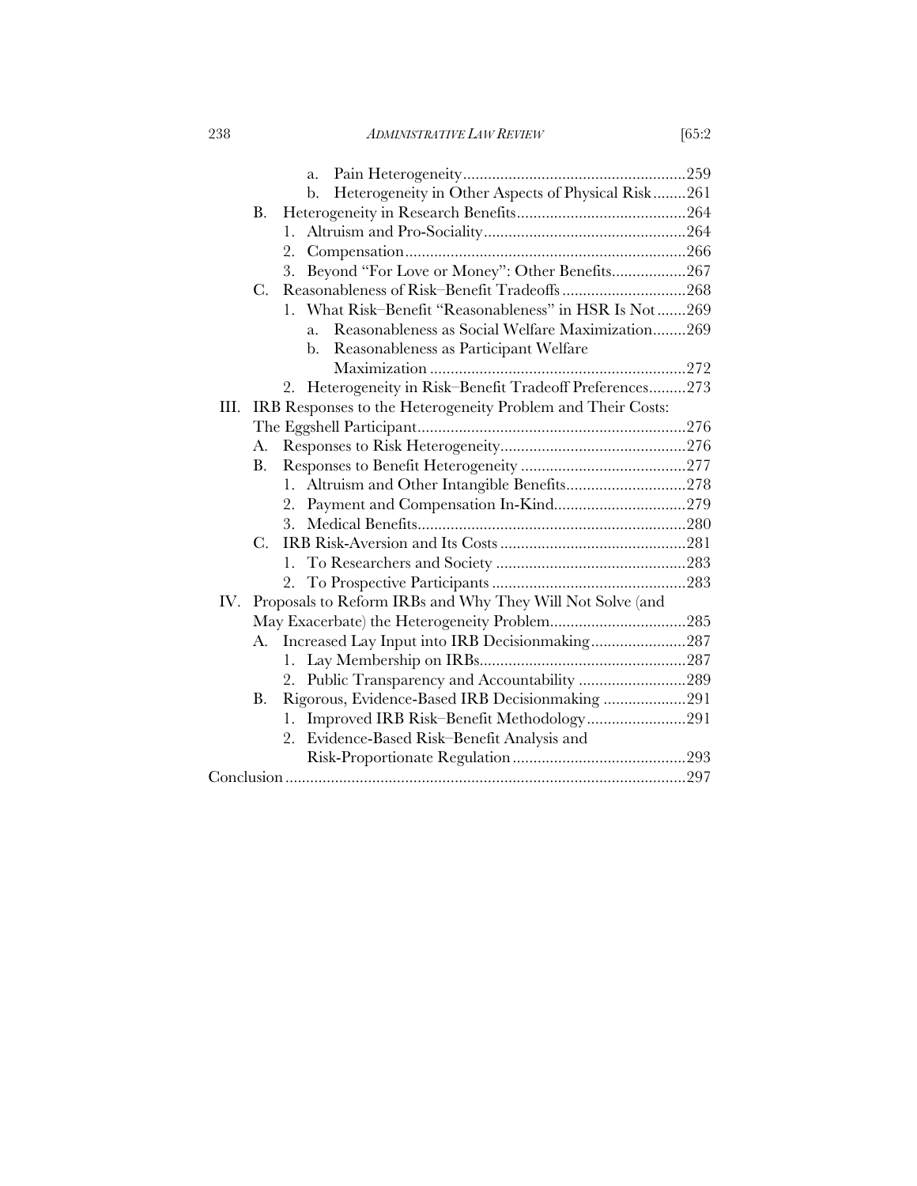- a. Pain Heterogeneity......259
- b. Heterogeneity in Other Aspects of Physical Risk......261

B. Heterogeneity in Research Benefits......264

1. Altruism and Pro-Sociality......264
2. Compensation......266
3. Beyond "For Love or Money": Other Benefits......267

C. Reasonableness of Risk–Benefit Tradeoffs......268

1. What Risk–Benefit "Reasonableness" in HSR Is Not......269
   - a. Reasonableness as Social Welfare Maximization......269
   - b. Reasonableness as Participant Welfare Maximization......272
2. Heterogeneity in Risk–Benefit Tradeoff Preferences......273

III. IRB Responses to the Heterogeneity Problem and Their Costs: The Eggshell Participant......276

A. Responses to Risk Heterogeneity......276

B. Responses to Benefit Heterogeneity......277

1. Altruism and Other Intangible Benefits......278
2. Payment and Compensation In-Kind......279
3. Medical Benefits......280

C. IRB Risk-Aversion and Its Costs......281

1. To Researchers and Society......283
2. To Prospective Participants......283

IV. Proposals to Reform IRBs and Why They Will Not Solve (and May Exacerbate) the Heterogeneity Problem......285

A. Increased Lay Input into IRB Decisionmaking......287

1. Lay Membership on IRBs......287
2. Public Transparency and Accountability......289

B. Rigorous, Evidence-Based IRB Decisionmaking......291

1. Improved IRB Risk–Benefit Methodology......291
2. Evidence-Based Risk–Benefit Analysis and Risk-Proportionate Regulation......293

Conclusion......297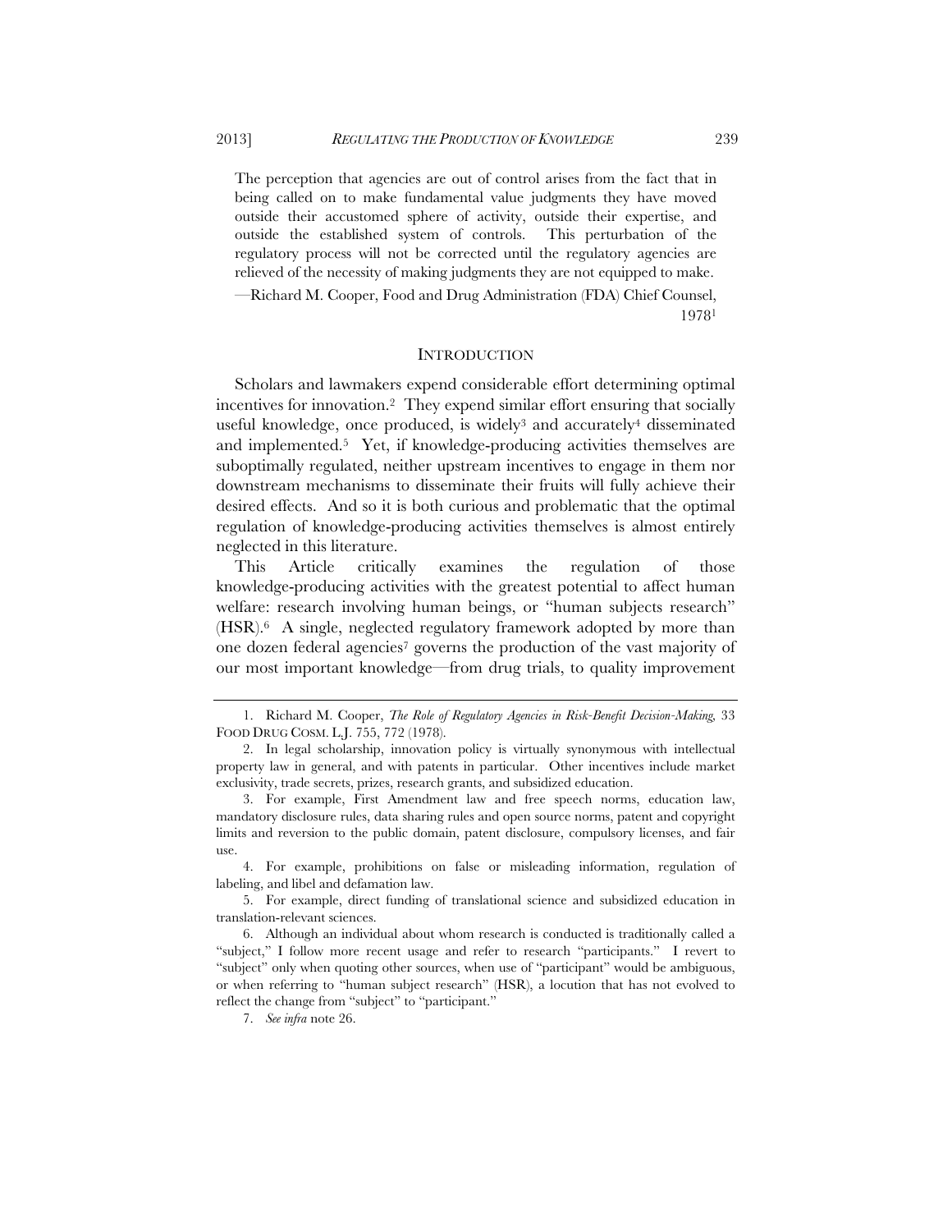> The perception that agencies are out of control arises from the fact that in being called on to make fundamental value judgments they have moved outside their accustomed sphere of activity, outside their expertise, and outside the established system of controls. This perturbation of the regulatory process will not be corrected until the regulatory agencies are relieved of the necessity of making judgments they are not equipped to make.
>
> —Richard M. Cooper, Food and Drug Administration (FDA) Chief Counsel, 1978[1]

## INTRODUCTION

Scholars and lawmakers expend considerable effort determining optimal incentives for innovation.[2] They expend similar effort ensuring that socially useful knowledge, once produced, is widely[3] and accurately[4] disseminated and implemented.[5] Yet, if knowledge-producing activities themselves are suboptimally regulated, neither upstream incentives to engage in them nor downstream mechanisms to disseminate their fruits will fully achieve their desired effects. And so it is both curious and problematic that the optimal regulation of knowledge-producing activities themselves is almost entirely neglected in this literature.

This Article critically examines the regulation of those knowledge-producing activities with the greatest potential to affect human welfare: research involving human beings, or "human subjects research" (HSR).[6] A single, neglected regulatory framework adopted by more than one dozen federal agencies[7] governs the production of the vast majority of our most important knowledge—from drug trials, to quality improvement

---

1. Richard M. Cooper, *The Role of Regulatory Agencies in Risk-Benefit Decision-Making*, 33 FOOD DRUG COSM. L.J. 755, 772 (1978).

2. In legal scholarship, innovation policy is virtually synonymous with intellectual property law in general, and with patents in particular. Other incentives include market exclusivity, trade secrets, prizes, research grants, and subsidized education.

3. For example, First Amendment law and free speech norms, education law, mandatory disclosure rules, data sharing rules and open source norms, patent and copyright limits and reversion to the public domain, patent disclosure, compulsory licenses, and fair use.

4. For example, prohibitions on false or misleading information, regulation of labeling, and libel and defamation law.

5. For example, direct funding of translational science and subsidized education in translation-relevant sciences.

6. Although an individual about whom research is conducted is traditionally called a "subject," I follow more recent usage and refer to research "participants." I revert to "subject" only when quoting other sources, when use of "participant" would be ambiguous, or when referring to "human subject research" (HSR), a locution that has not evolved to reflect the change from "subject" to "participant."

7. *See infra* note 26.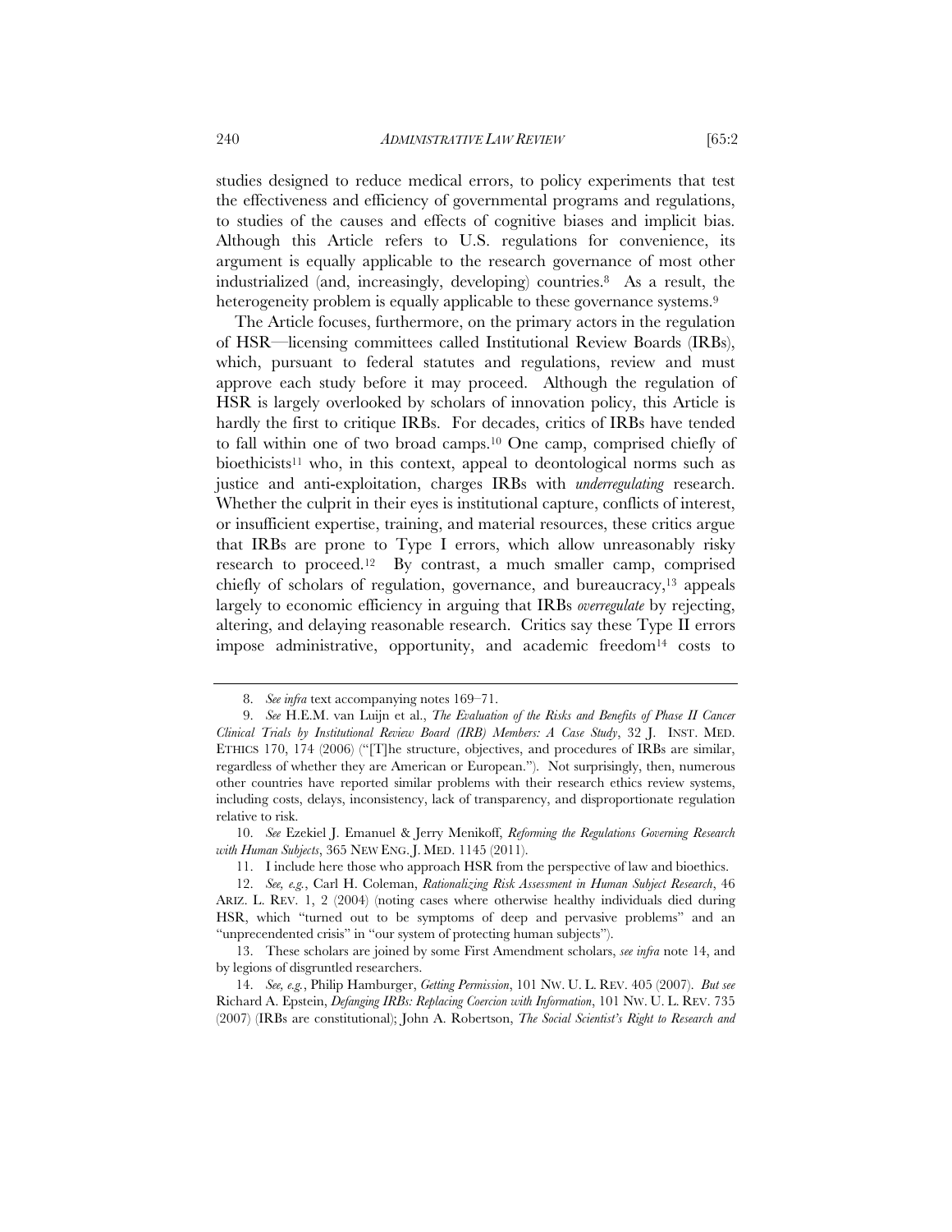studies designed to reduce medical errors, to policy experiments that test the effectiveness and efficiency of governmental programs and regulations, to studies of the causes and effects of cognitive biases and implicit bias. Although this Article refers to U.S. regulations for convenience, its argument is equally applicable to the research governance of most other industrialized (and, increasingly, developing) countries.[8] As a result, the heterogeneity problem is equally applicable to these governance systems.[9]

The Article focuses, furthermore, on the primary actors in the regulation of HSR—licensing committees called Institutional Review Boards (IRBs), which, pursuant to federal statutes and regulations, review and must approve each study before it may proceed. Although the regulation of HSR is largely overlooked by scholars of innovation policy, this Article is hardly the first to critique IRBs. For decades, critics of IRBs have tended to fall within one of two broad camps.[10] One camp, comprised chiefly of bioethicists[11] who, in this context, appeal to deontological norms such as justice and anti-exploitation, charges IRBs with *underregulating* research. Whether the culprit in their eyes is institutional capture, conflicts of interest, or insufficient expertise, training, and material resources, these critics argue that IRBs are prone to Type I errors, which allow unreasonably risky research to proceed.[12] By contrast, a much smaller camp, comprised chiefly of scholars of regulation, governance, and bureaucracy,[13] appeals largely to economic efficiency in arguing that IRBs *overregulate* by rejecting, altering, and delaying reasonable research. Critics say these Type II errors impose administrative, opportunity, and academic freedom[14] costs to

---

8. *See infra* text accompanying notes 169–71.

9. *See* H.E.M. van Luijn et al., *The Evaluation of the Risks and Benefits of Phase II Cancer Clinical Trials by Institutional Review Board (IRB) Members: A Case Study*, 32 J. INST. MED. ETHICS 170, 174 (2006) ("[T]he structure, objectives, and procedures of IRBs are similar, regardless of whether they are American or European."). Not surprisingly, then, numerous other countries have reported similar problems with their research ethics review systems, including costs, delays, inconsistency, lack of transparency, and disproportionate regulation relative to risk.

10. *See* Ezekiel J. Emanuel & Jerry Menikoff, *Reforming the Regulations Governing Research with Human Subjects*, 365 NEW ENG. J. MED. 1145 (2011).

11. I include here those who approach HSR from the perspective of law and bioethics.

12. *See, e.g.*, Carl H. Coleman, *Rationalizing Risk Assessment in Human Subject Research*, 46 ARIZ. L. REV. 1, 2 (2004) (noting cases where otherwise healthy individuals died during HSR, which "turned out to be symptoms of deep and pervasive problems" and an "unprecedented crisis" in "our system of protecting human subjects").

13. These scholars are joined by some First Amendment scholars, *see infra* note 14, and by legions of disgruntled researchers.

14. *See, e.g.*, Philip Hamburger, *Getting Permission*, 101 NW. U. L. REV. 405 (2007). *But see* Richard A. Epstein, *Defanging IRBs: Replacing Coercion with Information*, 101 NW. U. L. REV. 735 (2007) (IRBs are constitutional); John A. Robertson, *The Social Scientist's Right to Research and*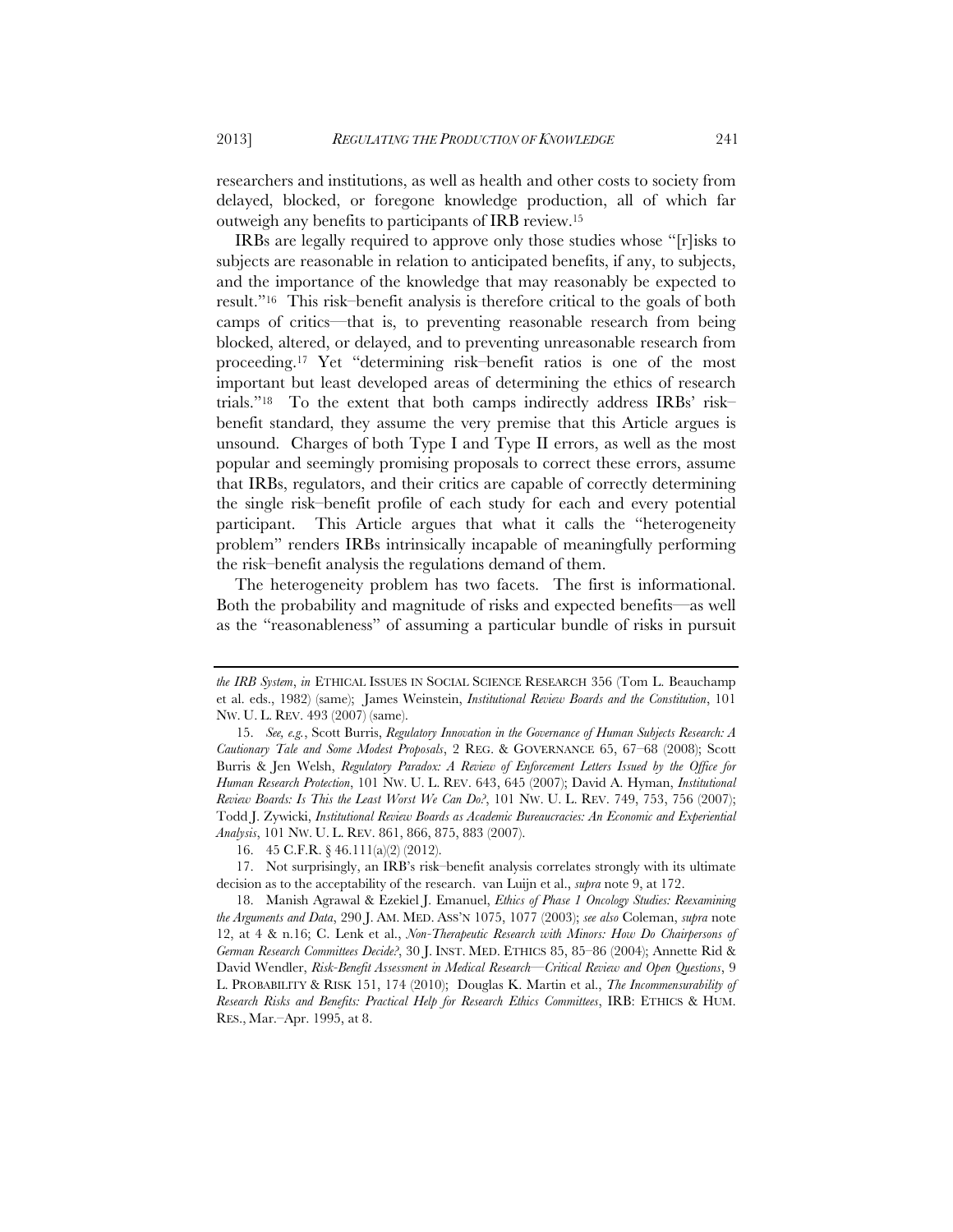researchers and institutions, as well as health and other costs to society from delayed, blocked, or foregone knowledge production, all of which far outweigh any benefits to participants of IRB review.[15]

IRBs are legally required to approve only those studies whose "[r]isks to subjects are reasonable in relation to anticipated benefits, if any, to subjects, and the importance of the knowledge that may reasonably be expected to result."[16] This risk–benefit analysis is therefore critical to the goals of both camps of critics—that is, to preventing reasonable research from being blocked, altered, or delayed, and to preventing unreasonable research from proceeding.[17] Yet "determining risk–benefit ratios is one of the most important but least developed areas of determining the ethics of research trials."[18] To the extent that both camps indirectly address IRBs' risk–benefit standard, they assume the very premise that this Article argues is unsound. Charges of both Type I and Type II errors, as well as the most popular and seemingly promising proposals to correct these errors, assume that IRBs, regulators, and their critics are capable of correctly determining the single risk–benefit profile of each study for each and every potential participant. This Article argues that what it calls the "heterogeneity problem" renders IRBs intrinsically incapable of meaningfully performing the risk–benefit analysis the regulations demand of them.

The heterogeneity problem has two facets. The first is informational. Both the probability and magnitude of risks and expected benefits—as well as the "reasonableness" of assuming a particular bundle of risks in pursuit

---

*the IRB System*, *in* ETHICAL ISSUES IN SOCIAL SCIENCE RESEARCH 356 (Tom L. Beauchamp et al. eds., 1982) (same); James Weinstein, *Institutional Review Boards and the Constitution*, 101 NW. U. L. REV. 493 (2007) (same).

15. *See, e.g.*, Scott Burris, *Regulatory Innovation in the Governance of Human Subjects Research: A Cautionary Tale and Some Modest Proposals*, 2 REG. & GOVERNANCE 65, 67–68 (2008); Scott Burris & Jen Welsh, *Regulatory Paradox: A Review of Enforcement Letters Issued by the Office for Human Research Protection*, 101 NW. U. L. REV. 643, 645 (2007); David A. Hyman, *Institutional Review Boards: Is This the Least Worst We Can Do?*, 101 NW. U. L. REV. 749, 753, 756 (2007); Todd J. Zywicki, *Institutional Review Boards as Academic Bureaucracies: An Economic and Experiential Analysis*, 101 NW. U. L. REV. 861, 866, 875, 883 (2007).

16. 45 C.F.R. § 46.111(a)(2) (2012).

17. Not surprisingly, an IRB's risk–benefit analysis correlates strongly with its ultimate decision as to the acceptability of the research. van Luijn et al., *supra* note 9, at 172.

18. Manish Agrawal & Ezekiel J. Emanuel, *Ethics of Phase 1 Oncology Studies: Reexamining the Arguments and Data*, 290 J. AM. MED. ASS'N 1075, 1077 (2003); *see also* Coleman, *supra* note 12, at 4 & n.16; C. Lenk et al., *Non-Therapeutic Research with Minors: How Do Chairpersons of German Research Committees Decide?*, 30 J. INST. MED. ETHICS 85, 85–86 (2004); Annette Rid & David Wendler, *Risk-Benefit Assessment in Medical Research—Critical Review and Open Questions*, 9 L. PROBABILITY & RISK 151, 174 (2010); Douglas K. Martin et al., *The Incommensurability of Research Risks and Benefits: Practical Help for Research Ethics Committees*, IRB: ETHICS & HUM. RES., Mar.–Apr. 1995, at 8.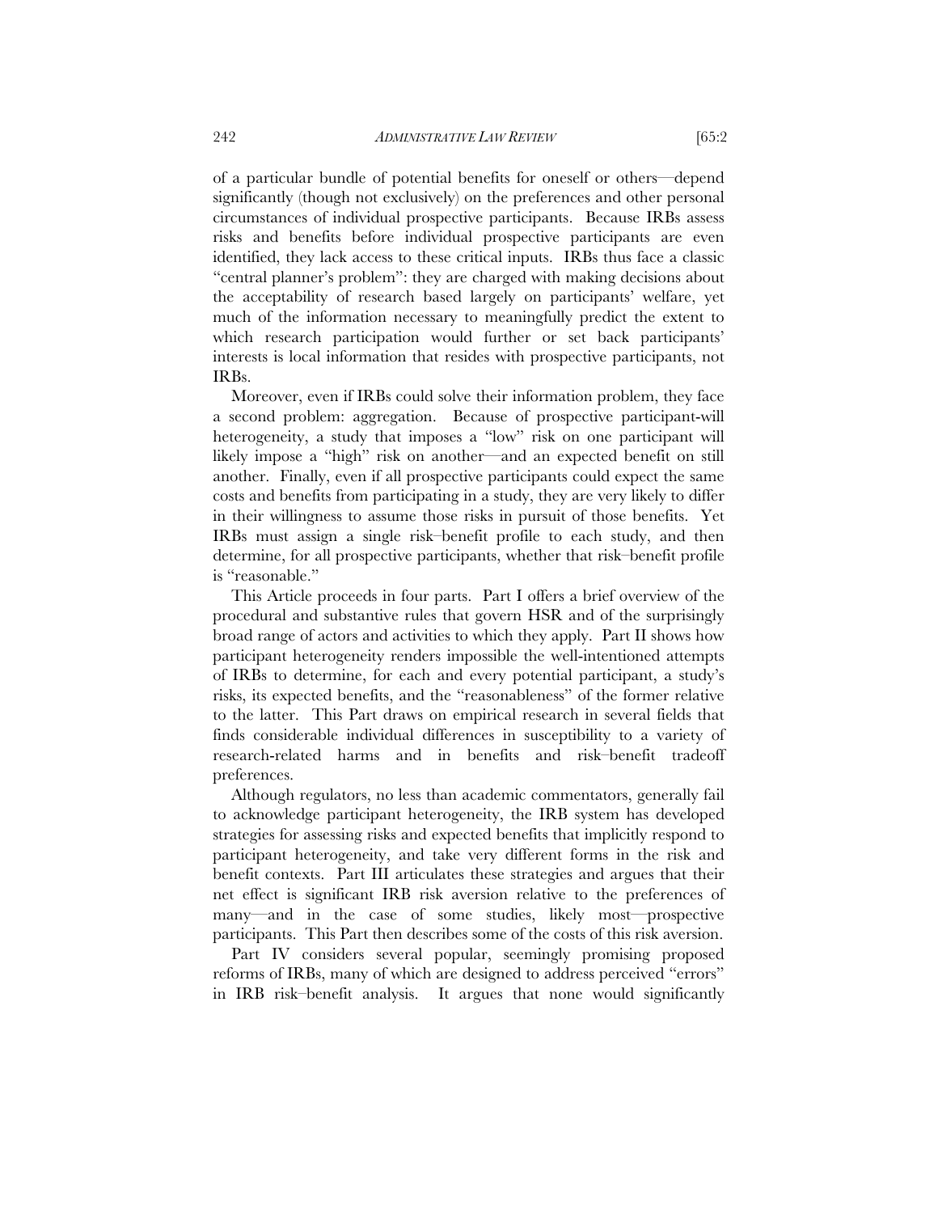of a particular bundle of potential benefits for oneself or others—depend significantly (though not exclusively) on the preferences and other personal circumstances of individual prospective participants. Because IRBs assess risks and benefits before individual prospective participants are even identified, they lack access to these critical inputs. IRBs thus face a classic "central planner's problem": they are charged with making decisions about the acceptability of research based largely on participants' welfare, yet much of the information necessary to meaningfully predict the extent to which research participation would further or set back participants' interests is local information that resides with prospective participants, not IRBs.

Moreover, even if IRBs could solve their information problem, they face a second problem: aggregation. Because of prospective participant-will heterogeneity, a study that imposes a "low" risk on one participant will likely impose a "high" risk on another—and an expected benefit on still another. Finally, even if all prospective participants could expect the same costs and benefits from participating in a study, they are very likely to differ in their willingness to assume those risks in pursuit of those benefits. Yet IRBs must assign a single risk–benefit profile to each study, and then determine, for all prospective participants, whether that risk–benefit profile is "reasonable."

This Article proceeds in four parts. Part I offers a brief overview of the procedural and substantive rules that govern HSR and of the surprisingly broad range of actors and activities to which they apply. Part II shows how participant heterogeneity renders impossible the well-intentioned attempts of IRBs to determine, for each and every potential participant, a study's risks, its expected benefits, and the "reasonableness" of the former relative to the latter. This Part draws on empirical research in several fields that finds considerable individual differences in susceptibility to a variety of research-related harms and in benefits and risk–benefit tradeoff preferences.

Although regulators, no less than academic commentators, generally fail to acknowledge participant heterogeneity, the IRB system has developed strategies for assessing risks and expected benefits that implicitly respond to participant heterogeneity, and take very different forms in the risk and benefit contexts. Part III articulates these strategies and argues that their net effect is significant IRB risk aversion relative to the preferences of many—and in the case of some studies, likely most—prospective participants. This Part then describes some of the costs of this risk aversion.

Part IV considers several popular, seemingly promising proposed reforms of IRBs, many of which are designed to address perceived "errors" in IRB risk–benefit analysis. It argues that none would significantly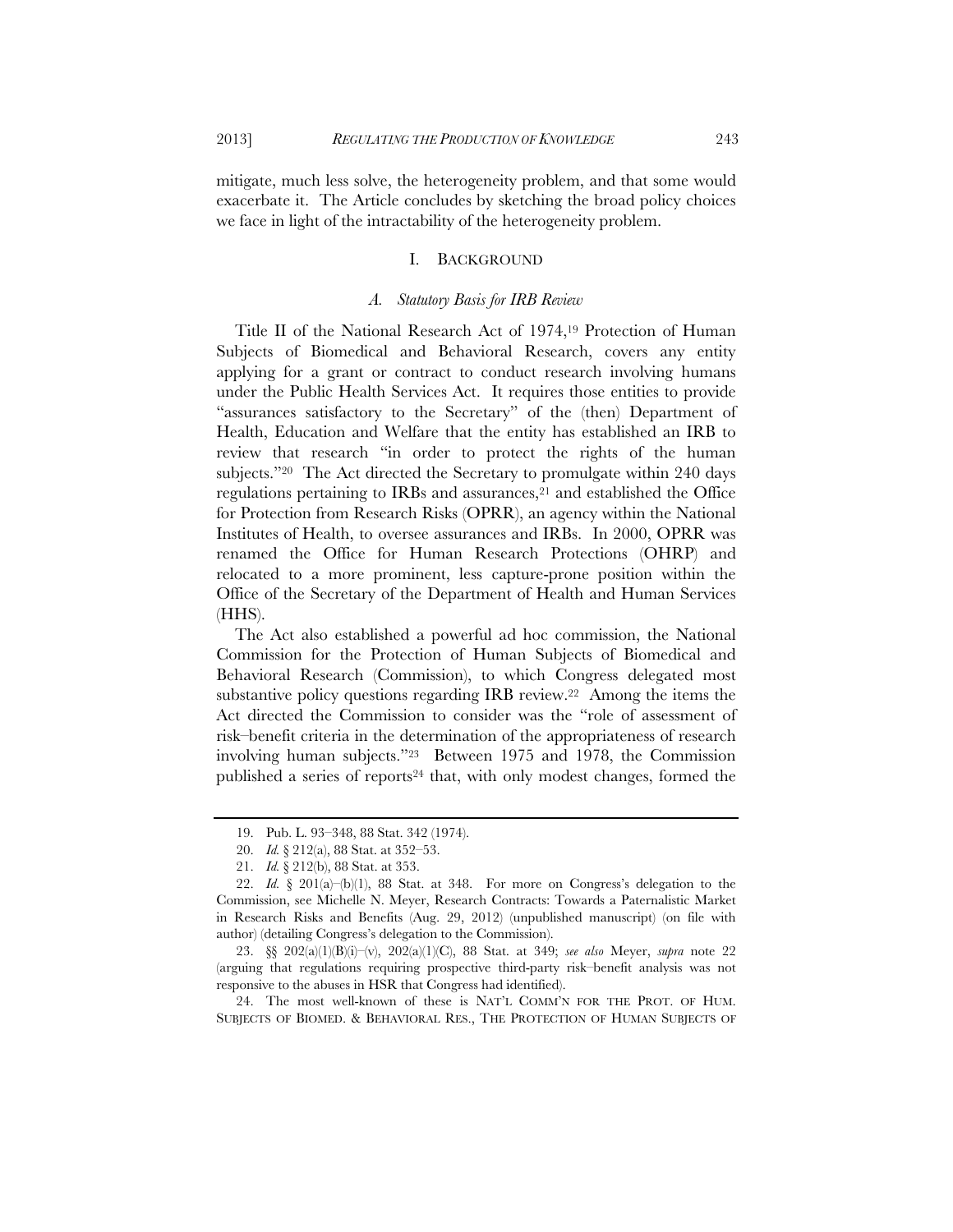mitigate, much less solve, the heterogeneity problem, and that some would exacerbate it. The Article concludes by sketching the broad policy choices we face in light of the intractability of the heterogeneity problem.

## I. Background

### *A. Statutory Basis for IRB Review*

Title II of the National Research Act of 1974,[19] Protection of Human Subjects of Biomedical and Behavioral Research, covers any entity applying for a grant or contract to conduct research involving humans under the Public Health Services Act. It requires those entities to provide "assurances satisfactory to the Secretary" of the (then) Department of Health, Education and Welfare that the entity has established an IRB to review that research "in order to protect the rights of the human subjects."[20] The Act directed the Secretary to promulgate within 240 days regulations pertaining to IRBs and assurances,[21] and established the Office for Protection from Research Risks (OPRR), an agency within the National Institutes of Health, to oversee assurances and IRBs. In 2000, OPRR was renamed the Office for Human Research Protections (OHRP) and relocated to a more prominent, less capture-prone position within the Office of the Secretary of the Department of Health and Human Services (HHS).

The Act also established a powerful ad hoc commission, the National Commission for the Protection of Human Subjects of Biomedical and Behavioral Research (Commission), to which Congress delegated most substantive policy questions regarding IRB review.[22] Among the items the Act directed the Commission to consider was the "role of assessment of risk–benefit criteria in the determination of the appropriateness of research involving human subjects."[23] Between 1975 and 1978, the Commission published a series of reports[24] that, with only modest changes, formed the

---

19. Pub. L. 93–348, 88 Stat. 342 (1974).

20. *Id.* § 212(a), 88 Stat. at 352–53.

21. *Id.* § 212(b), 88 Stat. at 353.

22. *Id.* § 201(a)–(b)(1), 88 Stat. at 348. For more on Congress's delegation to the Commission, see Michelle N. Meyer, Research Contracts: Towards a Paternalistic Market in Research Risks and Benefits (Aug. 29, 2012) (unpublished manuscript) (on file with author) (detailing Congress's delegation to the Commission).

23. §§ 202(a)(1)(B)(i)–(v), 202(a)(1)(C), 88 Stat. at 349; *see also* Meyer, *supra* note 22 (arguing that regulations requiring prospective third-party risk–benefit analysis was not responsive to the abuses in HSR that Congress had identified).

24. The most well-known of these is NAT'L COMM'N FOR THE PROT. OF HUM. SUBJECTS OF BIOMED. & BEHAVIORAL RES., THE PROTECTION OF HUMAN SUBJECTS OF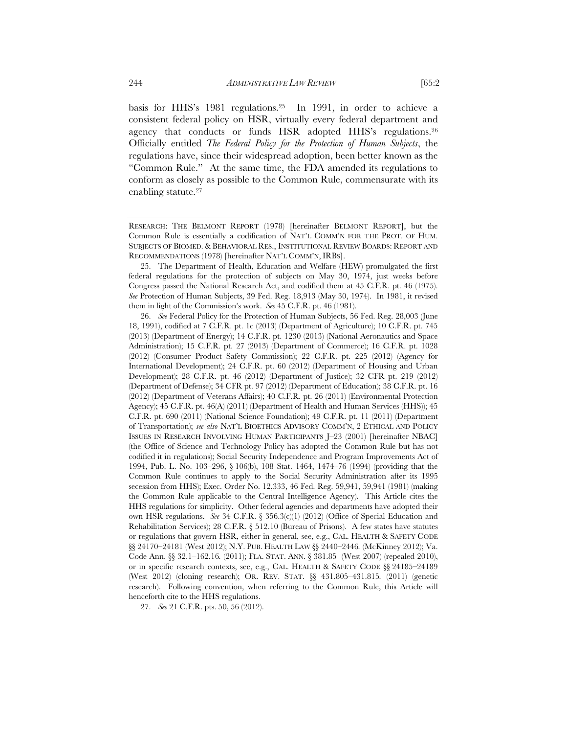basis for HHS's 1981 regulations.[25] In 1991, in order to achieve a consistent federal policy on HSR, virtually every federal department and agency that conducts or funds HSR adopted HHS's regulations.[26] Officially entitled *The Federal Policy for the Protection of Human Subjects*, the regulations have, since their widespread adoption, been better known as the "Common Rule." At the same time, the FDA amended its regulations to conform as closely as possible to the Common Rule, commensurate with its enabling statute.[27]

---

RESEARCH: THE BELMONT REPORT (1978) [hereinafter BELMONT REPORT], but the Common Rule is essentially a codification of NAT'L COMM'N FOR THE PROT. OF HUM. SUBJECTS OF BIOMED. & BEHAVIORAL RES., INSTITUTIONAL REVIEW BOARDS: REPORT AND RECOMMENDATIONS (1978) [hereinafter NAT'L COMM'N, IRBS].

25. The Department of Health, Education and Welfare (HEW) promulgated the first federal regulations for the protection of subjects on May 30, 1974, just weeks before Congress passed the National Research Act, and codified them at 45 C.F.R. pt. 46 (1975). *See* Protection of Human Subjects, 39 Fed. Reg. 18,913 (May 30, 1974). In 1981, it revised them in light of the Commission's work. *See* 45 C.F.R. pt. 46 (1981).

26. *See* Federal Policy for the Protection of Human Subjects, 56 Fed. Reg. 28,003 (June 18, 1991), codified at 7 C.F.R. pt. 1c (2013) (Department of Agriculture); 10 C.F.R. pt. 745 (2013) (Department of Energy); 14 C.F.R. pt. 1230 (2013) (National Aeronautics and Space Administration); 15 C.F.R. pt. 27 (2013) (Department of Commerce); 16 C.F.R. pt. 1028 (2012) (Consumer Product Safety Commission); 22 C.F.R. pt. 225 (2012) (Agency for International Development); 24 C.F.R. pt. 60 (2012) (Department of Housing and Urban Development); 28 C.F.R. pt. 46 (2012) (Department of Justice); 32 CFR pt. 219 (2012) (Department of Defense); 34 CFR pt. 97 (2012) (Department of Education); 38 C.F.R. pt. 16 (2012) (Department of Veterans Affairs); 40 C.F.R. pt. 26 (2011) (Environmental Protection Agency); 45 C.F.R. pt. 46(A) (2011) (Department of Health and Human Services (HHS)); 45 C.F.R. pt. 690 (2011) (National Science Foundation); 49 C.F.R. pt. 11 (2011) (Department of Transportation); *see also* NAT'L BIOETHICS ADVISORY COMM'N, 2 ETHICAL AND POLICY ISSUES IN RESEARCH INVOLVING HUMAN PARTICIPANTS J–23 (2001) [hereinafter NBAC] (the Office of Science and Technology Policy has adopted the Common Rule but has not codified it in regulations); Social Security Independence and Program Improvements Act of 1994, Pub. L. No. 103–296, § 106(b), 108 Stat. 1464, 1474–76 (1994) (providing that the Common Rule continues to apply to the Social Security Administration after its 1995 secession from HHS); Exec. Order No. 12,333, 46 Fed. Reg. 59,941, 59,941 (1981) (making the Common Rule applicable to the Central Intelligence Agency). This Article cites the HHS regulations for simplicity. Other federal agencies and departments have adopted their own HSR regulations. *See* 34 C.F.R. § 356.3(c)(1) (2012) (Office of Special Education and Rehabilitation Services); 28 C.F.R. § 512.10 (Bureau of Prisons). A few states have statutes or regulations that govern HSR, either in general, see, e.g., CAL. HEALTH & SAFETY CODE §§ 24170–24181 (West 2012); N.Y. PUB. HEALTH LAW §§ 2440–2446. (McKinney 2012); Va. Code Ann. §§ 32.1–162.16. (2011); FLA. STAT. ANN. § 381.85 (West 2007) (repealed 2010), or in specific research contexts, see, e.g., CAL. HEALTH & SAFETY CODE §§ 24185–24189 (West 2012) (cloning research); OR. REV. STAT. §§ 431.805–431.815. (2011) (genetic research). Following convention, when referring to the Common Rule, this Article will henceforth cite to the HHS regulations.

27. *See* 21 C.F.R. pts. 50, 56 (2012).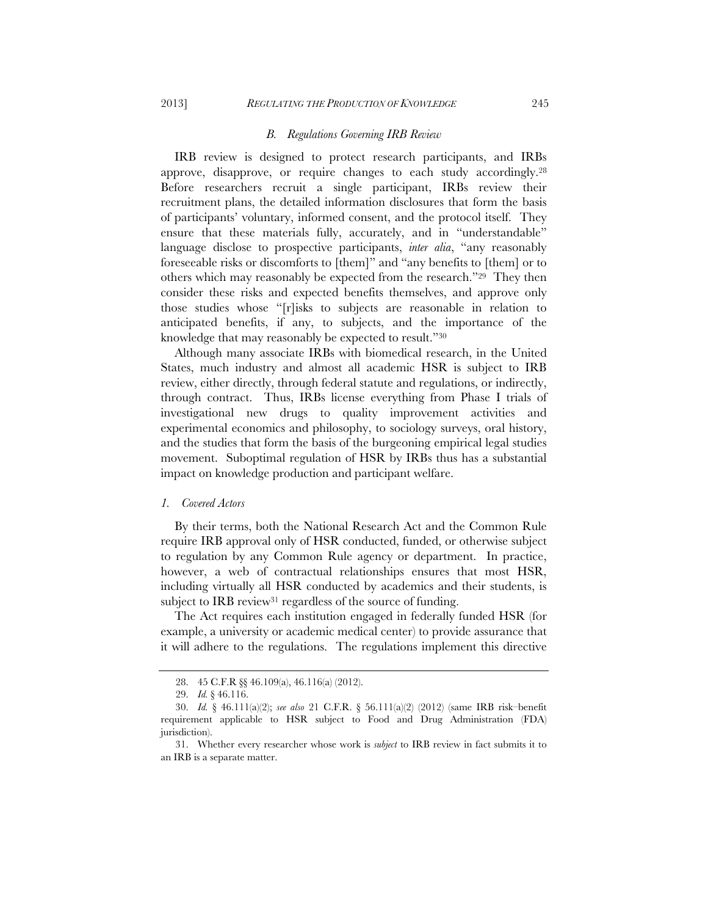### *B. Regulations Governing IRB Review*

IRB review is designed to protect research participants, and IRBs approve, disapprove, or require changes to each study accordingly.[28] Before researchers recruit a single participant, IRBs review their recruitment plans, the detailed information disclosures that form the basis of participants' voluntary, informed consent, and the protocol itself. They ensure that these materials fully, accurately, and in "understandable" language disclose to prospective participants, *inter alia*, "any reasonably foreseeable risks or discomforts to [them]" and "any benefits to [them] or to others which may reasonably be expected from the research."[29] They then consider these risks and expected benefits themselves, and approve only those studies whose "[r]isks to subjects are reasonable in relation to anticipated benefits, if any, to subjects, and the importance of the knowledge that may reasonably be expected to result."[30]

Although many associate IRBs with biomedical research, in the United States, much industry and almost all academic HSR is subject to IRB review, either directly, through federal statute and regulations, or indirectly, through contract. Thus, IRBs license everything from Phase I trials of investigational new drugs to quality improvement activities and experimental economics and philosophy, to sociology surveys, oral history, and the studies that form the basis of the burgeoning empirical legal studies movement. Suboptimal regulation of HSR by IRBs thus has a substantial impact on knowledge production and participant welfare.

#### *1. Covered Actors*

By their terms, both the National Research Act and the Common Rule require IRB approval only of HSR conducted, funded, or otherwise subject to regulation by any Common Rule agency or department. In practice, however, a web of contractual relationships ensures that most HSR, including virtually all HSR conducted by academics and their students, is subject to IRB review[31] regardless of the source of funding.

The Act requires each institution engaged in federally funded HSR (for example, a university or academic medical center) to provide assurance that it will adhere to the regulations. The regulations implement this directive

---

28. 45 C.F.R §§ 46.109(a), 46.116(a) (2012).

29. *Id.* § 46.116.

30. *Id.* § 46.111(a)(2); *see also* 21 C.F.R. § 56.111(a)(2) (2012) (same IRB risk–benefit requirement applicable to HSR subject to Food and Drug Administration (FDA) jurisdiction).

31. Whether every researcher whose work is *subject* to IRB review in fact submits it to an IRB is a separate matter.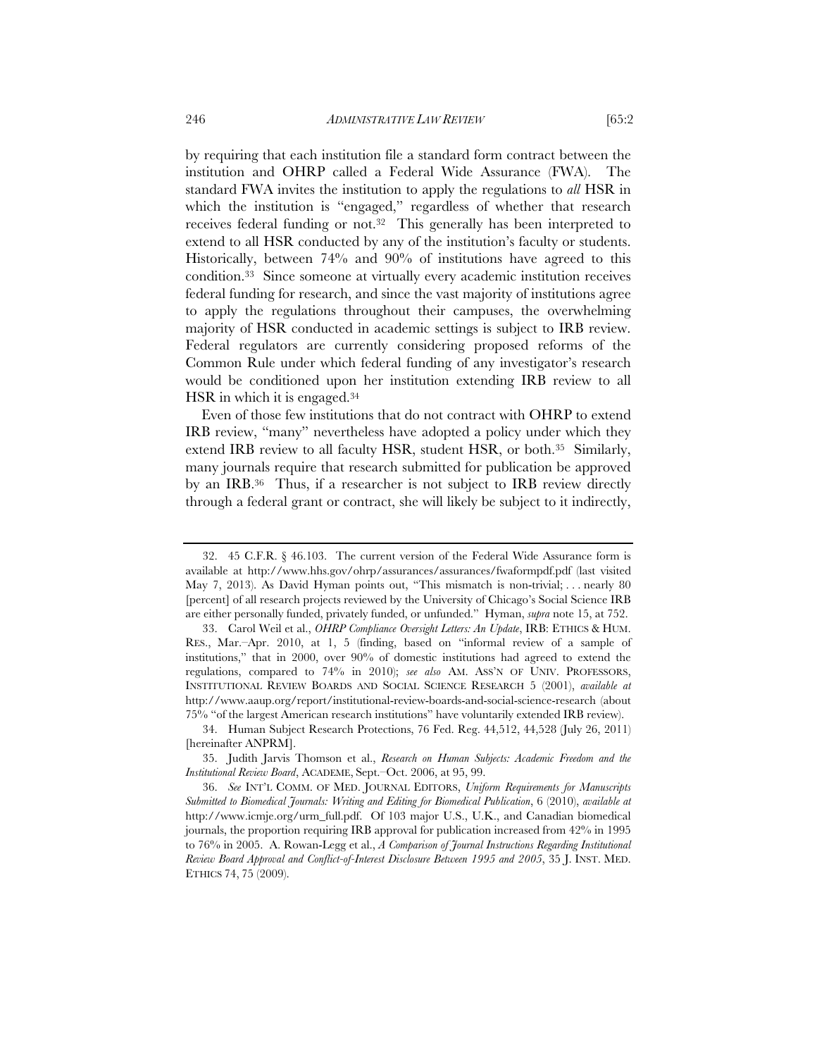by requiring that each institution file a standard form contract between the institution and OHRP called a Federal Wide Assurance (FWA). The standard FWA invites the institution to apply the regulations to *all* HSR in which the institution is "engaged," regardless of whether that research receives federal funding or not.[32] This generally has been interpreted to extend to all HSR conducted by any of the institution's faculty or students. Historically, between 74% and 90% of institutions have agreed to this condition.[33] Since someone at virtually every academic institution receives federal funding for research, and since the vast majority of institutions agree to apply the regulations throughout their campuses, the overwhelming majority of HSR conducted in academic settings is subject to IRB review. Federal regulators are currently considering proposed reforms of the Common Rule under which federal funding of any investigator's research would be conditioned upon her institution extending IRB review to all HSR in which it is engaged.[34]

Even of those few institutions that do not contract with OHRP to extend IRB review, "many" nevertheless have adopted a policy under which they extend IRB review to all faculty HSR, student HSR, or both.[35] Similarly, many journals require that research submitted for publication be approved by an IRB.[36] Thus, if a researcher is not subject to IRB review directly through a federal grant or contract, she will likely be subject to it indirectly,

---

32. 45 C.F.R. § 46.103. The current version of the Federal Wide Assurance form is available at http://www.hhs.gov/ohrp/assurances/assurances/fwaformpdf.pdf (last visited May 7, 2013). As David Hyman points out, "This mismatch is non-trivial; . . . nearly 80 [percent] of all research projects reviewed by the University of Chicago's Social Science IRB are either personally funded, privately funded, or unfunded." Hyman, *supra* note 15, at 752.

33. Carol Weil et al., *OHRP Compliance Oversight Letters: An Update*, IRB: ETHICS & HUM. RES., Mar.–Apr. 2010, at 1, 5 (finding, based on "informal review of a sample of institutions," that in 2000, over 90% of domestic institutions had agreed to extend the regulations, compared to 74% in 2010); *see also* AM. ASS'N OF UNIV. PROFESSORS, INSTITUTIONAL REVIEW BOARDS AND SOCIAL SCIENCE RESEARCH 5 (2001), *available at* http://www.aaup.org/report/institutional-review-boards-and-social-science-research (about 75% "of the largest American research institutions" have voluntarily extended IRB review).

34. Human Subject Research Protections, 76 Fed. Reg. 44,512, 44,528 (July 26, 2011) [hereinafter ANPRM].

35. Judith Jarvis Thomson et al., *Research on Human Subjects: Academic Freedom and the Institutional Review Board*, ACADEME, Sept.–Oct. 2006, at 95, 99.

36. *See* INT'L COMM. OF MED. JOURNAL EDITORS, *Uniform Requirements for Manuscripts Submitted to Biomedical Journals: Writing and Editing for Biomedical Publication*, 6 (2010), *available at* http://www.icmje.org/urm_full.pdf. Of 103 major U.S., U.K., and Canadian biomedical journals, the proportion requiring IRB approval for publication increased from 42% in 1995 to 76% in 2005. A. Rowan-Legg et al., *A Comparison of Journal Instructions Regarding Institutional Review Board Approval and Conflict-of-Interest Disclosure Between 1995 and 2005*, 35 J. INST. MED. ETHICS 74, 75 (2009).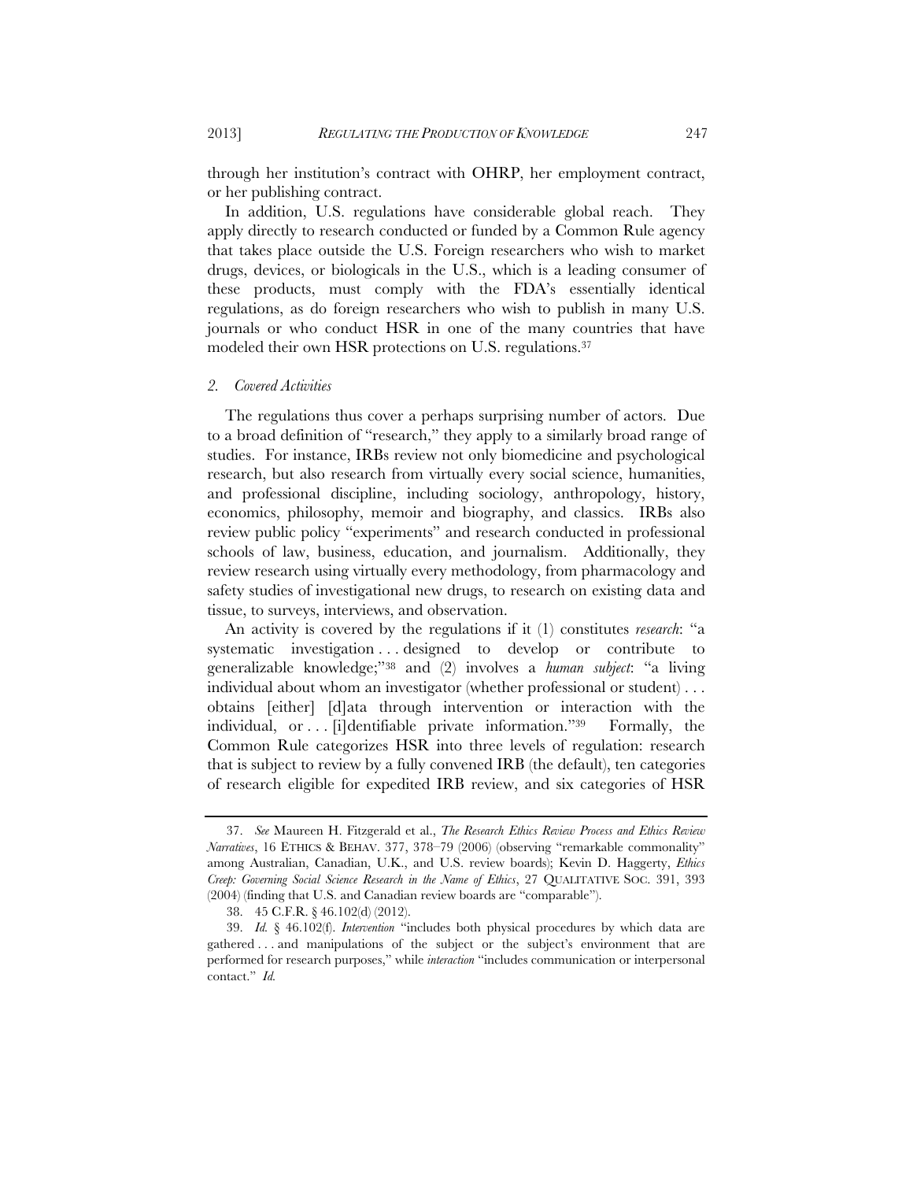through her institution's contract with OHRP, her employment contract, or her publishing contract.

In addition, U.S. regulations have considerable global reach. They apply directly to research conducted or funded by a Common Rule agency that takes place outside the U.S. Foreign researchers who wish to market drugs, devices, or biologicals in the U.S., which is a leading consumer of these products, must comply with the FDA's essentially identical regulations, as do foreign researchers who wish to publish in many U.S. journals or who conduct HSR in one of the many countries that have modeled their own HSR protections on U.S. regulations.[37]

### *2. Covered Activities*

The regulations thus cover a perhaps surprising number of actors. Due to a broad definition of "research," they apply to a similarly broad range of studies. For instance, IRBs review not only biomedicine and psychological research, but also research from virtually every social science, humanities, and professional discipline, including sociology, anthropology, history, economics, philosophy, memoir and biography, and classics. IRBs also review public policy "experiments" and research conducted in professional schools of law, business, education, and journalism. Additionally, they review research using virtually every methodology, from pharmacology and safety studies of investigational new drugs, to research on existing data and tissue, to surveys, interviews, and observation.

An activity is covered by the regulations if it (1) constitutes *research*: "a systematic investigation . . . designed to develop or contribute to generalizable knowledge;"[38] and (2) involves a *human subject*: "a living individual about whom an investigator (whether professional or student) . . . obtains [either] [d]ata through intervention or interaction with the individual, or . . . [i]dentifiable private information."[39] Formally, the Common Rule categorizes HSR into three levels of regulation: research that is subject to review by a fully convened IRB (the default), ten categories of research eligible for expedited IRB review, and six categories of HSR

---

37. *See* Maureen H. Fitzgerald et al., *The Research Ethics Review Process and Ethics Review Narratives*, 16 ETHICS & BEHAV. 377, 378–79 (2006) (observing "remarkable commonality" among Australian, Canadian, U.K., and U.S. review boards); Kevin D. Haggerty, *Ethics Creep: Governing Social Science Research in the Name of Ethics*, 27 QUALITATIVE SOC. 391, 393 (2004) (finding that U.S. and Canadian review boards are "comparable").

38. 45 C.F.R. § 46.102(d) (2012).

39. *Id.* § 46.102(f). *Intervention* "includes both physical procedures by which data are gathered . . . and manipulations of the subject or the subject's environment that are performed for research purposes," while *interaction* "includes communication or interpersonal contact." *Id.*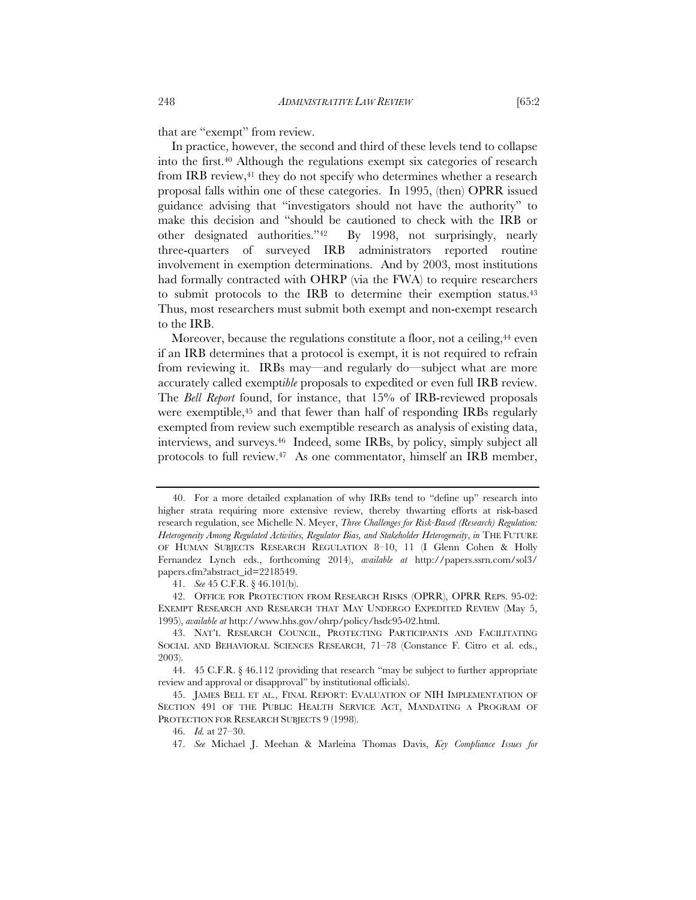that are "exempt" from review.

In practice, however, the second and third of these levels tend to collapse into the first.[40] Although the regulations exempt six categories of research from IRB review,[41] they do not specify who determines whether a research proposal falls within one of these categories. In 1995, (then) OPRR issued guidance advising that "investigators should not have the authority" to make this decision and "should be cautioned to check with the IRB or other designated authorities."[42] By 1998, not surprisingly, nearly three-quarters of surveyed IRB administrators reported routine involvement in exemption determinations. And by 2003, most institutions had formally contracted with OHRP (via the FWA) to require researchers to submit protocols to the IRB to determine their exemption status.[43] Thus, most researchers must submit both exempt and non-exempt research to the IRB.

Moreover, because the regulations constitute a floor, not a ceiling,[44] even if an IRB determines that a protocol is exempt, it is not required to refrain from reviewing it. IRBs may—and regularly do—subject what are more accurately called exempt*ible* proposals to expedited or even full IRB review. The *Bell Report* found, for instance, that 15% of IRB-reviewed proposals were exemptible,[45] and that fewer than half of responding IRBs regularly exempted from review such exemptible research as analysis of existing data, interviews, and surveys.[46] Indeed, some IRBs, by policy, simply subject all protocols to full review.[47] As one commentator, himself an IRB member,

---

40. For a more detailed explanation of why IRBs tend to "define up" research into higher strata requiring more extensive review, thereby thwarting efforts at risk-based research regulation, see Michelle N. Meyer, *Three Challenges for Risk-Based (Research) Regulation: Heterogeneity Among Regulated Activities, Regulator Bias, and Stakeholder Heterogeneity*, *in* THE FUTURE OF HUMAN SUBJECTS RESEARCH REGULATION 8–10, 11 (I Glenn Cohen & Holly Fernandez Lynch eds., forthcoming 2014), *available at* http://papers.ssrn.com/sol3/papers.cfm?abstract_id=2218549.

41. *See* 45 C.F.R. § 46.101(b).

42. OFFICE FOR PROTECTION FROM RESEARCH RISKS (OPRR), OPRR REPS. 95-02: EXEMPT RESEARCH AND RESEARCH THAT MAY UNDERGO EXPEDITED REVIEW (May 5, 1995), *available at* http://www.hhs.gov/ohrp/policy/hsdc95-02.html.

43. NAT'L RESEARCH COUNCIL, PROTECTING PARTICIPANTS AND FACILITATING SOCIAL AND BEHAVIORAL SCIENCES RESEARCH, 71–78 (Constance F. Citro et al. eds., 2003).

44. 45 C.F.R. § 46.112 (providing that research "may be subject to further appropriate review and approval or disapproval" by institutional officials).

45. JAMES BELL ET AL., FINAL REPORT: EVALUATION OF NIH IMPLEMENTATION OF SECTION 491 OF THE PUBLIC HEALTH SERVICE ACT, MANDATING A PROGRAM OF PROTECTION FOR RESEARCH SUBJECTS 9 (1998).

46. *Id.* at 27–30.

47. *See* Michael J. Meehan & Marleina Thomas Davis, *Key Compliance Issues for*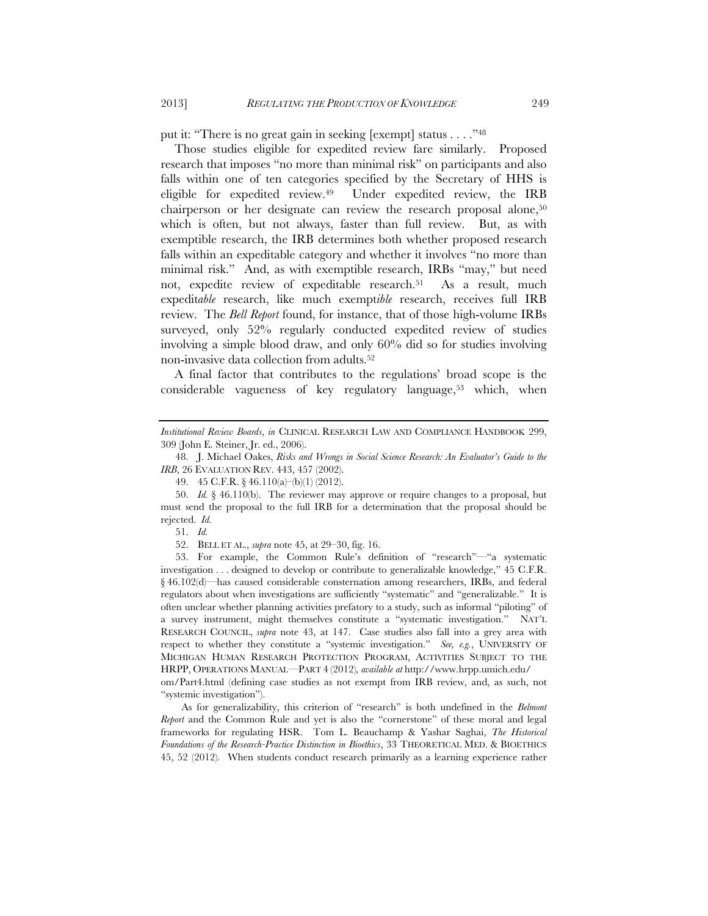put it: "There is no great gain in seeking [exempt] status . . . ."[48]

Those studies eligible for expedited review fare similarly. Proposed research that imposes "no more than minimal risk" on participants and also falls within one of ten categories specified by the Secretary of HHS is eligible for expedited review.[49] Under expedited review, the IRB chairperson or her designate can review the research proposal alone,[50] which is often, but not always, faster than full review. But, as with exemptible research, the IRB determines both whether proposed research falls within an expeditable category and whether it involves "no more than minimal risk." And, as with exemptible research, IRBs "may," but need not, expedite review of expeditable research.[51] As a result, much expedit*able* research, like much exempt*ible* research, receives full IRB review. The *Bell Report* found, for instance, that of those high-volume IRBs surveyed, only 52% regularly conducted expedited review of studies involving a simple blood draw, and only 60% did so for studies involving non-invasive data collection from adults.[52]

A final factor that contributes to the regulations' broad scope is the considerable vagueness of key regulatory language,[53] which, when

---

*Institutional Review Boards*, *in* CLINICAL RESEARCH LAW AND COMPLIANCE HANDBOOK 299, 309 (John E. Steiner, Jr. ed., 2006).

48. J. Michael Oakes, *Risks and Wrongs in Social Science Research: An Evaluator's Guide to the IRB*, 26 EVALUATION REV. 443, 457 (2002).

49. 45 C.F.R. § 46.110(a)–(b)(1) (2012).

50. *Id.* § 46.110(b). The reviewer may approve or require changes to a proposal, but must send the proposal to the full IRB for a determination that the proposal should be rejected. *Id.*

51. *Id.*

52. BELL ET AL., *supra* note 45, at 29–30, fig. 16.

53. For example, the Common Rule's definition of "research"—"a systematic investigation . . . designed to develop or contribute to generalizable knowledge," 45 C.F.R. § 46.102(d)—has caused considerable consternation among researchers, IRBs, and federal regulators about when investigations are sufficiently "systematic" and "generalizable." It is often unclear whether planning activities prefatory to a study, such as informal "piloting" of a survey instrument, might themselves constitute a "systematic investigation." NAT'L RESEARCH COUNCIL, *supra* note 43, at 147. Case studies also fall into a grey area with respect to whether they constitute a "systemic investigation." *See, e.g.*, UNIVERSITY OF MICHIGAN HUMAN RESEARCH PROTECTION PROGRAM, ACTIVITIES SUBJECT TO THE HRPP, OPERATIONS MANUAL—PART 4 (2012), *available at* http://www.hrpp.umich.edu/om/Part4.html (defining case studies as not exempt from IRB review, and, as such, not "systemic investigation").

As for generalizability, this criterion of "research" is both undefined in the *Belmont Report* and the Common Rule and yet is also the "cornerstone" of these moral and legal frameworks for regulating HSR. Tom L. Beauchamp & Yashar Saghai, *The Historical Foundations of the Research-Practice Distinction in Bioethics*, 33 THEORETICAL MED. & BIOETHICS 45, 52 (2012). When students conduct research primarily as a learning experience rather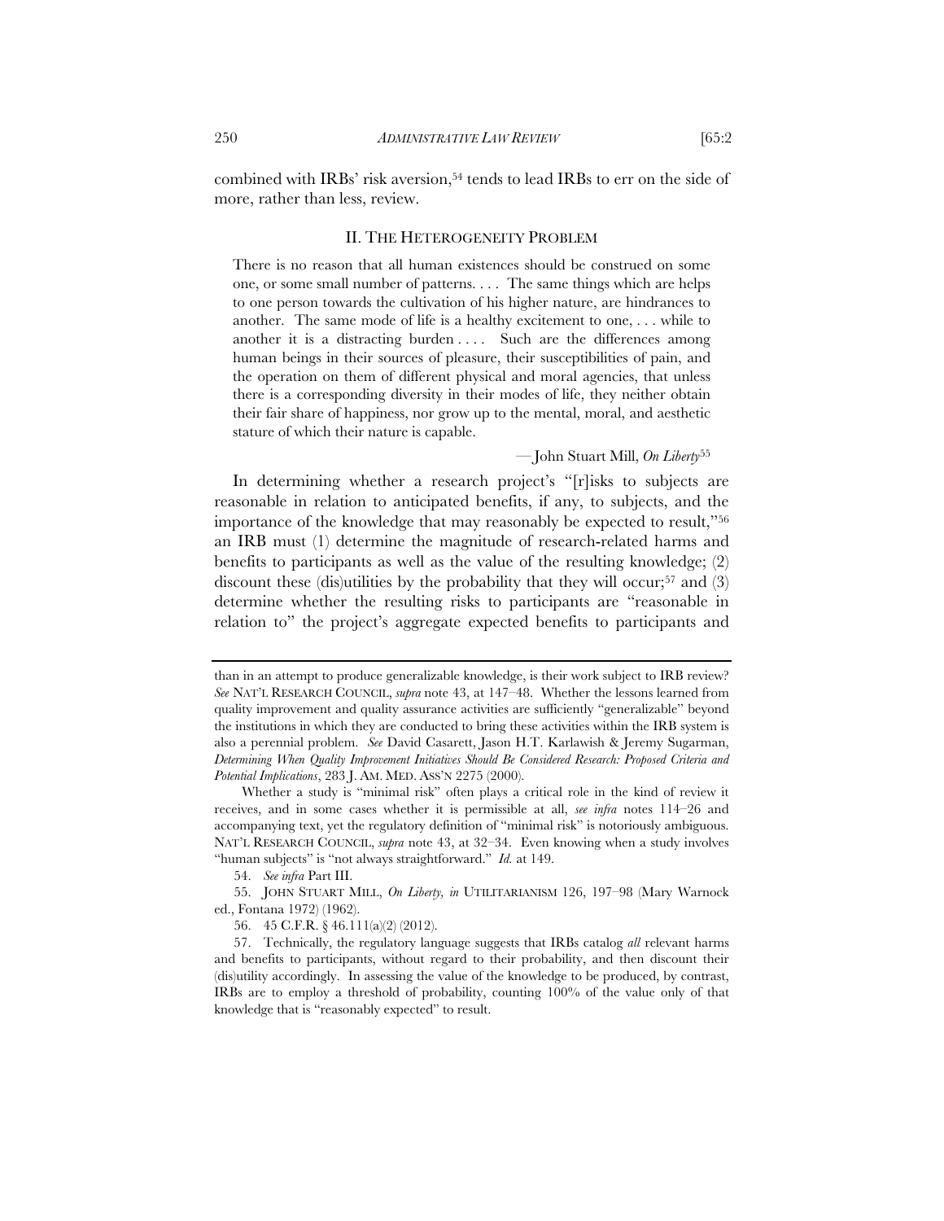combined with IRBs' risk aversion,[54] tends to lead IRBs to err on the side of more, rather than less, review.

## II. THE HETEROGENEITY PROBLEM

> There is no reason that all human existences should be construed on some one, or some small number of patterns. . . . The same things which are helps to one person towards the cultivation of his higher nature, are hindrances to another. The same mode of life is a healthy excitement to one, . . . while to another it is a distracting burden . . . . Such are the differences among human beings in their sources of pleasure, their susceptibilities of pain, and the operation on them of different physical and moral agencies, that unless there is a corresponding diversity in their modes of life, they neither obtain their fair share of happiness, nor grow up to the mental, moral, and aesthetic stature of which their nature is capable.
>
> — John Stuart Mill, *On Liberty*[55]

In determining whether a research project's "[r]isks to subjects are reasonable in relation to anticipated benefits, if any, to subjects, and the importance of the knowledge that may reasonably be expected to result,"[56] an IRB must (1) determine the magnitude of research-related harms and benefits to participants as well as the value of the resulting knowledge; (2) discount these (dis)utilities by the probability that they will occur;[57] and (3) determine whether the resulting risks to participants are "reasonable in relation to" the project's aggregate expected benefits to participants and

---

than in an attempt to produce generalizable knowledge, is their work subject to IRB review? *See* NAT'L RESEARCH COUNCIL, *supra* note 43, at 147–48. Whether the lessons learned from quality improvement and quality assurance activities are sufficiently "generalizable" beyond the institutions in which they are conducted to bring these activities within the IRB system is also a perennial problem. *See* David Casarett, Jason H.T. Karlawish & Jeremy Sugarman, *Determining When Quality Improvement Initiatives Should Be Considered Research: Proposed Criteria and Potential Implications*, 283 J. AM. MED. ASS'N 2275 (2000).

Whether a study is "minimal risk" often plays a critical role in the kind of review it receives, and in some cases whether it is permissible at all, *see infra* notes 114–26 and accompanying text, yet the regulatory definition of "minimal risk" is notoriously ambiguous. NAT'L RESEARCH COUNCIL, *supra* note 43, at 32–34. Even knowing when a study involves "human subjects" is "not always straightforward." *Id.* at 149.

54. *See infra* Part III.

55. JOHN STUART MILL, *On Liberty, in* UTILITARIANISM 126, 197–98 (Mary Warnock ed., Fontana 1972) (1962).

56. 45 C.F.R. § 46.111(a)(2) (2012).

57. Technically, the regulatory language suggests that IRBs catalog *all* relevant harms and benefits to participants, without regard to their probability, and then discount their (dis)utility accordingly. In assessing the value of the knowledge to be produced, by contrast, IRBs are to employ a threshold of probability, counting 100% of the value only of that knowledge that is "reasonably expected" to result.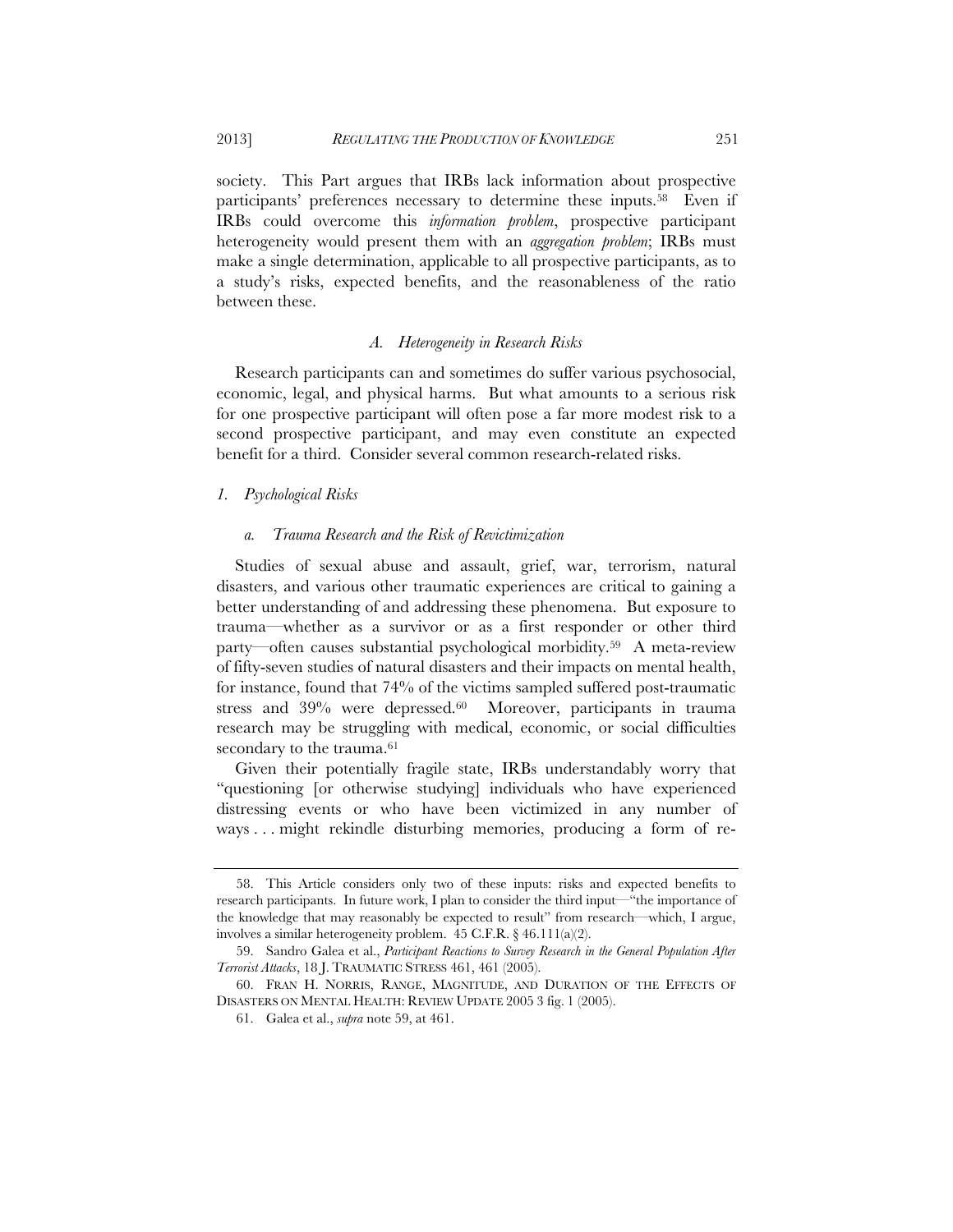society. This Part argues that IRBs lack information about prospective participants' preferences necessary to determine these inputs.[58] Even if IRBs could overcome this *information problem*, prospective participant heterogeneity would present them with an *aggregation problem*; IRBs must make a single determination, applicable to all prospective participants, as to a study's risks, expected benefits, and the reasonableness of the ratio between these.

### *A. Heterogeneity in Research Risks*

Research participants can and sometimes do suffer various psychosocial, economic, legal, and physical harms. But what amounts to a serious risk for one prospective participant will often pose a far more modest risk to a second prospective participant, and may even constitute an expected benefit for a third. Consider several common research-related risks.

#### *1. Psychological Risks*

##### *a. Trauma Research and the Risk of Revictimization*

Studies of sexual abuse and assault, grief, war, terrorism, natural disasters, and various other traumatic experiences are critical to gaining a better understanding of and addressing these phenomena. But exposure to trauma—whether as a survivor or as a first responder or other third party—often causes substantial psychological morbidity.[59] A meta-review of fifty-seven studies of natural disasters and their impacts on mental health, for instance, found that 74% of the victims sampled suffered post-traumatic stress and 39% were depressed.[60] Moreover, participants in trauma research may be struggling with medical, economic, or social difficulties secondary to the trauma.[61]

Given their potentially fragile state, IRBs understandably worry that "questioning [or otherwise studying] individuals who have experienced distressing events or who have been victimized in any number of ways . . . might rekindle disturbing memories, producing a form of re-

---

58. This Article considers only two of these inputs: risks and expected benefits to research participants. In future work, I plan to consider the third input—"the importance of the knowledge that may reasonably be expected to result" from research—which, I argue, involves a similar heterogeneity problem. 45 C.F.R. § 46.111(a)(2).

59. Sandro Galea et al., *Participant Reactions to Survey Research in the General Population After Terrorist Attacks*, 18 J. TRAUMATIC STRESS 461, 461 (2005).

60. FRAN H. NORRIS, RANGE, MAGNITUDE, AND DURATION OF THE EFFECTS OF DISASTERS ON MENTAL HEALTH: REVIEW UPDATE 2005 3 fig. 1 (2005).

61. Galea et al., *supra* note 59, at 461.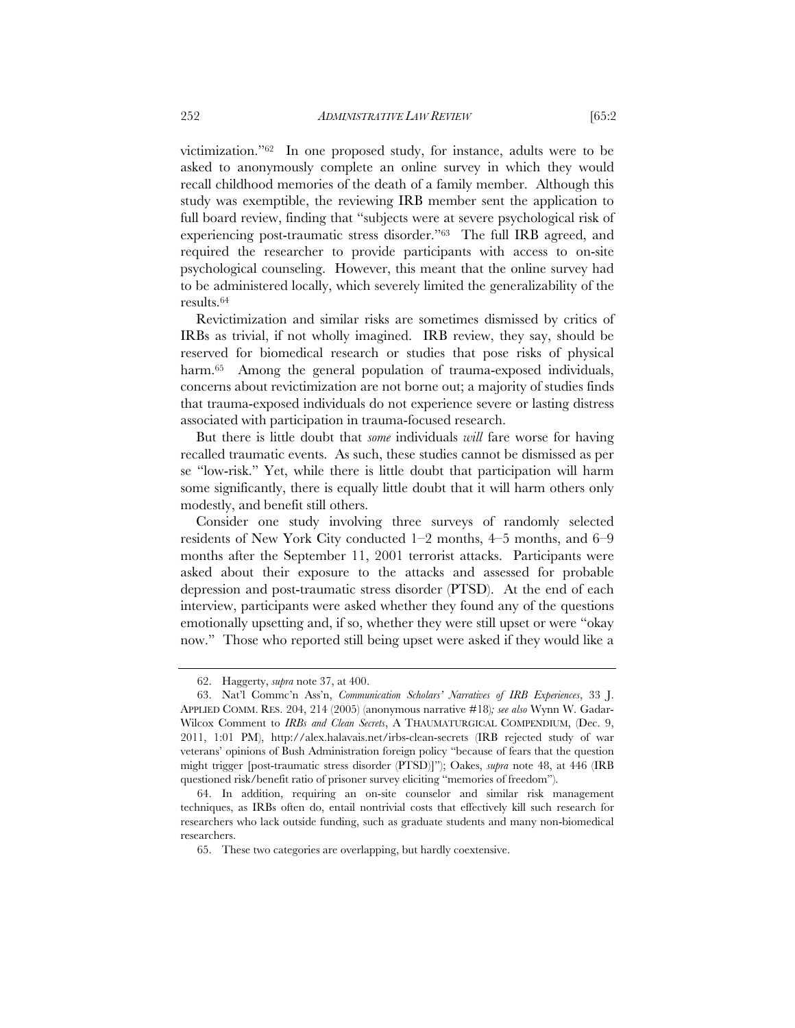victimization."[62] In one proposed study, for instance, adults were to be asked to anonymously complete an online survey in which they would recall childhood memories of the death of a family member. Although this study was exemptible, the reviewing IRB member sent the application to full board review, finding that "subjects were at severe psychological risk of experiencing post-traumatic stress disorder."[63] The full IRB agreed, and required the researcher to provide participants with access to on-site psychological counseling. However, this meant that the online survey had to be administered locally, which severely limited the generalizability of the results.[64]

Revictimization and similar risks are sometimes dismissed by critics of IRBs as trivial, if not wholly imagined. IRB review, they say, should be reserved for biomedical research or studies that pose risks of physical harm.[65] Among the general population of trauma-exposed individuals, concerns about revictimization are not borne out; a majority of studies finds that trauma-exposed individuals do not experience severe or lasting distress associated with participation in trauma-focused research.

But there is little doubt that *some* individuals *will* fare worse for having recalled traumatic events. As such, these studies cannot be dismissed as per se "low-risk." Yet, while there is little doubt that participation will harm some significantly, there is equally little doubt that it will harm others only modestly, and benefit still others.

Consider one study involving three surveys of randomly selected residents of New York City conducted 1–2 months, 4–5 months, and 6–9 months after the September 11, 2001 terrorist attacks. Participants were asked about their exposure to the attacks and assessed for probable depression and post-traumatic stress disorder (PTSD). At the end of each interview, participants were asked whether they found any of the questions emotionally upsetting and, if so, whether they were still upset or were "okay now." Those who reported still being upset were asked if they would like a

---

62. Haggerty, *supra* note 37, at 400.

63. Nat'l Commc'n Ass'n, *Communication Scholars' Narratives of IRB Experiences*, 33 J. APPLIED COMM. RES. 204, 214 (2005) (anonymous narrative #18)*; see also* Wynn W. Gadar-Wilcox Comment to *IRBs and Clean Secrets*, A THAUMATURGICAL COMPENDIUM, (Dec. 9, 2011, 1:01 PM), http://alex.halavais.net/irbs-clean-secrets (IRB rejected study of war veterans' opinions of Bush Administration foreign policy "because of fears that the question might trigger [post-traumatic stress disorder (PTSD)]"); Oakes, *supra* note 48, at 446 (IRB questioned risk/benefit ratio of prisoner survey eliciting "memories of freedom").

64. In addition, requiring an on-site counselor and similar risk management techniques, as IRBs often do, entail nontrivial costs that effectively kill such research for researchers who lack outside funding, such as graduate students and many non-biomedical researchers.

65. These two categories are overlapping, but hardly coextensive.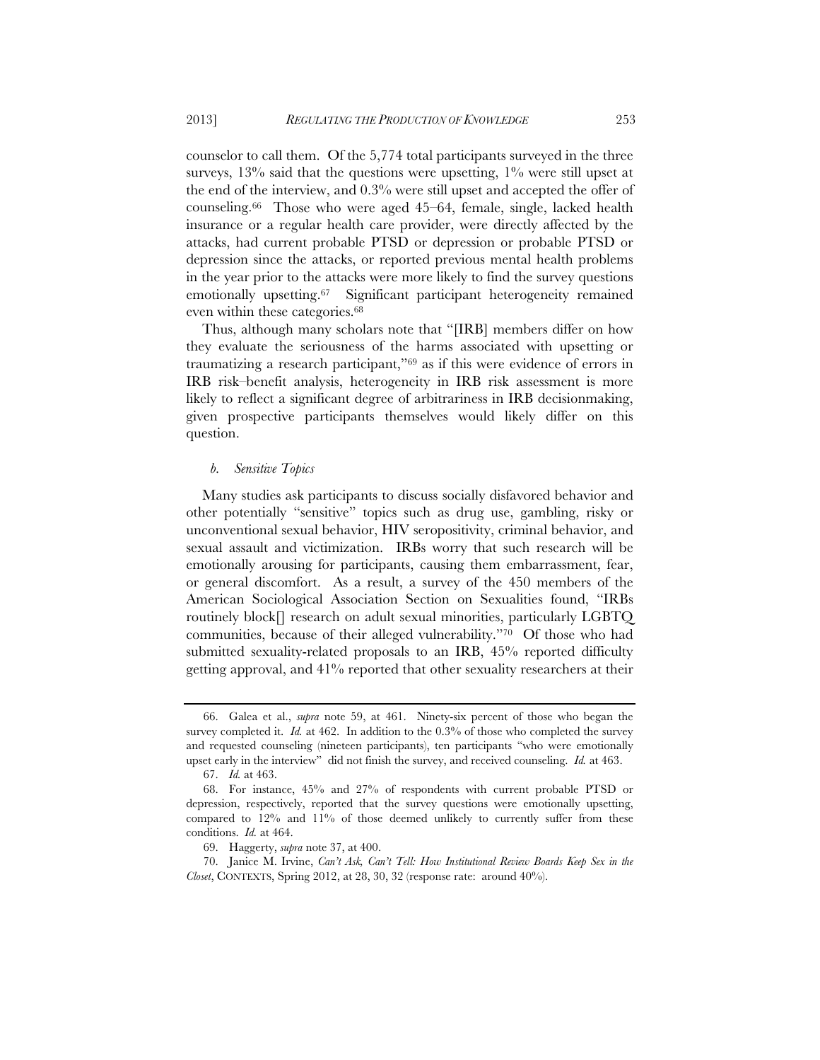counselor to call them. Of the 5,774 total participants surveyed in the three surveys, 13% said that the questions were upsetting, 1% were still upset at the end of the interview, and 0.3% were still upset and accepted the offer of counseling.[66] Those who were aged 45–64, female, single, lacked health insurance or a regular health care provider, were directly affected by the attacks, had current probable PTSD or depression or probable PTSD or depression since the attacks, or reported previous mental health problems in the year prior to the attacks were more likely to find the survey questions emotionally upsetting.[67] Significant participant heterogeneity remained even within these categories.[68]

Thus, although many scholars note that "[IRB] members differ on how they evaluate the seriousness of the harms associated with upsetting or traumatizing a research participant,"[69] as if this were evidence of errors in IRB risk–benefit analysis, heterogeneity in IRB risk assessment is more likely to reflect a significant degree of arbitrariness in IRB decisionmaking, given prospective participants themselves would likely differ on this question.

#### *b. Sensitive Topics*

Many studies ask participants to discuss socially disfavored behavior and other potentially "sensitive" topics such as drug use, gambling, risky or unconventional sexual behavior, HIV seropositivity, criminal behavior, and sexual assault and victimization. IRBs worry that such research will be emotionally arousing for participants, causing them embarrassment, fear, or general discomfort. As a result, a survey of the 450 members of the American Sociological Association Section on Sexualities found, "IRBs routinely block[] research on adult sexual minorities, particularly LGBTQ communities, because of their alleged vulnerability."[70] Of those who had submitted sexuality-related proposals to an IRB, 45% reported difficulty getting approval, and 41% reported that other sexuality researchers at their

---

66. Galea et al., *supra* note 59, at 461. Ninety-six percent of those who began the survey completed it. *Id.* at 462. In addition to the 0.3% of those who completed the survey and requested counseling (nineteen participants), ten participants "who were emotionally upset early in the interview" did not finish the survey, and received counseling. *Id.* at 463.

67. *Id.* at 463.

68. For instance, 45% and 27% of respondents with current probable PTSD or depression, respectively, reported that the survey questions were emotionally upsetting, compared to 12% and 11% of those deemed unlikely to currently suffer from these conditions. *Id.* at 464.

69. Haggerty, *supra* note 37, at 400.

70. Janice M. Irvine, *Can't Ask, Can't Tell: How Institutional Review Boards Keep Sex in the Closet*, CONTEXTS, Spring 2012, at 28, 30, 32 (response rate: around 40%).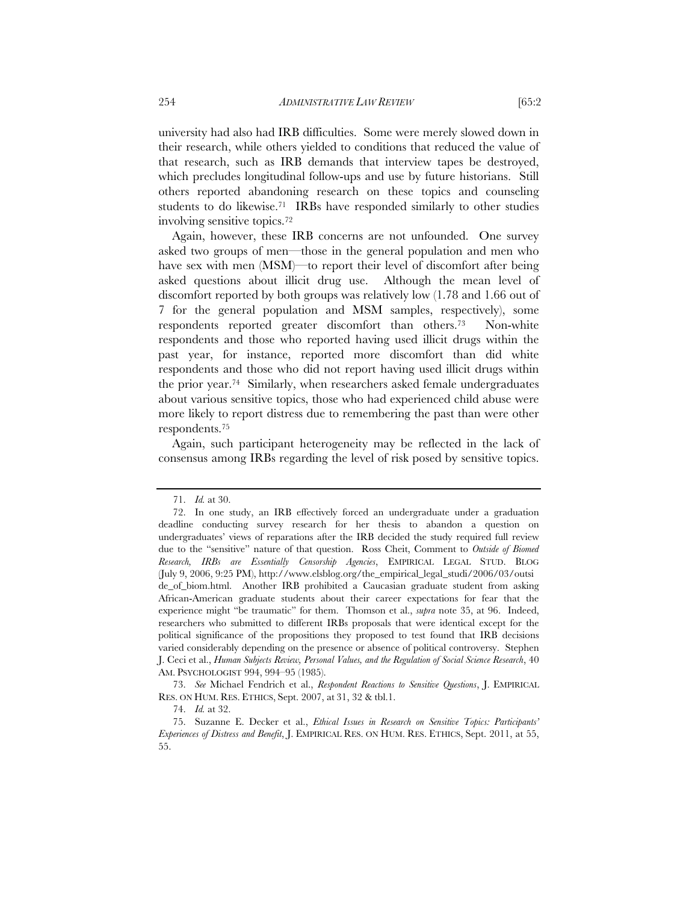university had also had IRB difficulties. Some were merely slowed down in their research, while others yielded to conditions that reduced the value of that research, such as IRB demands that interview tapes be destroyed, which precludes longitudinal follow-ups and use by future historians. Still others reported abandoning research on these topics and counseling students to do likewise.[71] IRBs have responded similarly to other studies involving sensitive topics.[72]

Again, however, these IRB concerns are not unfounded. One survey asked two groups of men—those in the general population and men who have sex with men (MSM)—to report their level of discomfort after being asked questions about illicit drug use. Although the mean level of discomfort reported by both groups was relatively low (1.78 and 1.66 out of 7 for the general population and MSM samples, respectively), some respondents reported greater discomfort than others.[73] Non-white respondents and those who reported having used illicit drugs within the past year, for instance, reported more discomfort than did white respondents and those who did not report having used illicit drugs within the prior year.[74] Similarly, when researchers asked female undergraduates about various sensitive topics, those who had experienced child abuse were more likely to report distress due to remembering the past than were other respondents.[75]

Again, such participant heterogeneity may be reflected in the lack of consensus among IRBs regarding the level of risk posed by sensitive topics.

---

71. *Id.* at 30.

72. In one study, an IRB effectively forced an undergraduate under a graduation deadline conducting survey research for her thesis to abandon a question on undergraduates' views of reparations after the IRB decided the study required full review due to the "sensitive" nature of that question. Ross Cheit, Comment to *Outside of Biomed Research, IRBs are Essentially Censorship Agencies*, EMPIRICAL LEGAL STUD. BLOG (July 9, 2006, 9:25 PM), http://www.elsblog.org/the_empirical_legal_studi/2006/03/outside_of_biom.html. Another IRB prohibited a Caucasian graduate student from asking African-American graduate students about their career expectations for fear that the experience might "be traumatic" for them. Thomson et al., *supra* note 35, at 96. Indeed, researchers who submitted to different IRBs proposals that were identical except for the political significance of the propositions they proposed to test found that IRB decisions varied considerably depending on the presence or absence of political controversy. Stephen J. Ceci et al., *Human Subjects Review, Personal Values, and the Regulation of Social Science Research*, 40 AM. PSYCHOLOGIST 994, 994–95 (1985).

73. *See* Michael Fendrich et al., *Respondent Reactions to Sensitive Questions*, J. EMPIRICAL RES. ON HUM. RES. ETHICS, Sept. 2007, at 31, 32 & tbl.1.

74. *Id.* at 32.

75. Suzanne E. Decker et al., *Ethical Issues in Research on Sensitive Topics: Participants' Experiences of Distress and Benefit*, J. EMPIRICAL RES. ON HUM. RES. ETHICS, Sept. 2011, at 55, 55.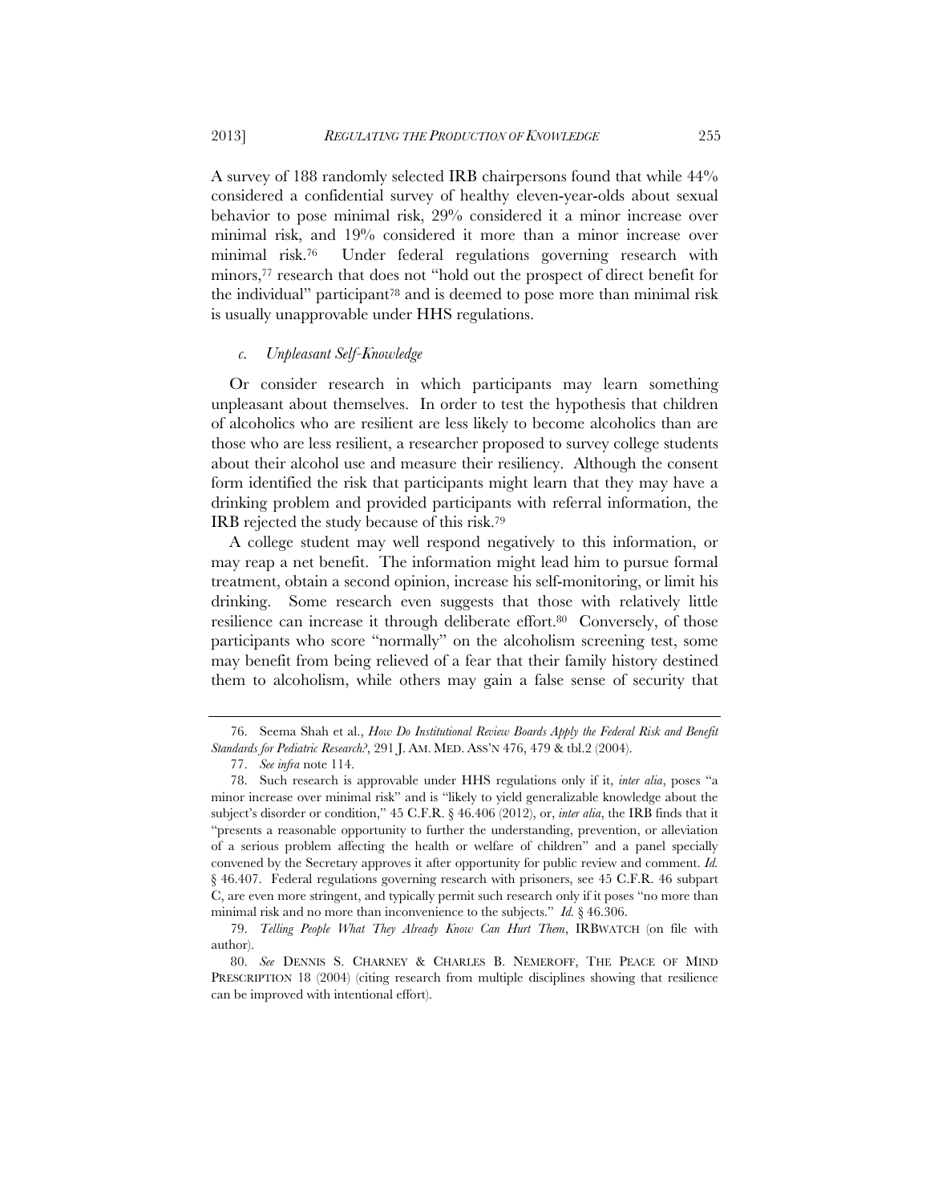A survey of 188 randomly selected IRB chairpersons found that while 44% considered a confidential survey of healthy eleven-year-olds about sexual behavior to pose minimal risk, 29% considered it a minor increase over minimal risk, and 19% considered it more than a minor increase over minimal risk.[76] Under federal regulations governing research with minors,[77] research that does not "hold out the prospect of direct benefit for the individual" participant[78] and is deemed to pose more than minimal risk is usually unapprovable under HHS regulations.

### *c. Unpleasant Self-Knowledge*

Or consider research in which participants may learn something unpleasant about themselves. In order to test the hypothesis that children of alcoholics who are resilient are less likely to become alcoholics than are those who are less resilient, a researcher proposed to survey college students about their alcohol use and measure their resiliency. Although the consent form identified the risk that participants might learn that they may have a drinking problem and provided participants with referral information, the IRB rejected the study because of this risk.[79]

A college student may well respond negatively to this information, or may reap a net benefit. The information might lead him to pursue formal treatment, obtain a second opinion, increase his self-monitoring, or limit his drinking. Some research even suggests that those with relatively little resilience can increase it through deliberate effort.[80] Conversely, of those participants who score "normally" on the alcoholism screening test, some may benefit from being relieved of a fear that their family history destined them to alcoholism, while others may gain a false sense of security that

---

76. Seema Shah et al., *How Do Institutional Review Boards Apply the Federal Risk and Benefit Standards for Pediatric Research?*, 291 J. AM. MED. ASS'N 476, 479 & tbl.2 (2004).

77. *See infra* note 114.

78. Such research is approvable under HHS regulations only if it, *inter alia*, poses "a minor increase over minimal risk" and is "likely to yield generalizable knowledge about the subject's disorder or condition," 45 C.F.R. § 46.406 (2012), or, *inter alia*, the IRB finds that it "presents a reasonable opportunity to further the understanding, prevention, or alleviation of a serious problem affecting the health or welfare of children" and a panel specially convened by the Secretary approves it after opportunity for public review and comment. *Id.* § 46.407. Federal regulations governing research with prisoners, see 45 C.F.R. 46 subpart C, are even more stringent, and typically permit such research only if it poses "no more than minimal risk and no more than inconvenience to the subjects." *Id.* § 46.306.

79. *Telling People What They Already Know Can Hurt Them*, IRBWATCH (on file with author).

80. *See* DENNIS S. CHARNEY & CHARLES B. NEMEROFF, THE PEACE OF MIND PRESCRIPTION 18 (2004) (citing research from multiple disciplines showing that resilience can be improved with intentional effort).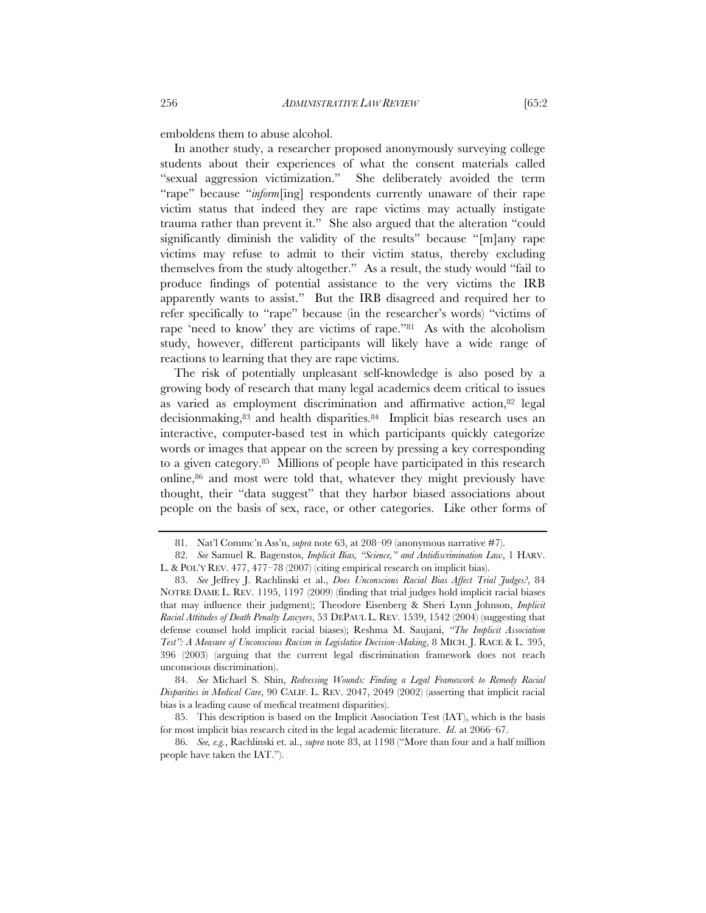emboldens them to abuse alcohol.

In another study, a researcher proposed anonymously surveying college students about their experiences of what the consent materials called "sexual aggression victimization." She deliberately avoided the term "rape" because "*inform*[ing] respondents currently unaware of their rape victim status that indeed they are rape victims may actually instigate trauma rather than prevent it." She also argued that the alteration "could significantly diminish the validity of the results" because "[m]any rape victims may refuse to admit to their victim status, thereby excluding themselves from the study altogether." As a result, the study would "fail to produce findings of potential assistance to the very victims the IRB apparently wants to assist." But the IRB disagreed and required her to refer specifically to "rape" because (in the researcher's words) "victims of rape 'need to know' they are victims of rape."[81] As with the alcoholism study, however, different participants will likely have a wide range of reactions to learning that they are rape victims.

The risk of potentially unpleasant self-knowledge is also posed by a growing body of research that many legal academics deem critical to issues as varied as employment discrimination and affirmative action,[82] legal decisionmaking,[83] and health disparities.[84] Implicit bias research uses an interactive, computer-based test in which participants quickly categorize words or images that appear on the screen by pressing a key corresponding to a given category.[85] Millions of people have participated in this research online,[86] and most were told that, whatever they might previously have thought, their "data suggest" that they harbor biased associations about people on the basis of sex, race, or other categories. Like other forms of

---

81. Nat'l Commc'n Ass'n, *supra* note 63, at 208–09 (anonymous narrative #7).

82. *See* Samuel R. Bagenstos, *Implicit Bias, "Science," and Antidiscrimination Law*, 1 HARV. L. & POL'Y REV. 477, 477–78 (2007) (citing empirical research on implicit bias).

83. *See* Jeffrey J. Rachlinski et al., *Does Unconscious Racial Bias Affect Trial Judges?*, 84 NOTRE DAME L. REV. 1195, 1197 (2009) (finding that trial judges hold implicit racial biases that may influence their judgment); Theodore Eisenberg & Sheri Lynn Johnson, *Implicit Racial Attitudes of Death Penalty Lawyers*, 53 DEPAUL L. REV. 1539, 1542 (2004) (suggesting that defense counsel hold implicit racial biases); Reshma M. Saujani, *"The Implicit Association Test": A Measure of Unconscious Racism in Legislative Decision-Making*, 8 MICH. J. RACE & L. 395, 396 (2003) (arguing that the current legal discrimination framework does not reach unconscious discrimination).

84. *See* Michael S. Shin, *Redressing Wounds: Finding a Legal Framework to Remedy Racial Disparities in Medical Care*, 90 CALIF. L. REV. 2047, 2049 (2002) (asserting that implicit racial bias is a leading cause of medical treatment disparities).

85. This description is based on the Implicit Association Test (IAT), which is the basis for most implicit bias research cited in the legal academic literature. *Id*. at 2066–67.

86. *See, e.g.*, Rachlinski et. al., *supra* note 83, at 1198 ("More than four and a half million people have taken the IAT.").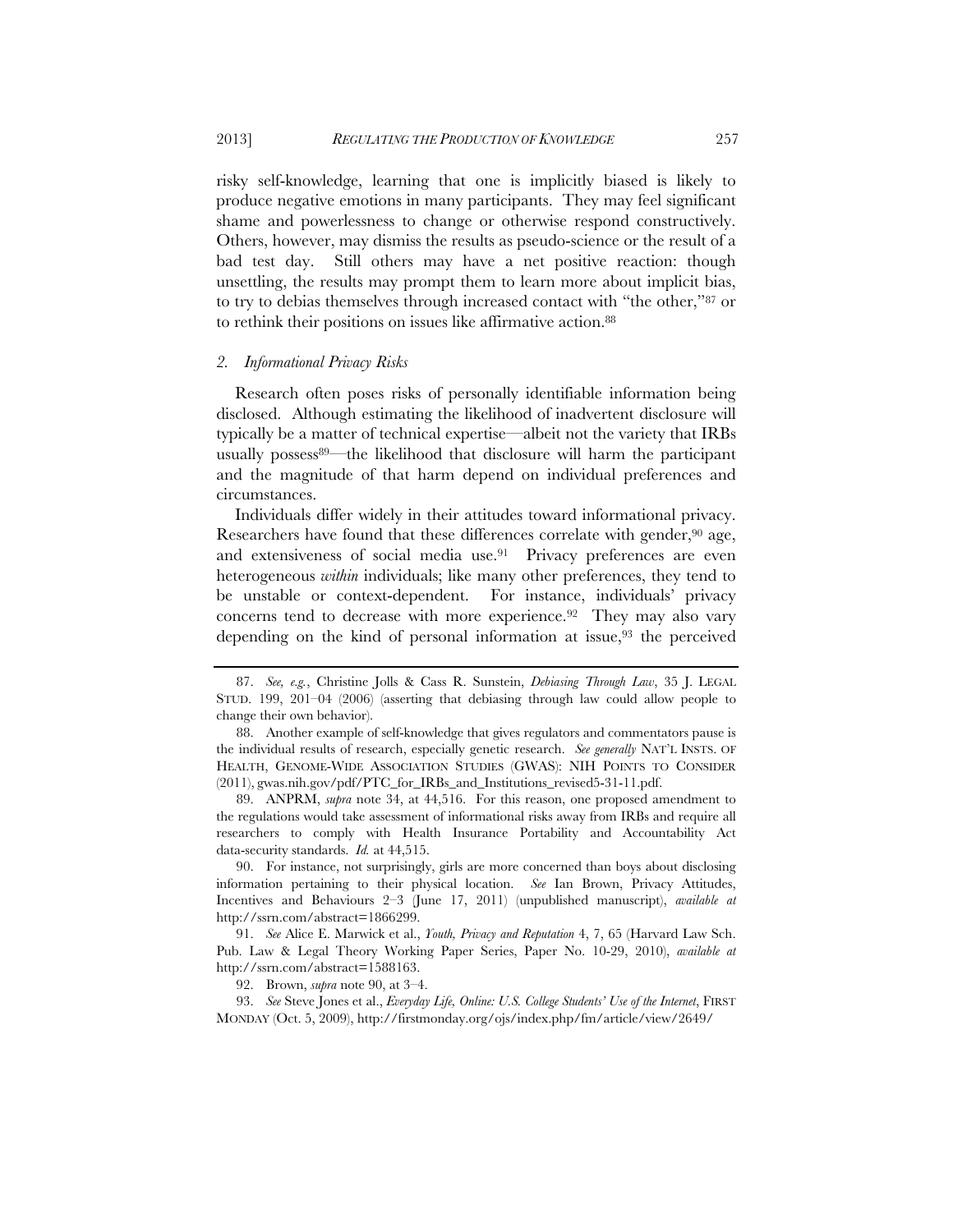risky self-knowledge, learning that one is implicitly biased is likely to produce negative emotions in many participants. They may feel significant shame and powerlessness to change or otherwise respond constructively. Others, however, may dismiss the results as pseudo-science or the result of a bad test day. Still others may have a net positive reaction: though unsettling, the results may prompt them to learn more about implicit bias, to try to debias themselves through increased contact with "the other,"[87] or to rethink their positions on issues like affirmative action.[88]

### *2. Informational Privacy Risks*

Research often poses risks of personally identifiable information being disclosed. Although estimating the likelihood of inadvertent disclosure will typically be a matter of technical expertise—albeit not the variety that IRBs usually possess[89]—the likelihood that disclosure will harm the participant and the magnitude of that harm depend on individual preferences and circumstances.

Individuals differ widely in their attitudes toward informational privacy. Researchers have found that these differences correlate with gender,[90] age, and extensiveness of social media use.[91] Privacy preferences are even heterogeneous *within* individuals; like many other preferences, they tend to be unstable or context-dependent. For instance, individuals' privacy concerns tend to decrease with more experience.[92] They may also vary depending on the kind of personal information at issue,[93] the perceived

---

87. *See, e.g.*, Christine Jolls & Cass R. Sunstein, *Debiasing Through Law*, 35 J. LEGAL STUD. 199, 201–04 (2006) (asserting that debiasing through law could allow people to change their own behavior).

88. Another example of self-knowledge that gives regulators and commentators pause is the individual results of research, especially genetic research. *See generally* NAT'L INSTS. OF HEALTH, GENOME-WIDE ASSOCIATION STUDIES (GWAS): NIH POINTS TO CONSIDER (2011), gwas.nih.gov/pdf/PTC_for_IRBs_and_Institutions_revised5-31-11.pdf.

89. ANPRM, *supra* note 34, at 44,516. For this reason, one proposed amendment to the regulations would take assessment of informational risks away from IRBs and require all researchers to comply with Health Insurance Portability and Accountability Act data-security standards. *Id.* at 44,515.

90. For instance, not surprisingly, girls are more concerned than boys about disclosing information pertaining to their physical location. *See* Ian Brown, Privacy Attitudes, Incentives and Behaviours 2–3 (June 17, 2011) (unpublished manuscript), *available at* http://ssrn.com/abstract=1866299.

91. *See* Alice E. Marwick et al., *Youth, Privacy and Reputation* 4, 7, 65 (Harvard Law Sch. Pub. Law & Legal Theory Working Paper Series, Paper No. 10-29, 2010), *available at* http://ssrn.com/abstract=1588163.

92. Brown, *supra* note 90, at 3–4.

93. *See* Steve Jones et al., *Everyday Life, Online: U.S. College Students' Use of the Internet*, FIRST MONDAY (Oct. 5, 2009), http://firstmonday.org/ojs/index.php/fm/article/view/2649/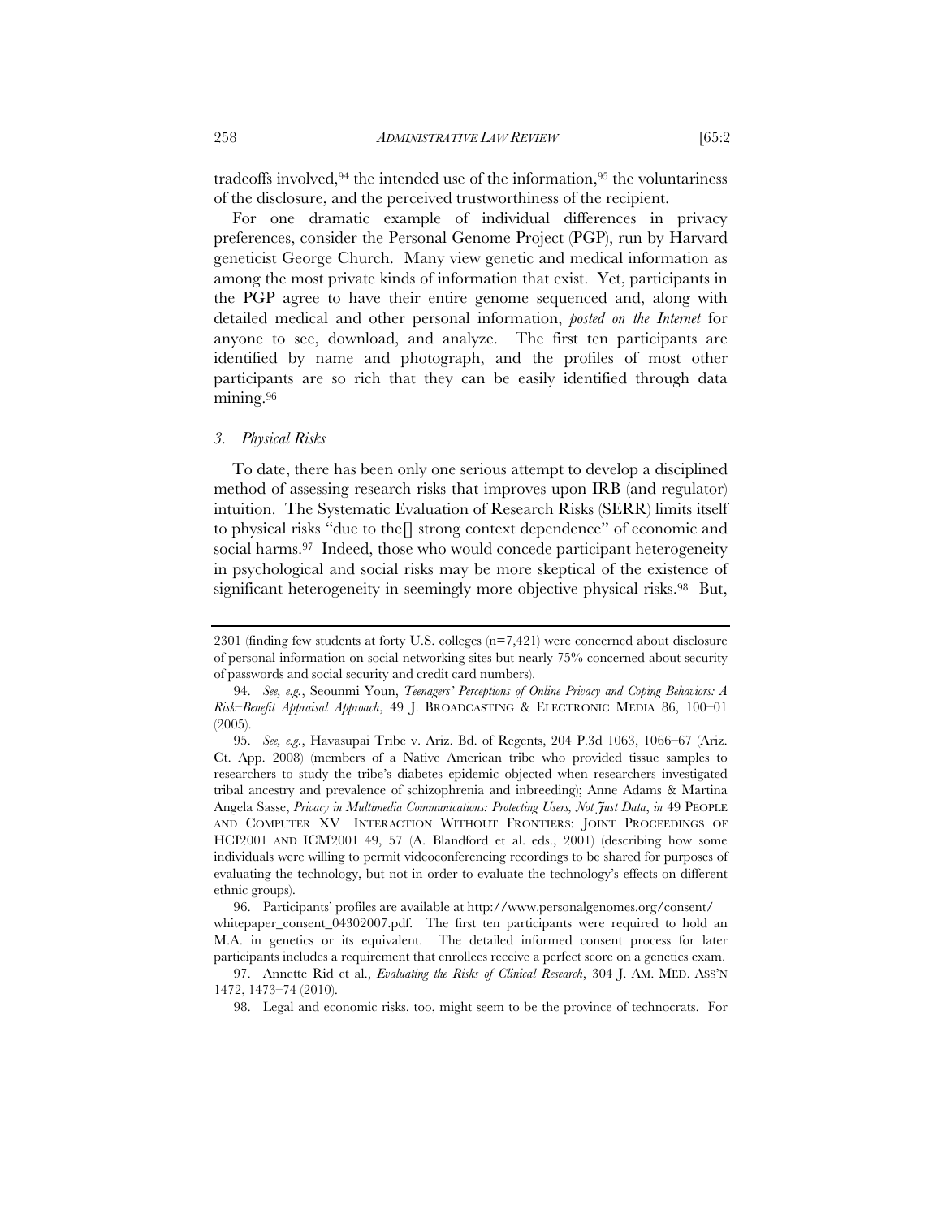tradeoffs involved,[94] the intended use of the information,[95] the voluntariness of the disclosure, and the perceived trustworthiness of the recipient.

For one dramatic example of individual differences in privacy preferences, consider the Personal Genome Project (PGP), run by Harvard geneticist George Church. Many view genetic and medical information as among the most private kinds of information that exist. Yet, participants in the PGP agree to have their entire genome sequenced and, along with detailed medical and other personal information, *posted on the Internet* for anyone to see, download, and analyze. The first ten participants are identified by name and photograph, and the profiles of most other participants are so rich that they can be easily identified through data mining.[96]

### *3. Physical Risks*

To date, there has been only one serious attempt to develop a disciplined method of assessing research risks that improves upon IRB (and regulator) intuition. The Systematic Evaluation of Research Risks (SERR) limits itself to physical risks "due to the[] strong context dependence" of economic and social harms.[97] Indeed, those who would concede participant heterogeneity in psychological and social risks may be more skeptical of the existence of significant heterogeneity in seemingly more objective physical risks.[98] But,

---

2301 (finding few students at forty U.S. colleges (n=7,421) were concerned about disclosure of personal information on social networking sites but nearly 75% concerned about security of passwords and social security and credit card numbers).

94. *See, e.g.*, Seounmi Youn, *Teenagers' Perceptions of Online Privacy and Coping Behaviors: A Risk–Benefit Appraisal Approach*, 49 J. BROADCASTING & ELECTRONIC MEDIA 86, 100–01 (2005).

95. *See, e.g.*, Havasupai Tribe v. Ariz. Bd. of Regents, 204 P.3d 1063, 1066–67 (Ariz. Ct. App. 2008) (members of a Native American tribe who provided tissue samples to researchers to study the tribe's diabetes epidemic objected when researchers investigated tribal ancestry and prevalence of schizophrenia and inbreeding); Anne Adams & Martina Angela Sasse, *Privacy in Multimedia Communications: Protecting Users, Not Just Data*, *in* 49 PEOPLE AND COMPUTER XV—INTERACTION WITHOUT FRONTIERS: JOINT PROCEEDINGS OF HCI2001 AND ICM2001 49, 57 (A. Blandford et al. eds., 2001) (describing how some individuals were willing to permit videoconferencing recordings to be shared for purposes of evaluating the technology, but not in order to evaluate the technology's effects on different ethnic groups).

96. Participants' profiles are available at http://www.personalgenomes.org/consent/whitepaper_consent_04302007.pdf. The first ten participants were required to hold an M.A. in genetics or its equivalent. The detailed informed consent process for later participants includes a requirement that enrollees receive a perfect score on a genetics exam.

97. Annette Rid et al., *Evaluating the Risks of Clinical Research*, 304 J. AM. MED. ASS'N 1472, 1473–74 (2010).

98. Legal and economic risks, too, might seem to be the province of technocrats. For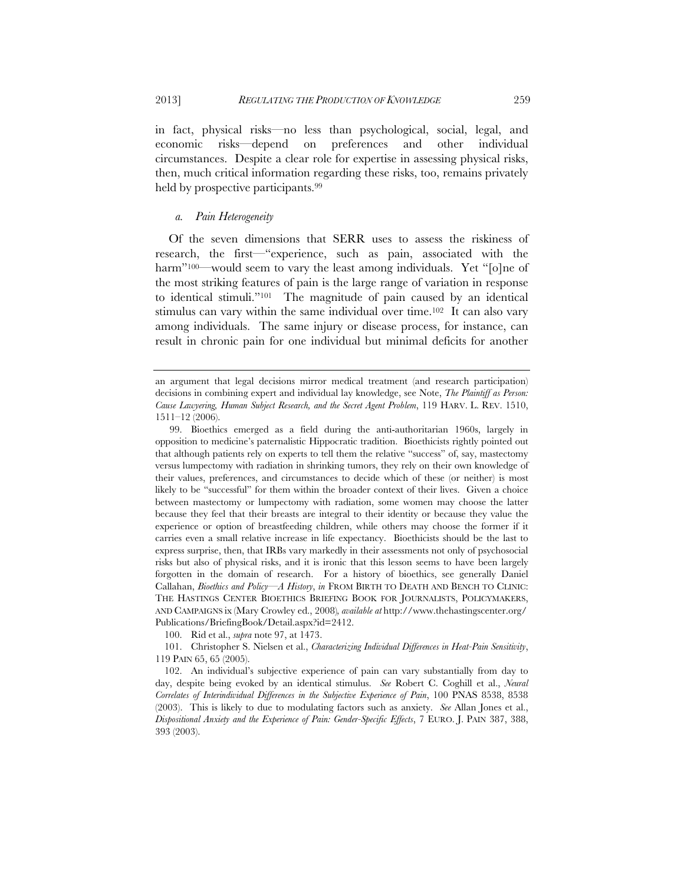in fact, physical risks—no less than psychological, social, legal, and economic risks—depend on preferences and other individual circumstances. Despite a clear role for expertise in assessing physical risks, then, much critical information regarding these risks, too, remains privately held by prospective participants.[99]

#### *a. Pain Heterogeneity*

Of the seven dimensions that SERR uses to assess the riskiness of research, the first—"experience, such as pain, associated with the harm"[100]—would seem to vary the least among individuals. Yet "[o]ne of the most striking features of pain is the large range of variation in response to identical stimuli."[101] The magnitude of pain caused by an identical stimulus can vary within the same individual over time.[102] It can also vary among individuals. The same injury or disease process, for instance, can result in chronic pain for one individual but minimal deficits for another

---

an argument that legal decisions mirror medical treatment (and research participation) decisions in combining expert and individual lay knowledge, see Note, *The Plaintiff as Person: Cause Lawyering, Human Subject Research, and the Secret Agent Problem*, 119 HARV. L. REV. 1510, 1511–12 (2006).

99. Bioethics emerged as a field during the anti-authoritarian 1960s, largely in opposition to medicine's paternalistic Hippocratic tradition. Bioethicists rightly pointed out that although patients rely on experts to tell them the relative "success" of, say, mastectomy versus lumpectomy with radiation in shrinking tumors, they rely on their own knowledge of their values, preferences, and circumstances to decide which of these (or neither) is most likely to be "successful" for them within the broader context of their lives. Given a choice between mastectomy or lumpectomy with radiation, some women may choose the latter because they feel that their breasts are integral to their identity or because they value the experience or option of breastfeeding children, while others may choose the former if it carries even a small relative increase in life expectancy. Bioethicists should be the last to express surprise, then, that IRBs vary markedly in their assessments not only of psychosocial risks but also of physical risks, and it is ironic that this lesson seems to have been largely forgotten in the domain of research. For a history of bioethics, see generally Daniel Callahan, *Bioethics and Policy—A History*, *in* FROM BIRTH TO DEATH AND BENCH TO CLINIC: THE HASTINGS CENTER BIOETHICS BRIEFING BOOK FOR JOURNALISTS, POLICYMAKERS, AND CAMPAIGNS ix (Mary Crowley ed., 2008), *available at* http://www.thehastingscenter.org/Publications/BriefingBook/Detail.aspx?id=2412.

100. Rid et al., *supra* note 97, at 1473.

101. Christopher S. Nielsen et al., *Characterizing Individual Differences in Heat-Pain Sensitivity*, 119 PAIN 65, 65 (2005).

102. An individual's subjective experience of pain can vary substantially from day to day, despite being evoked by an identical stimulus. *See* Robert C. Coghill et al., *Neural Correlates of Interindividual Differences in the Subjective Experience of Pain*, 100 PNAS 8538, 8538 (2003). This is likely to due to modulating factors such as anxiety. *See* Allan Jones et al., *Dispositional Anxiety and the Experience of Pain: Gender-Specific Effects*, 7 EURO. J. PAIN 387, 388, 393 (2003).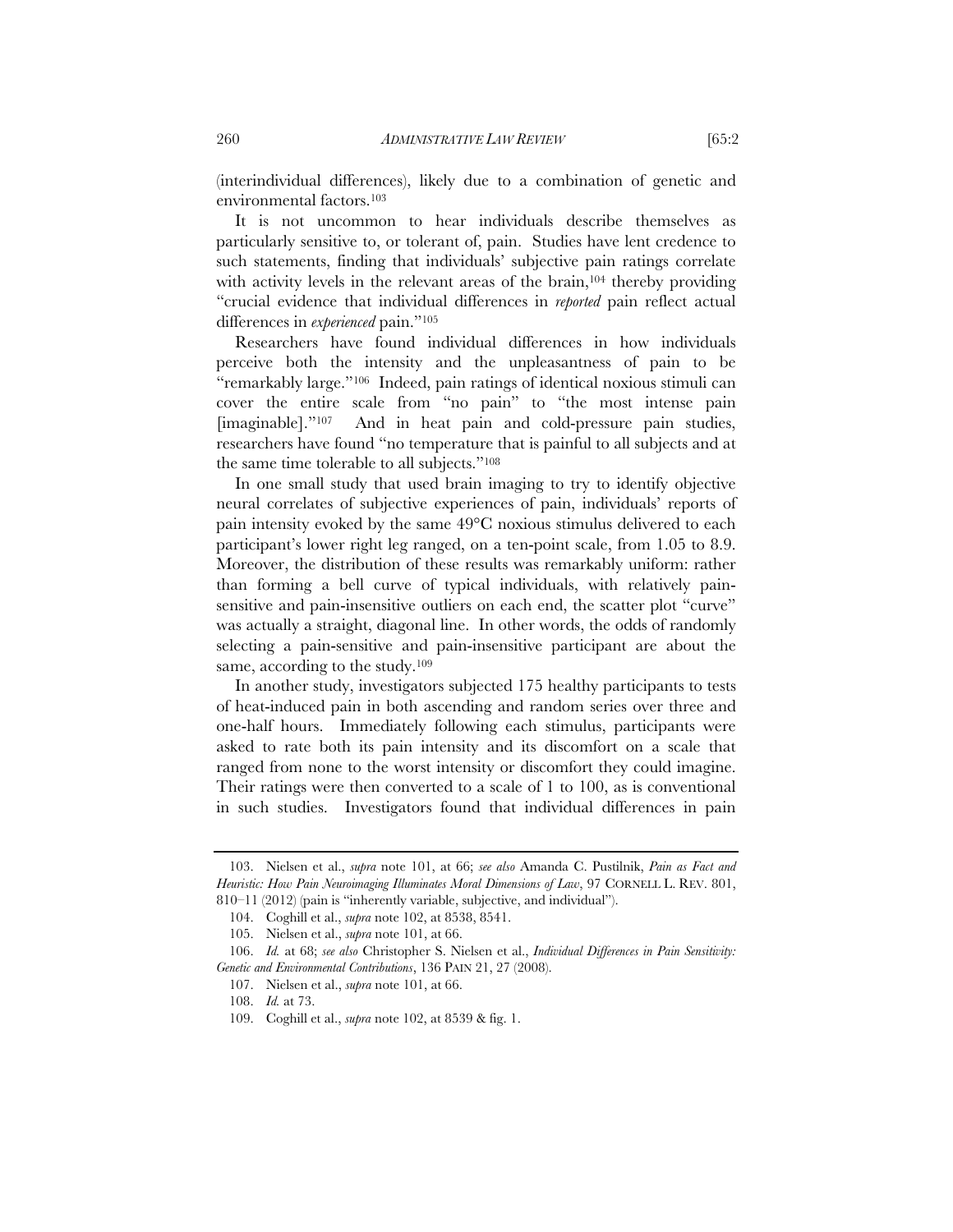(interindividual differences), likely due to a combination of genetic and environmental factors.[103]

It is not uncommon to hear individuals describe themselves as particularly sensitive to, or tolerant of, pain. Studies have lent credence to such statements, finding that individuals' subjective pain ratings correlate with activity levels in the relevant areas of the brain,[104] thereby providing "crucial evidence that individual differences in *reported* pain reflect actual differences in *experienced* pain."[105]

Researchers have found individual differences in how individuals perceive both the intensity and the unpleasantness of pain to be "remarkably large."[106] Indeed, pain ratings of identical noxious stimuli can cover the entire scale from "no pain" to "the most intense pain [imaginable]."[107] And in heat pain and cold-pressure pain studies, researchers have found "no temperature that is painful to all subjects and at the same time tolerable to all subjects."[108]

In one small study that used brain imaging to try to identify objective neural correlates of subjective experiences of pain, individuals' reports of pain intensity evoked by the same 49°C noxious stimulus delivered to each participant's lower right leg ranged, on a ten-point scale, from 1.05 to 8.9. Moreover, the distribution of these results was remarkably uniform: rather than forming a bell curve of typical individuals, with relatively pain-sensitive and pain-insensitive outliers on each end, the scatter plot "curve" was actually a straight, diagonal line. In other words, the odds of randomly selecting a pain-sensitive and pain-insensitive participant are about the same, according to the study.[109]

In another study, investigators subjected 175 healthy participants to tests of heat-induced pain in both ascending and random series over three and one-half hours. Immediately following each stimulus, participants were asked to rate both its pain intensity and its discomfort on a scale that ranged from none to the worst intensity or discomfort they could imagine. Their ratings were then converted to a scale of 1 to 100, as is conventional in such studies. Investigators found that individual differences in pain

---

103. Nielsen et al., *supra* note 101, at 66; *see also* Amanda C. Pustilnik, *Pain as Fact and Heuristic: How Pain Neuroimaging Illuminates Moral Dimensions of Law*, 97 CORNELL L. REV. 801, 810–11 (2012) (pain is "inherently variable, subjective, and individual").

104. Coghill et al., *supra* note 102, at 8538, 8541.

105. Nielsen et al., *supra* note 101, at 66.

106. *Id.* at 68; *see also* Christopher S. Nielsen et al., *Individual Differences in Pain Sensitivity: Genetic and Environmental Contributions*, 136 PAIN 21, 27 (2008).

107. Nielsen et al., *supra* note 101, at 66.

108. *Id.* at 73.

109. Coghill et al., *supra* note 102, at 8539 & fig. 1.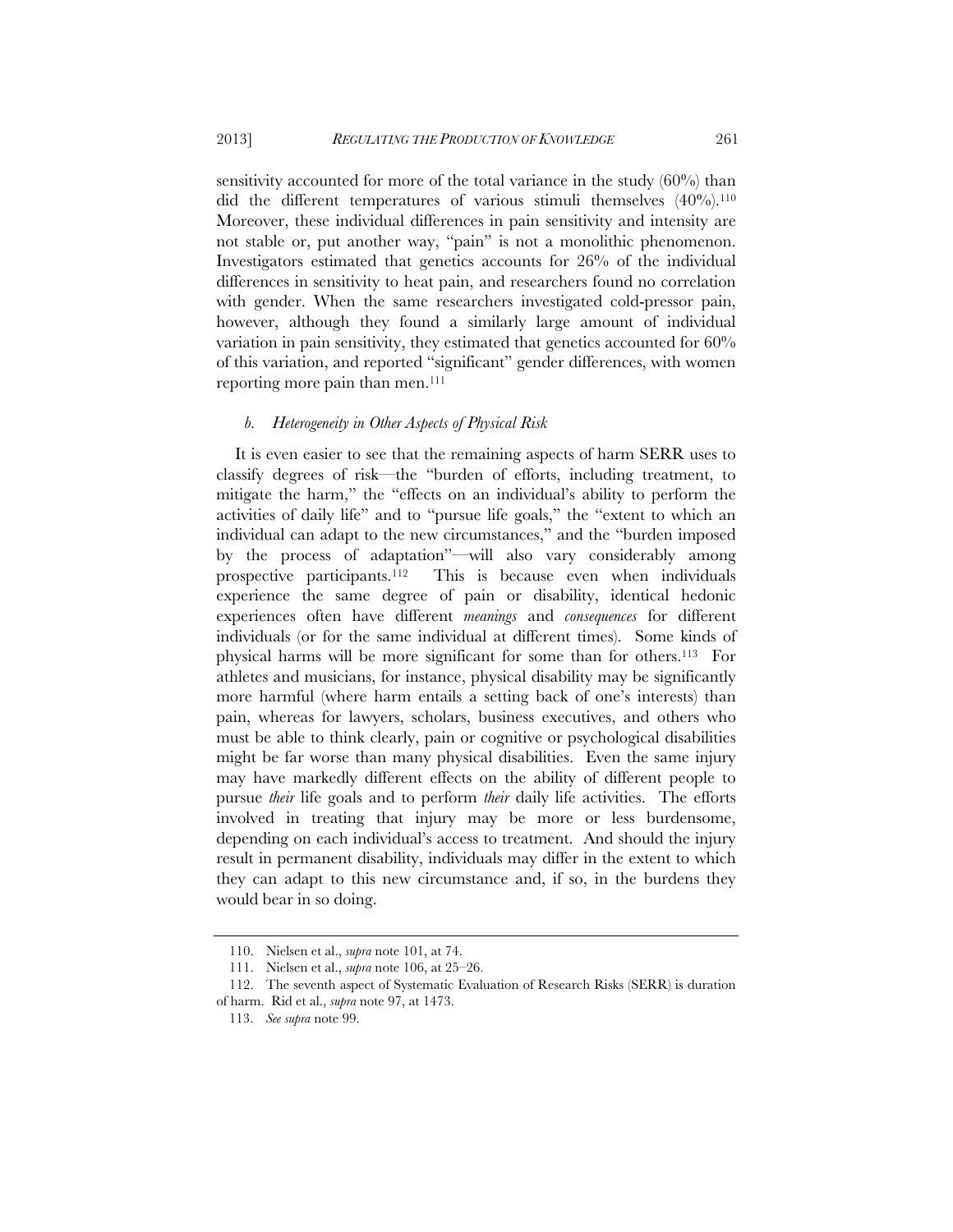sensitivity accounted for more of the total variance in the study (60%) than did the different temperatures of various stimuli themselves (40%).[110] Moreover, these individual differences in pain sensitivity and intensity are not stable or, put another way, "pain" is not a monolithic phenomenon. Investigators estimated that genetics accounts for 26% of the individual differences in sensitivity to heat pain, and researchers found no correlation with gender. When the same researchers investigated cold-pressor pain, however, although they found a similarly large amount of individual variation in pain sensitivity, they estimated that genetics accounted for 60% of this variation, and reported "significant" gender differences, with women reporting more pain than men.[111]

#### *b. Heterogeneity in Other Aspects of Physical Risk*

It is even easier to see that the remaining aspects of harm SERR uses to classify degrees of risk—the "burden of efforts, including treatment, to mitigate the harm," the "effects on an individual's ability to perform the activities of daily life" and to "pursue life goals," the "extent to which an individual can adapt to the new circumstances," and the "burden imposed by the process of adaptation"—will also vary considerably among prospective participants.[112] This is because even when individuals experience the same degree of pain or disability, identical hedonic experiences often have different *meanings* and *consequences* for different individuals (or for the same individual at different times). Some kinds of physical harms will be more significant for some than for others.[113] For athletes and musicians, for instance, physical disability may be significantly more harmful (where harm entails a setting back of one's interests) than pain, whereas for lawyers, scholars, business executives, and others who must be able to think clearly, pain or cognitive or psychological disabilities might be far worse than many physical disabilities. Even the same injury may have markedly different effects on the ability of different people to pursue *their* life goals and to perform *their* daily life activities. The efforts involved in treating that injury may be more or less burdensome, depending on each individual's access to treatment. And should the injury result in permanent disability, individuals may differ in the extent to which they can adapt to this new circumstance and, if so, in the burdens they would bear in so doing.

---

110. Nielsen et al., *supra* note 101, at 74.

111. Nielsen et al., *supra* note 106, at 25–26.

112. The seventh aspect of Systematic Evaluation of Research Risks (SERR) is duration of harm. Rid et al., *supra* note 97, at 1473.

113. *See supra* note 99.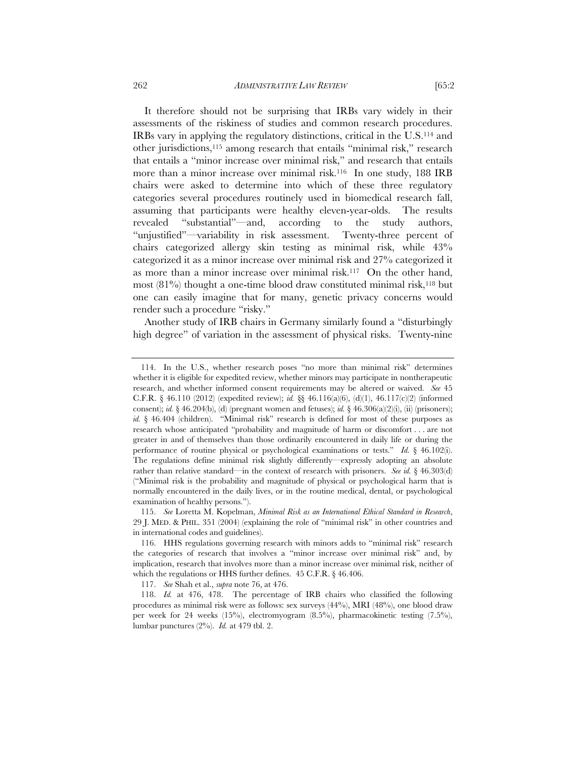It therefore should not be surprising that IRBs vary widely in their assessments of the riskiness of studies and common research procedures. IRBs vary in applying the regulatory distinctions, critical in the U.S.[114] and other jurisdictions,[115] among research that entails "minimal risk," research that entails a "minor increase over minimal risk," and research that entails more than a minor increase over minimal risk.[116] In one study, 188 IRB chairs were asked to determine into which of these three regulatory categories several procedures routinely used in biomedical research fall, assuming that participants were healthy eleven-year-olds. The results revealed "substantial"—and, according to the study authors, "unjustified"—variability in risk assessment. Twenty-three percent of chairs categorized allergy skin testing as minimal risk, while 43% categorized it as a minor increase over minimal risk and 27% categorized it as more than a minor increase over minimal risk.[117] On the other hand, most (81%) thought a one-time blood draw constituted minimal risk,[118] but one can easily imagine that for many, genetic privacy concerns would render such a procedure "risky."

Another study of IRB chairs in Germany similarly found a "disturbingly high degree" of variation in the assessment of physical risks. Twenty-nine

---

114. In the U.S., whether research poses "no more than minimal risk" determines whether it is eligible for expedited review, whether minors may participate in nontherapeutic research, and whether informed consent requirements may be altered or waived. *See* 45 C.F.R. § 46.110 (2012) (expedited review); *id.* §§ 46.116(a)(6), (d)(1), 46.117(c)(2) (informed consent); *id.* § 46.204(b), (d) (pregnant women and fetuses); *id.* § 46.306(a)(2)(i), (ii) (prisoners); *id.* § 46.404 (children). "Minimal risk" research is defined for most of these purposes as research whose anticipated "probability and magnitude of harm or discomfort . . . are not greater in and of themselves than those ordinarily encountered in daily life or during the performance of routine physical or psychological examinations or tests." *Id.* § 46.102(i). The regulations define minimal risk slightly differently—expressly adopting an absolute rather than relative standard—in the context of research with prisoners. *See id.* § 46.303(d) ("Minimal risk is the probability and magnitude of physical or psychological harm that is normally encountered in the daily lives, or in the routine medical, dental, or psychological examination of healthy persons.").

115. *See* Loretta M. Kopelman, *Minimal Risk as an International Ethical Standard in Research*, 29 J. MED. & PHIL. 351 (2004) (explaining the role of "minimal risk" in other countries and in international codes and guidelines).

116. HHS regulations governing research with minors adds to "minimal risk" research the categories of research that involves a "minor increase over minimal risk" and, by implication, research that involves more than a minor increase over minimal risk, neither of which the regulations or HHS further defines. 45 C.F.R. § 46.406.

117. *See* Shah et al., *supra* note 76, at 476.

118. *Id.* at 476, 478. The percentage of IRB chairs who classified the following procedures as minimal risk were as follows: sex surveys (44%), MRI (48%), one blood draw per week for 24 weeks (15%), electromyogram (8.5%), pharmacokinetic testing (7.5%), lumbar punctures (2%). *Id.* at 479 tbl. 2.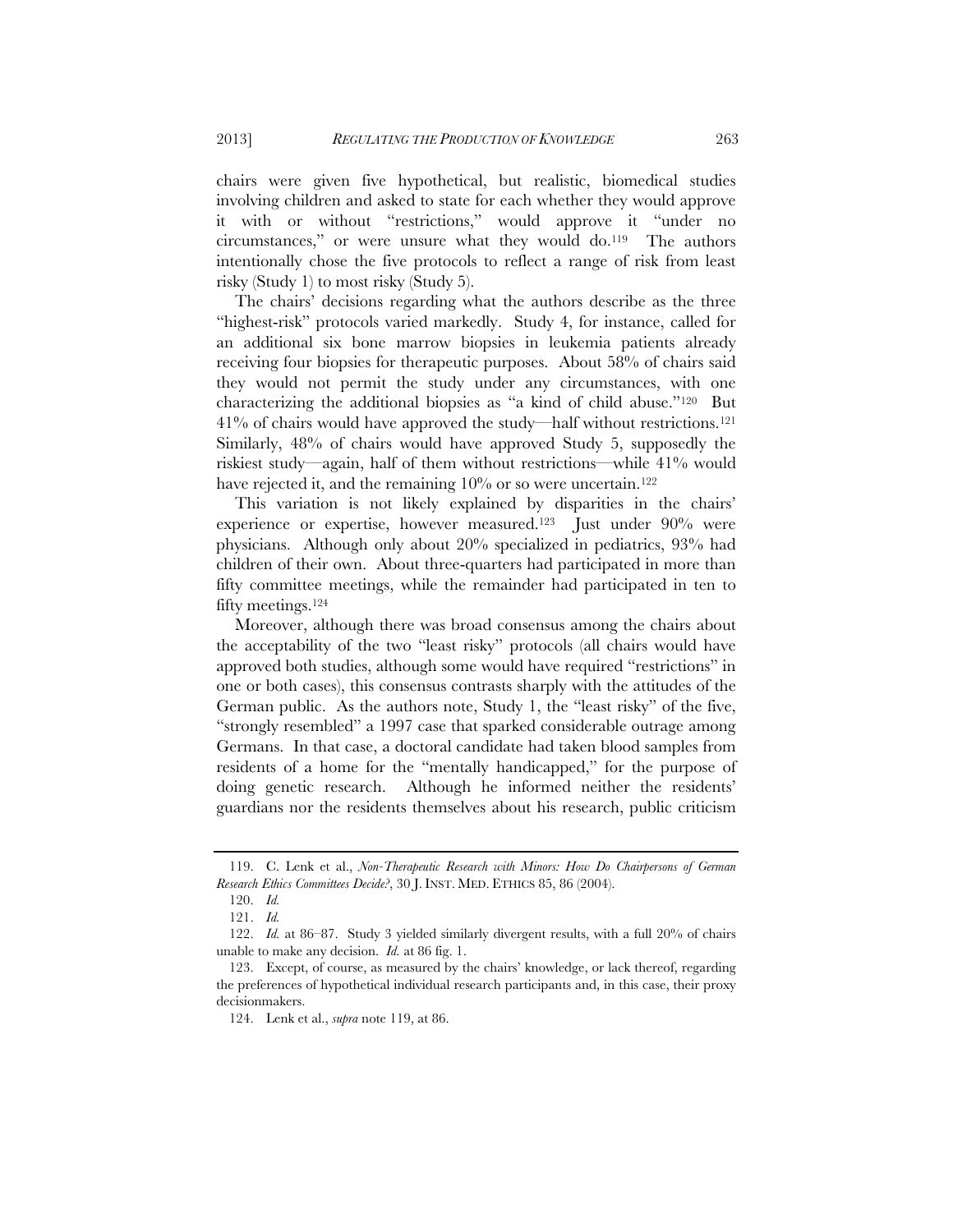chairs were given five hypothetical, but realistic, biomedical studies involving children and asked to state for each whether they would approve it with or without "restrictions," would approve it "under no circumstances," or were unsure what they would do.[119] The authors intentionally chose the five protocols to reflect a range of risk from least risky (Study 1) to most risky (Study 5).

The chairs' decisions regarding what the authors describe as the three "highest-risk" protocols varied markedly. Study 4, for instance, called for an additional six bone marrow biopsies in leukemia patients already receiving four biopsies for therapeutic purposes. About 58% of chairs said they would not permit the study under any circumstances, with one characterizing the additional biopsies as "a kind of child abuse."[120] But 41% of chairs would have approved the study—half without restrictions.[121] Similarly, 48% of chairs would have approved Study 5, supposedly the riskiest study—again, half of them without restrictions—while 41% would have rejected it, and the remaining 10% or so were uncertain.[122]

This variation is not likely explained by disparities in the chairs' experience or expertise, however measured.[123] Just under 90% were physicians. Although only about 20% specialized in pediatrics, 93% had children of their own. About three-quarters had participated in more than fifty committee meetings, while the remainder had participated in ten to fifty meetings.[124]

Moreover, although there was broad consensus among the chairs about the acceptability of the two "least risky" protocols (all chairs would have approved both studies, although some would have required "restrictions" in one or both cases), this consensus contrasts sharply with the attitudes of the German public. As the authors note, Study 1, the "least risky" of the five, "strongly resembled" a 1997 case that sparked considerable outrage among Germans. In that case, a doctoral candidate had taken blood samples from residents of a home for the "mentally handicapped," for the purpose of doing genetic research. Although he informed neither the residents' guardians nor the residents themselves about his research, public criticism

---

119. C. Lenk et al., *Non-Therapeutic Research with Minors: How Do Chairpersons of German Research Ethics Committees Decide?*, 30 J. INST. MED. ETHICS 85, 86 (2004).

120. *Id.*

121. *Id.*

122. *Id.* at 86–87. Study 3 yielded similarly divergent results, with a full 20% of chairs unable to make any decision. *Id.* at 86 fig. 1.

123. Except, of course, as measured by the chairs' knowledge, or lack thereof, regarding the preferences of hypothetical individual research participants and, in this case, their proxy decisionmakers.

124. Lenk et al., *supra* note 119, at 86.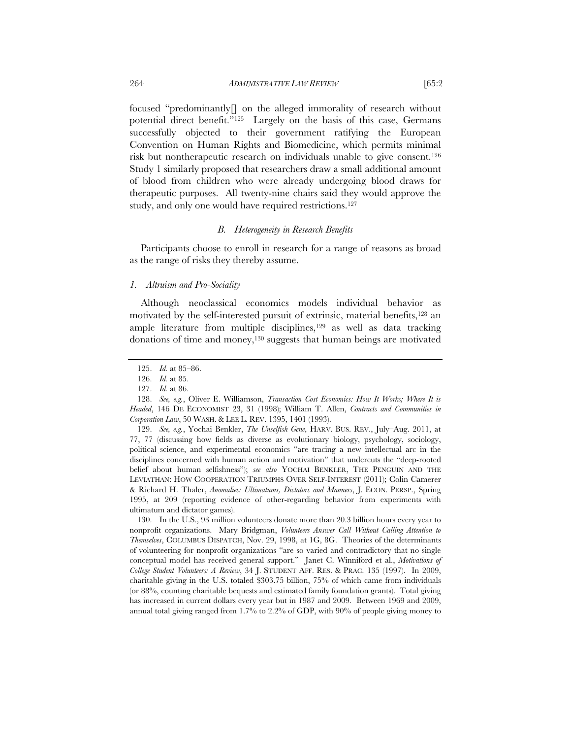focused "predominantly[] on the alleged immorality of research without potential direct benefit."[125] Largely on the basis of this case, Germans successfully objected to their government ratifying the European Convention on Human Rights and Biomedicine, which permits minimal risk but nontherapeutic research on individuals unable to give consent.[126] Study 1 similarly proposed that researchers draw a small additional amount of blood from children who were already undergoing blood draws for therapeutic purposes. All twenty-nine chairs said they would approve the study, and only one would have required restrictions.[127]

### *B. Heterogeneity in Research Benefits*

Participants choose to enroll in research for a range of reasons as broad as the range of risks they thereby assume.

#### *1. Altruism and Pro-Sociality*

Although neoclassical economics models individual behavior as motivated by the self-interested pursuit of extrinsic, material benefits,[128] an ample literature from multiple disciplines,[129] as well as data tracking donations of time and money,[130] suggests that human beings are motivated

---

125. *Id.* at 85–86.

126. *Id.* at 85.

127. *Id.* at 86.

128. *See, e.g.*, Oliver E. Williamson, *Transaction Cost Economics: How It Works; Where It is Headed*, 146 DE ECONOMIST 23, 31 (1998); William T. Allen, *Contracts and Communities in Corporation Law*, 50 WASH. & LEE L. REV. 1395, 1401 (1993).

129. *See, e.g.*, Yochai Benkler, *The Unselfish Gene*, HARV. BUS. REV., July–Aug. 2011, at 77, 77 (discussing how fields as diverse as evolutionary biology, psychology, sociology, political science, and experimental economics "are tracing a new intellectual arc in the disciplines concerned with human action and motivation" that undercuts the "deep-rooted belief about human selfishness"); *see also* YOCHAI BENKLER, THE PENGUIN AND THE LEVIATHAN: HOW COOPERATION TRIUMPHS OVER SELF-INTEREST (2011); Colin Camerer & Richard H. Thaler, *Anomalies: Ultimatums, Dictators and Manners*, J. ECON. PERSP., Spring 1995, at 209 (reporting evidence of other-regarding behavior from experiments with ultimatum and dictator games).

130. In the U.S., 93 million volunteers donate more than 20.3 billion hours every year to nonprofit organizations. Mary Bridgman, *Volunteers Answer Call Without Calling Attention to Themselves*, COLUMBUS DISPATCH, Nov. 29, 1998, at 1G, 8G. Theories of the determinants of volunteering for nonprofit organizations "are so varied and contradictory that no single conceptual model has received general support." Janet C. Winniford et al., *Motivations of College Student Volunteers: A Review*, 34 J. STUDENT AFF. RES. & PRAC. 135 (1997). In 2009, charitable giving in the U.S. totaled \$303.75 billion, 75% of which came from individuals (or 88%, counting charitable bequests and estimated family foundation grants). Total giving has increased in current dollars every year but in 1987 and 2009. Between 1969 and 2009, annual total giving ranged from 1.7% to 2.2% of GDP, with 90% of people giving money to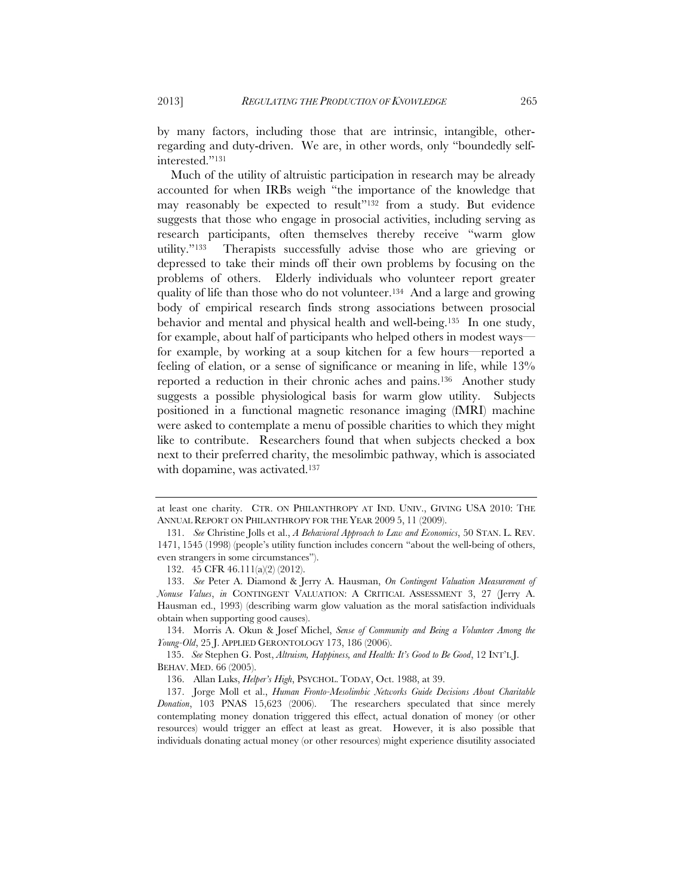by many factors, including those that are intrinsic, intangible, other-regarding and duty-driven. We are, in other words, only "boundedly self-interested."[131]

Much of the utility of altruistic participation in research may be already accounted for when IRBs weigh "the importance of the knowledge that may reasonably be expected to result"[132] from a study. But evidence suggests that those who engage in prosocial activities, including serving as research participants, often themselves thereby receive "warm glow utility."[133] Therapists successfully advise those who are grieving or depressed to take their minds off their own problems by focusing on the problems of others. Elderly individuals who volunteer report greater quality of life than those who do not volunteer.[134] And a large and growing body of empirical research finds strong associations between prosocial behavior and mental and physical health and well-being.[135] In one study, for example, about half of participants who helped others in modest ways—for example, by working at a soup kitchen for a few hours—reported a feeling of elation, or a sense of significance or meaning in life, while 13% reported a reduction in their chronic aches and pains.[136] Another study suggests a possible physiological basis for warm glow utility. Subjects positioned in a functional magnetic resonance imaging (fMRI) machine were asked to contemplate a menu of possible charities to which they might like to contribute. Researchers found that when subjects checked a box next to their preferred charity, the mesolimbic pathway, which is associated with dopamine, was activated.[137]

---

at least one charity. CTR. ON PHILANTHROPY AT IND. UNIV., GIVING USA 2010: THE ANNUAL REPORT ON PHILANTHROPY FOR THE YEAR 2009 5, 11 (2009).

131. *See* Christine Jolls et al., *A Behavioral Approach to Law and Economics*, 50 STAN. L. REV. 1471, 1545 (1998) (people's utility function includes concern "about the well-being of others, even strangers in some circumstances").

132. 45 CFR 46.111(a)(2) (2012).

133. *See* Peter A. Diamond & Jerry A. Hausman, *On Contingent Valuation Measurement of Nonuse Values*, *in* CONTINGENT VALUATION: A CRITICAL ASSESSMENT 3, 27 (Jerry A. Hausman ed., 1993) (describing warm glow valuation as the moral satisfaction individuals obtain when supporting good causes).

134. Morris A. Okun & Josef Michel, *Sense of Community and Being a Volunteer Among the Young-Old*, 25 J. APPLIED GERONTOLOGY 173, 186 (2006).

135. *See* Stephen G. Post, *Altruism, Happiness, and Health: It's Good to Be Good*, 12 INT'L J. BEHAV. MED. 66 (2005).

136. Allan Luks, *Helper's High*, PSYCHOL. TODAY, Oct. 1988, at 39.

137. Jorge Moll et al., *Human Fronto-Mesolimbic Networks Guide Decisions About Charitable Donation*, 103 PNAS 15,623 (2006). The researchers speculated that since merely contemplating money donation triggered this effect, actual donation of money (or other resources) would trigger an effect at least as great. However, it is also possible that individuals donating actual money (or other resources) might experience disutility associated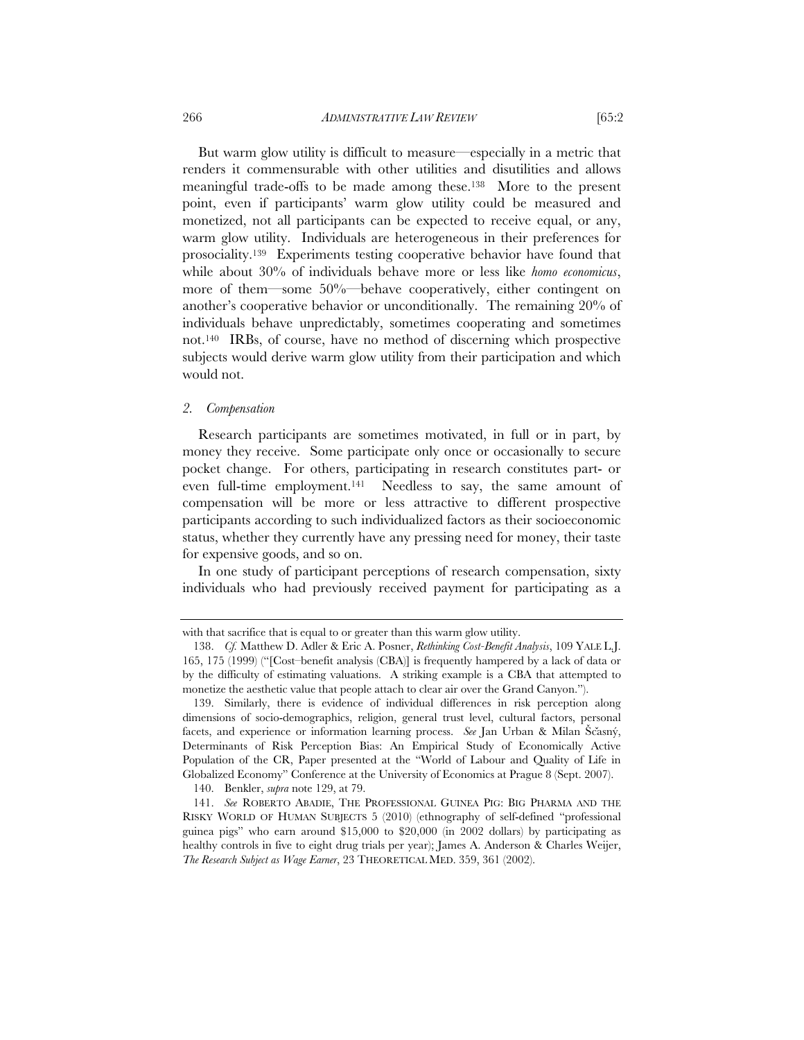But warm glow utility is difficult to measure—especially in a metric that renders it commensurable with other utilities and disutilities and allows meaningful trade-offs to be made among these.[138] More to the present point, even if participants' warm glow utility could be measured and monetized, not all participants can be expected to receive equal, or any, warm glow utility. Individuals are heterogeneous in their preferences for prosociality.[139] Experiments testing cooperative behavior have found that while about 30% of individuals behave more or less like *homo economicus*, more of them—some 50%—behave cooperatively, either contingent on another's cooperative behavior or unconditionally. The remaining 20% of individuals behave unpredictably, sometimes cooperating and sometimes not.[140] IRBs, of course, have no method of discerning which prospective subjects would derive warm glow utility from their participation and which would not.

### *2. Compensation*

Research participants are sometimes motivated, in full or in part, by money they receive. Some participate only once or occasionally to secure pocket change. For others, participating in research constitutes part- or even full-time employment.[141] Needless to say, the same amount of compensation will be more or less attractive to different prospective participants according to such individualized factors as their socioeconomic status, whether they currently have any pressing need for money, their taste for expensive goods, and so on.

In one study of participant perceptions of research compensation, sixty individuals who had previously received payment for participating as a

---

with that sacrifice that is equal to or greater than this warm glow utility.

138. *Cf.* Matthew D. Adler & Eric A. Posner, *Rethinking Cost-Benefit Analysis*, 109 YALE L.J. 165, 175 (1999) ("[Cost–benefit analysis (CBA)] is frequently hampered by a lack of data or by the difficulty of estimating valuations. A striking example is a CBA that attempted to monetize the aesthetic value that people attach to clear air over the Grand Canyon.").

139. Similarly, there is evidence of individual differences in risk perception along dimensions of socio-demographics, religion, general trust level, cultural factors, personal facets, and experience or information learning process. *See* Jan Urban & Milan Ščasný, Determinants of Risk Perception Bias: An Empirical Study of Economically Active Population of the CR, Paper presented at the "World of Labour and Quality of Life in Globalized Economy" Conference at the University of Economics at Prague 8 (Sept. 2007).

140. Benkler, *supra* note 129, at 79.

141. *See* ROBERTO ABADIE, THE PROFESSIONAL GUINEA PIG: BIG PHARMA AND THE RISKY WORLD OF HUMAN SUBJECTS 5 (2010) (ethnography of self-defined "professional guinea pigs" who earn around $15,000 to $20,000 (in 2002 dollars) by participating as healthy controls in five to eight drug trials per year); James A. Anderson & Charles Weijer, *The Research Subject as Wage Earner*, 23 THEORETICAL MED. 359, 361 (2002).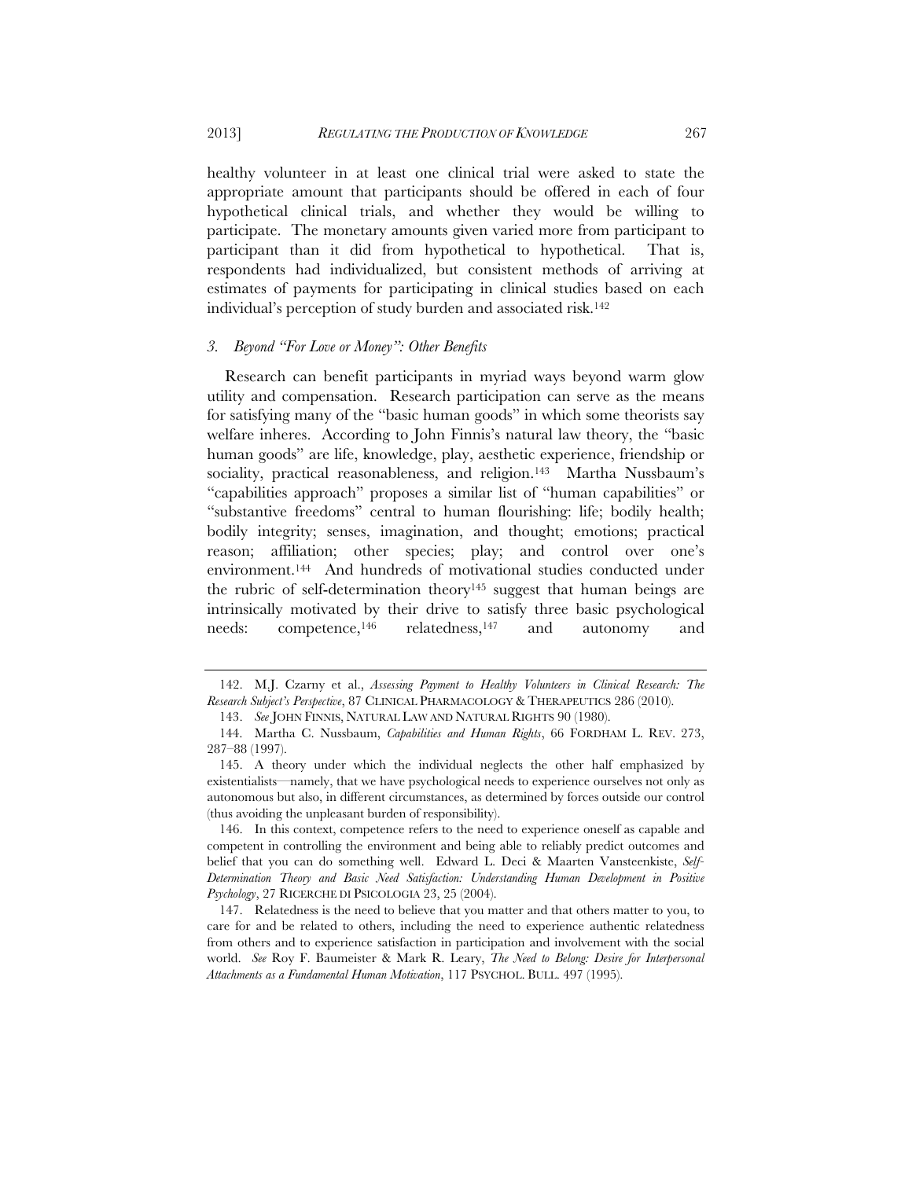healthy volunteer in at least one clinical trial were asked to state the appropriate amount that participants should be offered in each of four hypothetical clinical trials, and whether they would be willing to participate. The monetary amounts given varied more from participant to participant than it did from hypothetical to hypothetical. That is, respondents had individualized, but consistent methods of arriving at estimates of payments for participating in clinical studies based on each individual's perception of study burden and associated risk.[142]

### *3. Beyond "For Love or Money": Other Benefits*

Research can benefit participants in myriad ways beyond warm glow utility and compensation. Research participation can serve as the means for satisfying many of the "basic human goods" in which some theorists say welfare inheres. According to John Finnis's natural law theory, the "basic human goods" are life, knowledge, play, aesthetic experience, friendship or sociality, practical reasonableness, and religion.[143] Martha Nussbaum's "capabilities approach" proposes a similar list of "human capabilities" or "substantive freedoms" central to human flourishing: life; bodily health; bodily integrity; senses, imagination, and thought; emotions; practical reason; affiliation; other species; play; and control over one's environment.[144] And hundreds of motivational studies conducted under the rubric of self-determination theory[145] suggest that human beings are intrinsically motivated by their drive to satisfy three basic psychological needs: competence,[146] relatedness,[147] and autonomy and

---

142. M.J. Czarny et al., *Assessing Payment to Healthy Volunteers in Clinical Research: The Research Subject's Perspective*, 87 CLINICAL PHARMACOLOGY & THERAPEUTICS 286 (2010).

143. *See* JOHN FINNIS, NATURAL LAW AND NATURAL RIGHTS 90 (1980).

144. Martha C. Nussbaum, *Capabilities and Human Rights*, 66 FORDHAM L. REV. 273, 287–88 (1997).

145. A theory under which the individual neglects the other half emphasized by existentialists—namely, that we have psychological needs to experience ourselves not only as autonomous but also, in different circumstances, as determined by forces outside our control (thus avoiding the unpleasant burden of responsibility).

146. In this context, competence refers to the need to experience oneself as capable and competent in controlling the environment and being able to reliably predict outcomes and belief that you can do something well. Edward L. Deci & Maarten Vansteenkiste, *Self-Determination Theory and Basic Need Satisfaction: Understanding Human Development in Positive Psychology*, 27 RICERCHE DI PSICOLOGIA 23, 25 (2004).

147. Relatedness is the need to believe that you matter and that others matter to you, to care for and be related to others, including the need to experience authentic relatedness from others and to experience satisfaction in participation and involvement with the social world. *See* Roy F. Baumeister & Mark R. Leary, *The Need to Belong: Desire for Interpersonal Attachments as a Fundamental Human Motivation*, 117 PSYCHOL. BULL. 497 (1995).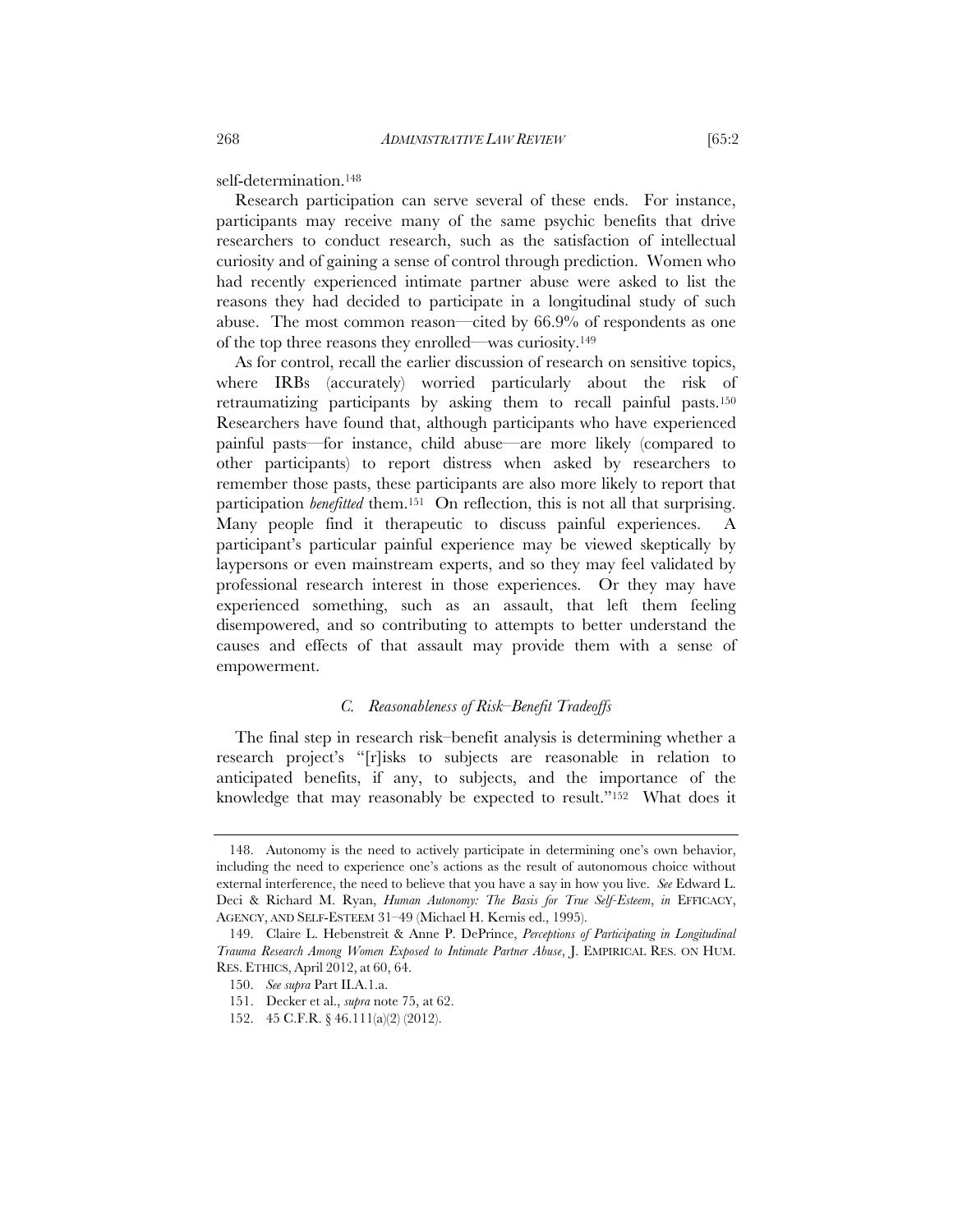self-determination.[148]

Research participation can serve several of these ends. For instance, participants may receive many of the same psychic benefits that drive researchers to conduct research, such as the satisfaction of intellectual curiosity and of gaining a sense of control through prediction. Women who had recently experienced intimate partner abuse were asked to list the reasons they had decided to participate in a longitudinal study of such abuse. The most common reason—cited by 66.9% of respondents as one of the top three reasons they enrolled—was curiosity.[149]

As for control, recall the earlier discussion of research on sensitive topics, where IRBs (accurately) worried particularly about the risk of retraumatizing participants by asking them to recall painful pasts.[150] Researchers have found that, although participants who have experienced painful pasts—for instance, child abuse—are more likely (compared to other participants) to report distress when asked by researchers to remember those pasts, these participants are also more likely to report that participation *benefitted* them.[151] On reflection, this is not all that surprising. Many people find it therapeutic to discuss painful experiences. A participant's particular painful experience may be viewed skeptically by laypersons or even mainstream experts, and so they may feel validated by professional research interest in those experiences. Or they may have experienced something, such as an assault, that left them feeling disempowered, and so contributing to attempts to better understand the causes and effects of that assault may provide them with a sense of empowerment.

### *C. Reasonableness of Risk–Benefit Tradeoffs*

The final step in research risk–benefit analysis is determining whether a research project's "[r]isks to subjects are reasonable in relation to anticipated benefits, if any, to subjects, and the importance of the knowledge that may reasonably be expected to result."[152] What does it

---

148. Autonomy is the need to actively participate in determining one's own behavior, including the need to experience one's actions as the result of autonomous choice without external interference, the need to believe that you have a say in how you live. *See* Edward L. Deci & Richard M. Ryan, *Human Autonomy: The Basis for True Self-Esteem*, *in* EFFICACY, AGENCY, AND SELF-ESTEEM 31–49 (Michael H. Kernis ed., 1995).

149. Claire L. Hebenstreit & Anne P. DePrince, *Perceptions of Participating in Longitudinal Trauma Research Among Women Exposed to Intimate Partner Abuse*, J. EMPIRICAL RES. ON HUM. RES. ETHICS, April 2012, at 60, 64.

150. *See supra* Part II.A.1.a.

151. Decker et al., *supra* note 75, at 62.

152. 45 C.F.R. § 46.111(a)(2) (2012).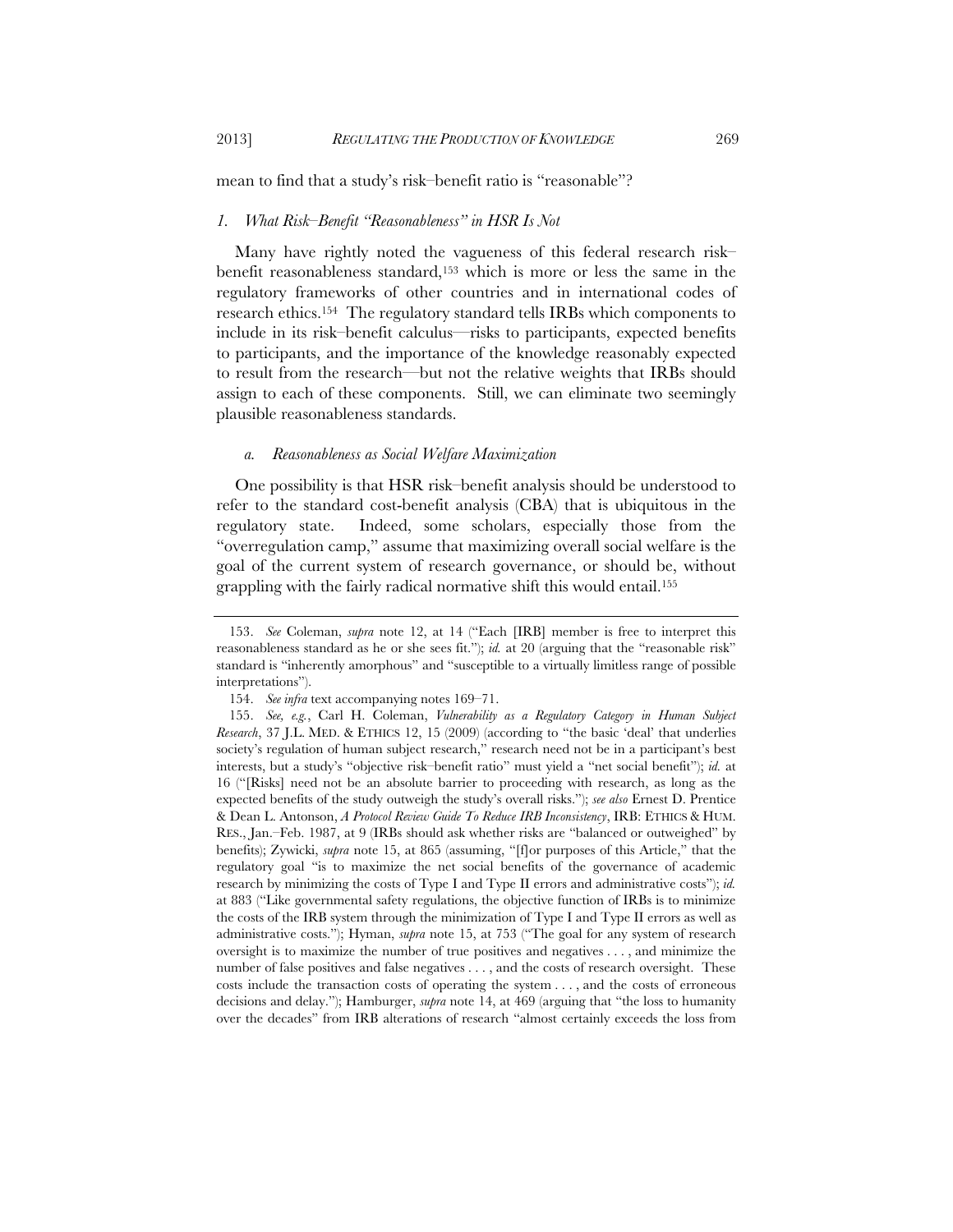mean to find that a study's risk–benefit ratio is "reasonable"?

### *1. What Risk–Benefit "Reasonableness" in HSR Is Not*

Many have rightly noted the vagueness of this federal research risk–benefit reasonableness standard,[153] which is more or less the same in the regulatory frameworks of other countries and in international codes of research ethics.[154] The regulatory standard tells IRBs which components to include in its risk–benefit calculus—risks to participants, expected benefits to participants, and the importance of the knowledge reasonably expected to result from the research—but not the relative weights that IRBs should assign to each of these components. Still, we can eliminate two seemingly plausible reasonableness standards.

#### *a. Reasonableness as Social Welfare Maximization*

One possibility is that HSR risk–benefit analysis should be understood to refer to the standard cost-benefit analysis (CBA) that is ubiquitous in the regulatory state. Indeed, some scholars, especially those from the "overregulation camp," assume that maximizing overall social welfare is the goal of the current system of research governance, or should be, without grappling with the fairly radical normative shift this would entail.[155]

---

153. *See* Coleman, *supra* note 12, at 14 ("Each [IRB] member is free to interpret this reasonableness standard as he or she sees fit."); *id.* at 20 (arguing that the "reasonable risk" standard is "inherently amorphous" and "susceptible to a virtually limitless range of possible interpretations").

154. *See infra* text accompanying notes 169–71.

155. *See, e.g.*, Carl H. Coleman, *Vulnerability as a Regulatory Category in Human Subject Research*, 37 J.L. MED. & ETHICS 12, 15 (2009) (according to "the basic 'deal' that underlies society's regulation of human subject research," research need not be in a participant's best interests, but a study's "objective risk–benefit ratio" must yield a "net social benefit"); *id.* at 16 ("[Risks] need not be an absolute barrier to proceeding with research, as long as the expected benefits of the study outweigh the study's overall risks."); *see also* Ernest D. Prentice & Dean L. Antonson, *A Protocol Review Guide To Reduce IRB Inconsistency*, IRB: ETHICS & HUM. RES., Jan.–Feb. 1987, at 9 (IRBs should ask whether risks are "balanced or outweighed" by benefits); Zywicki, *supra* note 15, at 865 (assuming, "[f]or purposes of this Article," that the regulatory goal "is to maximize the net social benefits of the governance of academic research by minimizing the costs of Type I and Type II errors and administrative costs"); *id.* at 883 ("Like governmental safety regulations, the objective function of IRBs is to minimize the costs of the IRB system through the minimization of Type I and Type II errors as well as administrative costs."); Hyman, *supra* note 15, at 753 ("The goal for any system of research oversight is to maximize the number of true positives and negatives . . . , and minimize the number of false positives and false negatives . . . , and the costs of research oversight. These costs include the transaction costs of operating the system . . . , and the costs of erroneous decisions and delay."); Hamburger, *supra* note 14, at 469 (arguing that "the loss to humanity over the decades" from IRB alterations of research "almost certainly exceeds the loss from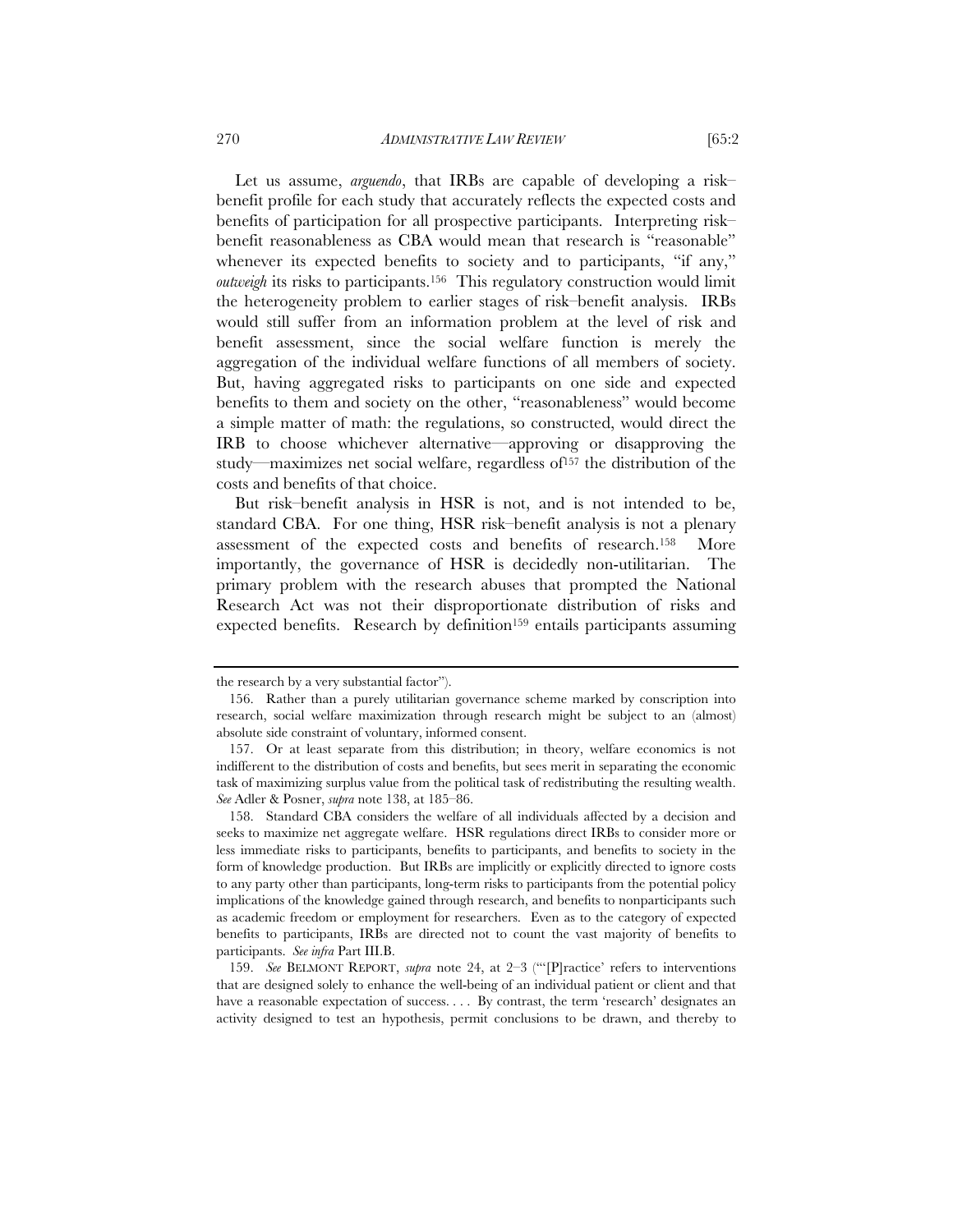Let us assume, *arguendo*, that IRBs are capable of developing a risk–benefit profile for each study that accurately reflects the expected costs and benefits of participation for all prospective participants. Interpreting risk–benefit reasonableness as CBA would mean that research is "reasonable" whenever its expected benefits to society and to participants, "if any," *outweigh* its risks to participants.[156] This regulatory construction would limit the heterogeneity problem to earlier stages of risk–benefit analysis. IRBs would still suffer from an information problem at the level of risk and benefit assessment, since the social welfare function is merely the aggregation of the individual welfare functions of all members of society. But, having aggregated risks to participants on one side and expected benefits to them and society on the other, "reasonableness" would become a simple matter of math: the regulations, so constructed, would direct the IRB to choose whichever alternative—approving or disapproving the study—maximizes net social welfare, regardless of[157] the distribution of the costs and benefits of that choice.

But risk–benefit analysis in HSR is not, and is not intended to be, standard CBA. For one thing, HSR risk–benefit analysis is not a plenary assessment of the expected costs and benefits of research.[158] More importantly, the governance of HSR is decidedly non-utilitarian. The primary problem with the research abuses that prompted the National Research Act was not their disproportionate distribution of risks and expected benefits. Research by definition[159] entails participants assuming

---

the research by a very substantial factor").

156. Rather than a purely utilitarian governance scheme marked by conscription into research, social welfare maximization through research might be subject to an (almost) absolute side constraint of voluntary, informed consent.

157. Or at least separate from this distribution; in theory, welfare economics is not indifferent to the distribution of costs and benefits, but sees merit in separating the economic task of maximizing surplus value from the political task of redistributing the resulting wealth. *See* Adler & Posner, *supra* note 138, at 185–86.

158. Standard CBA considers the welfare of all individuals affected by a decision and seeks to maximize net aggregate welfare. HSR regulations direct IRBs to consider more or less immediate risks to participants, benefits to participants, and benefits to society in the form of knowledge production. But IRBs are implicitly or explicitly directed to ignore costs to any party other than participants, long-term risks to participants from the potential policy implications of the knowledge gained through research, and benefits to nonparticipants such as academic freedom or employment for researchers. Even as to the category of expected benefits to participants, IRBs are directed not to count the vast majority of benefits to participants. *See infra* Part III.B.

159. *See* BELMONT REPORT, *supra* note 24, at 2–3 ("'[P]ractice' refers to interventions that are designed solely to enhance the well-being of an individual patient or client and that have a reasonable expectation of success. . . . By contrast, the term 'research' designates an activity designed to test an hypothesis, permit conclusions to be drawn, and thereby to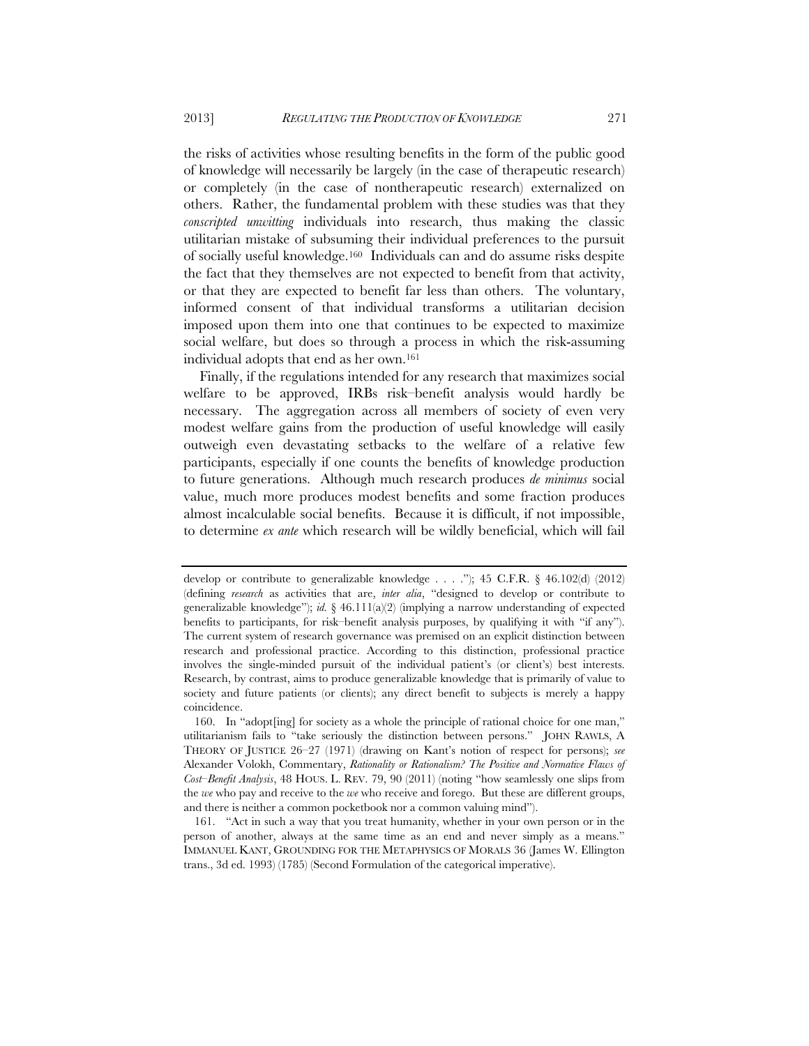the risks of activities whose resulting benefits in the form of the public good of knowledge will necessarily be largely (in the case of therapeutic research) or completely (in the case of nontherapeutic research) externalized on others. Rather, the fundamental problem with these studies was that they *conscripted unwitting* individuals into research, thus making the classic utilitarian mistake of subsuming their individual preferences to the pursuit of socially useful knowledge.[160] Individuals can and do assume risks despite the fact that they themselves are not expected to benefit from that activity, or that they are expected to benefit far less than others. The voluntary, informed consent of that individual transforms a utilitarian decision imposed upon them into one that continues to be expected to maximize social welfare, but does so through a process in which the risk-assuming individual adopts that end as her own.[161]

Finally, if the regulations intended for any research that maximizes social welfare to be approved, IRBs risk–benefit analysis would hardly be necessary. The aggregation across all members of society of even very modest welfare gains from the production of useful knowledge will easily outweigh even devastating setbacks to the welfare of a relative few participants, especially if one counts the benefits of knowledge production to future generations. Although much research produces *de minimus* social value, much more produces modest benefits and some fraction produces almost incalculable social benefits. Because it is difficult, if not impossible, to determine *ex ante* which research will be wildly beneficial, which will fail

---

develop or contribute to generalizable knowledge . . . ."); 45 C.F.R. § 46.102(d) (2012) (defining *research* as activities that are, *inter alia*, "designed to develop or contribute to generalizable knowledge"); *id.* § 46.111(a)(2) (implying a narrow understanding of expected benefits to participants, for risk–benefit analysis purposes, by qualifying it with "if any"). The current system of research governance was premised on an explicit distinction between research and professional practice. According to this distinction, professional practice involves the single-minded pursuit of the individual patient's (or client's) best interests. Research, by contrast, aims to produce generalizable knowledge that is primarily of value to society and future patients (or clients); any direct benefit to subjects is merely a happy coincidence.

160. In "adopt[ing] for society as a whole the principle of rational choice for one man," utilitarianism fails to "take seriously the distinction between persons." JOHN RAWLS, A THEORY OF JUSTICE 26–27 (1971) (drawing on Kant's notion of respect for persons); *see* Alexander Volokh, Commentary, *Rationality or Rationalism? The Positive and Normative Flaws of Cost–Benefit Analysis*, 48 HOUS. L. REV. 79, 90 (2011) (noting "how seamlessly one slips from the *we* who pay and receive to the *we* who receive and forego. But these are different groups, and there is neither a common pocketbook nor a common valuing mind").

161. "Act in such a way that you treat humanity, whether in your own person or in the person of another, always at the same time as an end and never simply as a means." IMMANUEL KANT, GROUNDING FOR THE METAPHYSICS OF MORALS 36 (James W. Ellington trans., 3d ed. 1993) (1785) (Second Formulation of the categorical imperative).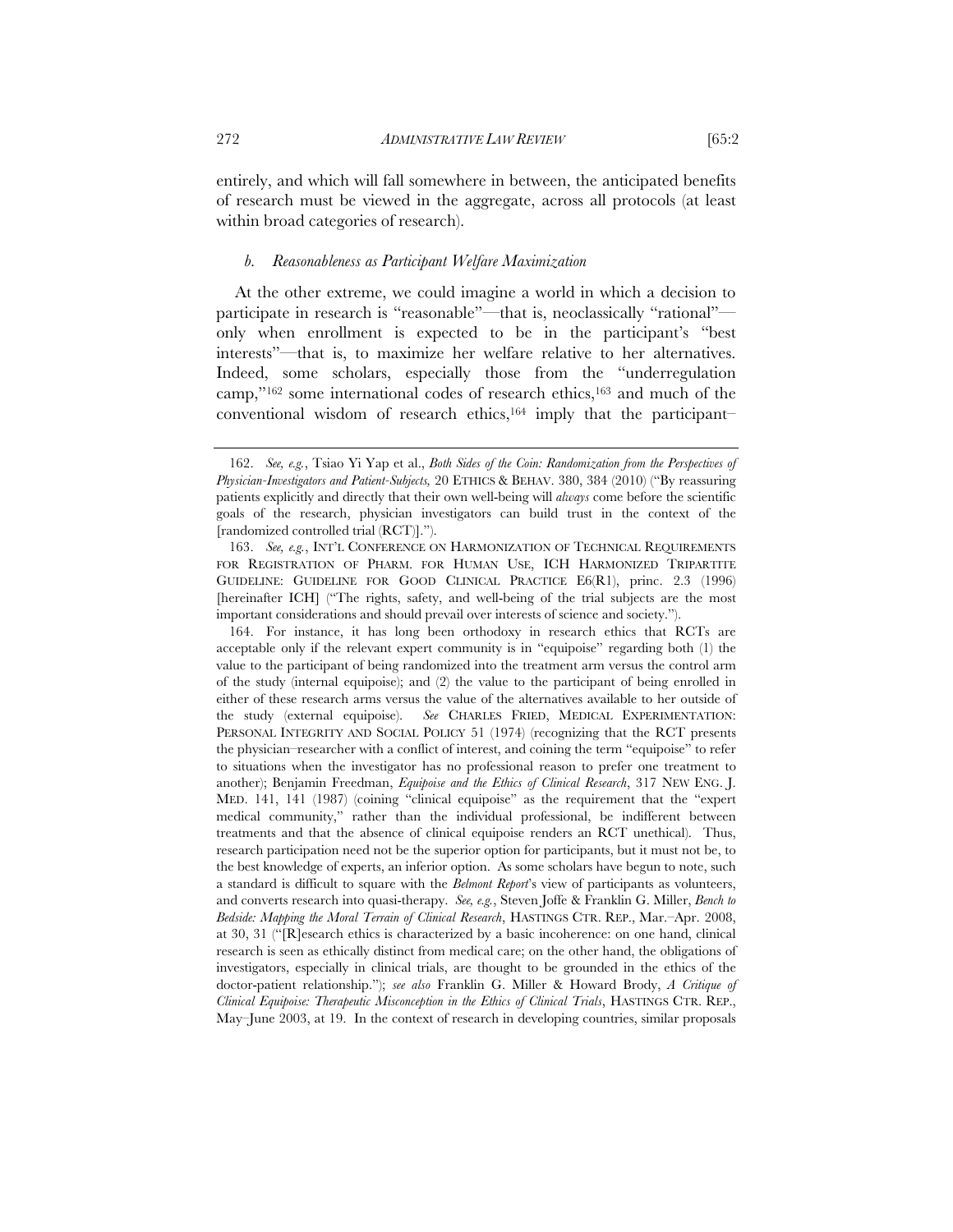entirely, and which will fall somewhere in between, the anticipated benefits of research must be viewed in the aggregate, across all protocols (at least within broad categories of research).

### *b. Reasonableness as Participant Welfare Maximization*

At the other extreme, we could imagine a world in which a decision to participate in research is "reasonable"—that is, neoclassically "rational"—only when enrollment is expected to be in the participant's "best interests"—that is, to maximize her welfare relative to her alternatives. Indeed, some scholars, especially those from the "underregulation camp,"[162] some international codes of research ethics,[163] and much of the conventional wisdom of research ethics,[164] imply that the participant–

---

162. *See, e.g.*, Tsiao Yi Yap et al., *Both Sides of the Coin: Randomization from the Perspectives of Physician-Investigators and Patient-Subjects,* 20 ETHICS & BEHAV. 380, 384 (2010) ("By reassuring patients explicitly and directly that their own well-being will *always* come before the scientific goals of the research, physician investigators can build trust in the context of the [randomized controlled trial (RCT)].").

163. *See, e.g.*, INT'L CONFERENCE ON HARMONIZATION OF TECHNICAL REQUIREMENTS FOR REGISTRATION OF PHARM. FOR HUMAN USE, ICH HARMONIZED TRIPARTITE GUIDELINE: GUIDELINE FOR GOOD CLINICAL PRACTICE E6(R1), princ. 2.3 (1996) [hereinafter ICH] ("The rights, safety, and well-being of the trial subjects are the most important considerations and should prevail over interests of science and society.").

164. For instance, it has long been orthodoxy in research ethics that RCTs are acceptable only if the relevant expert community is in "equipoise" regarding both (1) the value to the participant of being randomized into the treatment arm versus the control arm of the study (internal equipoise); and (2) the value to the participant of being enrolled in either of these research arms versus the value of the alternatives available to her outside of the study (external equipoise). *See* CHARLES FRIED, MEDICAL EXPERIMENTATION: PERSONAL INTEGRITY AND SOCIAL POLICY 51 (1974) (recognizing that the RCT presents the physician–researcher with a conflict of interest, and coining the term "equipoise" to refer to situations when the investigator has no professional reason to prefer one treatment to another); Benjamin Freedman, *Equipoise and the Ethics of Clinical Research*, 317 NEW ENG. J. MED. 141, 141 (1987) (coining "clinical equipoise" as the requirement that the "expert medical community," rather than the individual professional, be indifferent between treatments and that the absence of clinical equipoise renders an RCT unethical). Thus, research participation need not be the superior option for participants, but it must not be, to the best knowledge of experts, an inferior option. As some scholars have begun to note, such a standard is difficult to square with the *Belmont Report*'s view of participants as volunteers, and converts research into quasi-therapy. *See, e.g.*, Steven Joffe & Franklin G. Miller, *Bench to Bedside: Mapping the Moral Terrain of Clinical Research*, HASTINGS CTR. REP., Mar.–Apr. 2008, at 30, 31 ("[R]esearch ethics is characterized by a basic incoherence: on one hand, clinical research is seen as ethically distinct from medical care; on the other hand, the obligations of investigators, especially in clinical trials, are thought to be grounded in the ethics of the doctor-patient relationship."); *see also* Franklin G. Miller & Howard Brody, *A Critique of Clinical Equipoise: Therapeutic Misconception in the Ethics of Clinical Trials*, HASTINGS CTR. REP., May–June 2003, at 19. In the context of research in developing countries, similar proposals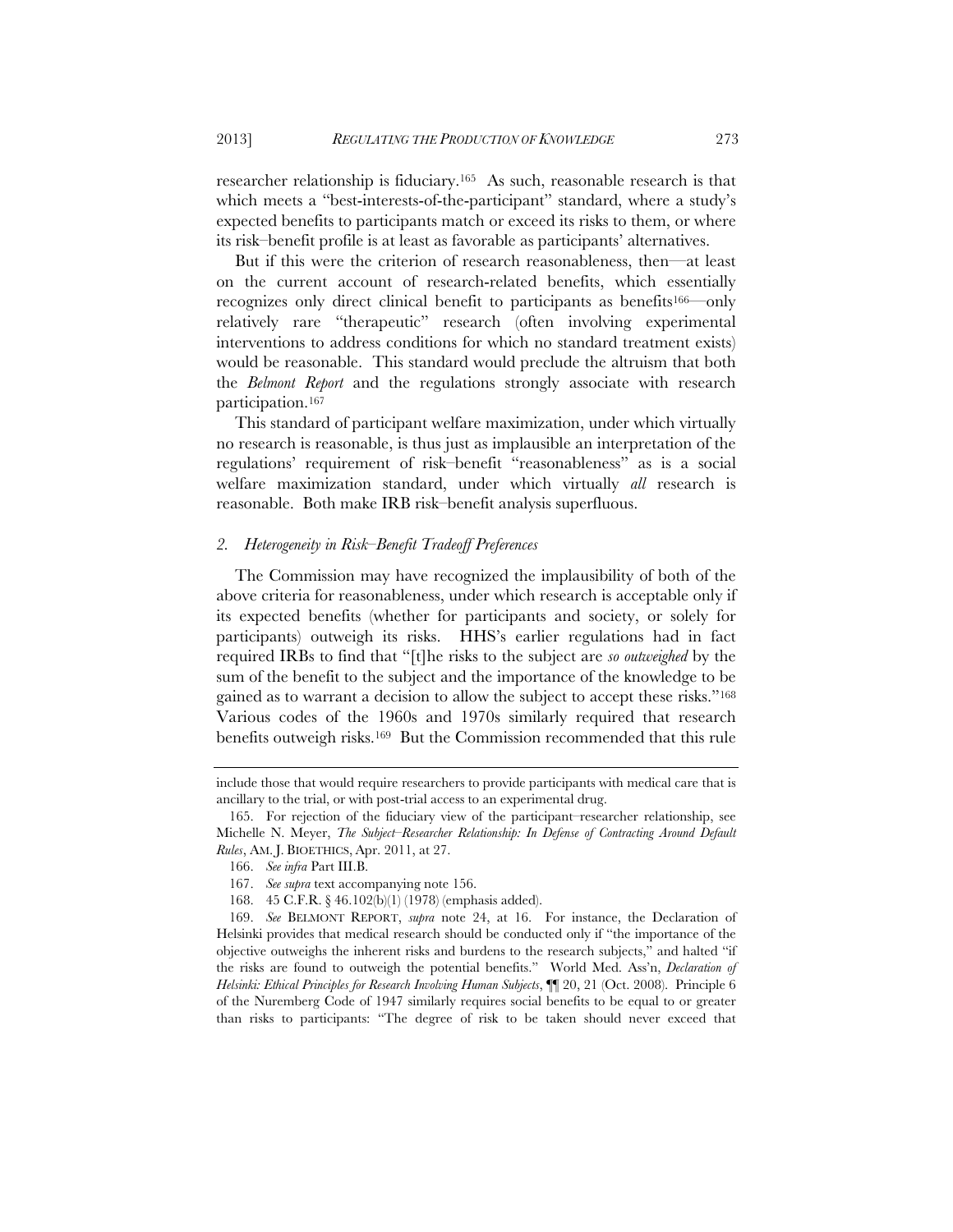researcher relationship is fiduciary.[165] As such, reasonable research is that which meets a "best-interests-of-the-participant" standard, where a study's expected benefits to participants match or exceed its risks to them, or where its risk–benefit profile is at least as favorable as participants' alternatives.

But if this were the criterion of research reasonableness, then—at least on the current account of research-related benefits, which essentially recognizes only direct clinical benefit to participants as benefits[166]—only relatively rare "therapeutic" research (often involving experimental interventions to address conditions for which no standard treatment exists) would be reasonable. This standard would preclude the altruism that both the *Belmont Report* and the regulations strongly associate with research participation.[167]

This standard of participant welfare maximization, under which virtually no research is reasonable, is thus just as implausible an interpretation of the regulations' requirement of risk–benefit "reasonableness" as is a social welfare maximization standard, under which virtually *all* research is reasonable. Both make IRB risk–benefit analysis superfluous.

### *2. Heterogeneity in Risk–Benefit Tradeoff Preferences*

The Commission may have recognized the implausibility of both of the above criteria for reasonableness, under which research is acceptable only if its expected benefits (whether for participants and society, or solely for participants) outweigh its risks. HHS's earlier regulations had in fact required IRBs to find that "[t]he risks to the subject are *so outweighed* by the sum of the benefit to the subject and the importance of the knowledge to be gained as to warrant a decision to allow the subject to accept these risks."[168] Various codes of the 1960s and 1970s similarly required that research benefits outweigh risks.[169] But the Commission recommended that this rule

---

include those that would require researchers to provide participants with medical care that is ancillary to the trial, or with post-trial access to an experimental drug.

165. For rejection of the fiduciary view of the participant–researcher relationship, see Michelle N. Meyer, *The Subject–Researcher Relationship: In Defense of Contracting Around Default Rules*, AM. J. BIOETHICS, Apr. 2011, at 27.

166. *See infra* Part III.B.

167. *See supra* text accompanying note 156.

168. 45 C.F.R. § 46.102(b)(1) (1978) (emphasis added).

169. *See* BELMONT REPORT, *supra* note 24, at 16. For instance, the Declaration of Helsinki provides that medical research should be conducted only if "the importance of the objective outweighs the inherent risks and burdens to the research subjects," and halted "if the risks are found to outweigh the potential benefits." World Med. Ass'n, *Declaration of Helsinki: Ethical Principles for Research Involving Human Subjects*, ¶¶ 20, 21 (Oct. 2008). Principle 6 of the Nuremberg Code of 1947 similarly requires social benefits to be equal to or greater than risks to participants: "The degree of risk to be taken should never exceed that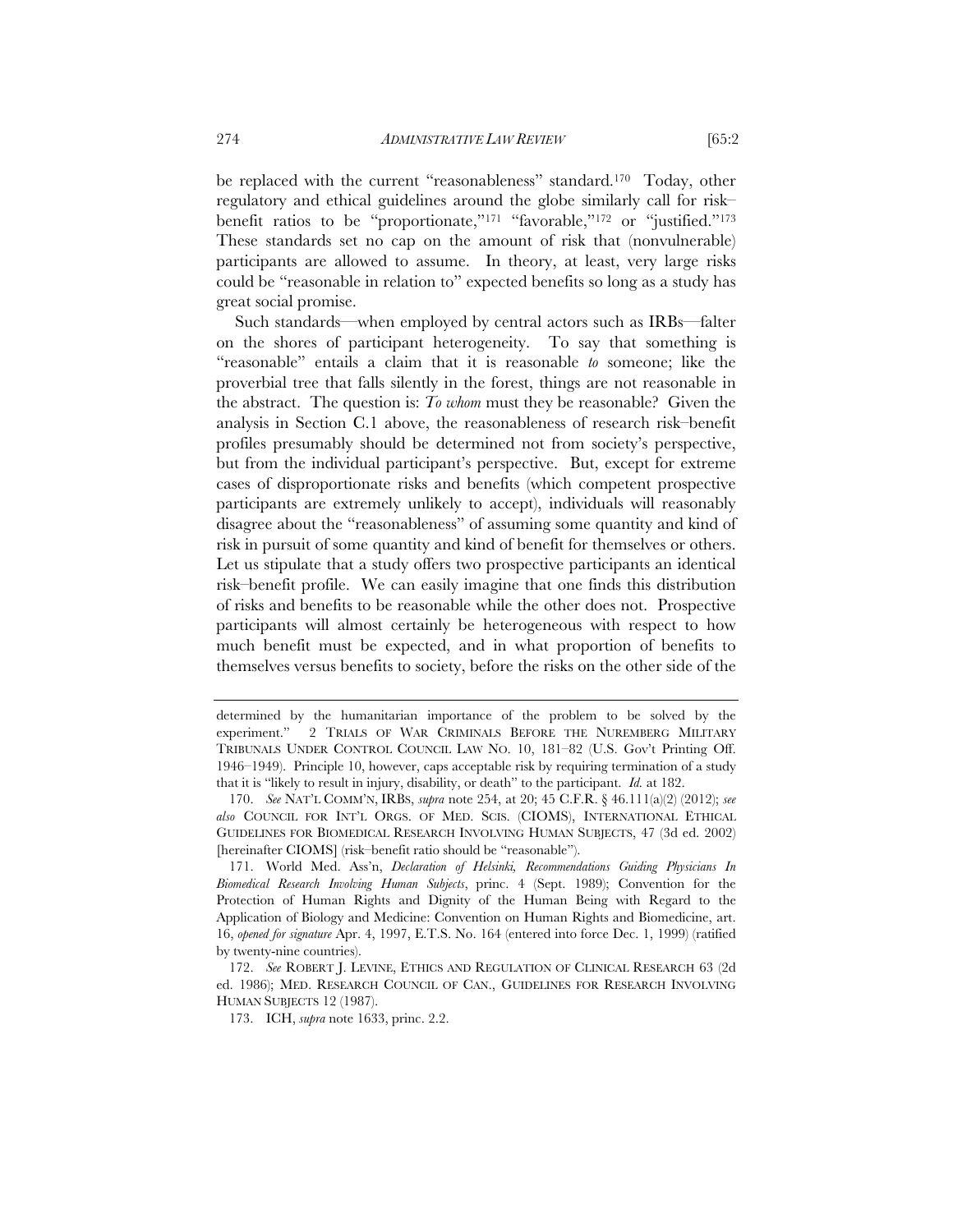be replaced with the current "reasonableness" standard.[170] Today, other regulatory and ethical guidelines around the globe similarly call for risk–benefit ratios to be "proportionate,"[171] "favorable,"[172] or "justified."[173] These standards set no cap on the amount of risk that (nonvulnerable) participants are allowed to assume. In theory, at least, very large risks could be "reasonable in relation to" expected benefits so long as a study has great social promise.

Such standards—when employed by central actors such as IRBs—falter on the shores of participant heterogeneity. To say that something is "reasonable" entails a claim that it is reasonable *to* someone; like the proverbial tree that falls silently in the forest, things are not reasonable in the abstract. The question is: *To whom* must they be reasonable? Given the analysis in Section C.1 above, the reasonableness of research risk–benefit profiles presumably should be determined not from society's perspective, but from the individual participant's perspective. But, except for extreme cases of disproportionate risks and benefits (which competent prospective participants are extremely unlikely to accept), individuals will reasonably disagree about the "reasonableness" of assuming some quantity and kind of risk in pursuit of some quantity and kind of benefit for themselves or others. Let us stipulate that a study offers two prospective participants an identical risk–benefit profile. We can easily imagine that one finds this distribution of risks and benefits to be reasonable while the other does not. Prospective participants will almost certainly be heterogeneous with respect to how much benefit must be expected, and in what proportion of benefits to themselves versus benefits to society, before the risks on the other side of the

---

determined by the humanitarian importance of the problem to be solved by the experiment." 2 TRIALS OF WAR CRIMINALS BEFORE THE NUREMBERG MILITARY TRIBUNALS UNDER CONTROL COUNCIL LAW NO. 10, 181–82 (U.S. Gov't Printing Off. 1946–1949). Principle 10, however, caps acceptable risk by requiring termination of a study that it is "likely to result in injury, disability, or death" to the participant. *Id.* at 182.

170. *See* NAT'L COMM'N, IRBS, *supra* note 254, at 20; 45 C.F.R. § 46.111(a)(2) (2012); *see also* COUNCIL FOR INT'L ORGS. OF MED. SCIS. (CIOMS), INTERNATIONAL ETHICAL GUIDELINES FOR BIOMEDICAL RESEARCH INVOLVING HUMAN SUBJECTS, 47 (3d ed. 2002) [hereinafter CIOMS] (risk–benefit ratio should be "reasonable").

171. World Med. Ass'n, *Declaration of Helsinki, Recommendations Guiding Physicians In Biomedical Research Involving Human Subjects*, princ. 4 (Sept. 1989); Convention for the Protection of Human Rights and Dignity of the Human Being with Regard to the Application of Biology and Medicine: Convention on Human Rights and Biomedicine, art. 16, *opened for signature* Apr. 4, 1997, E.T.S. No. 164 (entered into force Dec. 1, 1999) (ratified by twenty-nine countries).

172. *See* ROBERT J. LEVINE, ETHICS AND REGULATION OF CLINICAL RESEARCH 63 (2d ed. 1986); MED. RESEARCH COUNCIL OF CAN., GUIDELINES FOR RESEARCH INVOLVING HUMAN SUBJECTS 12 (1987).

173. ICH, *supra* note 1633, princ. 2.2.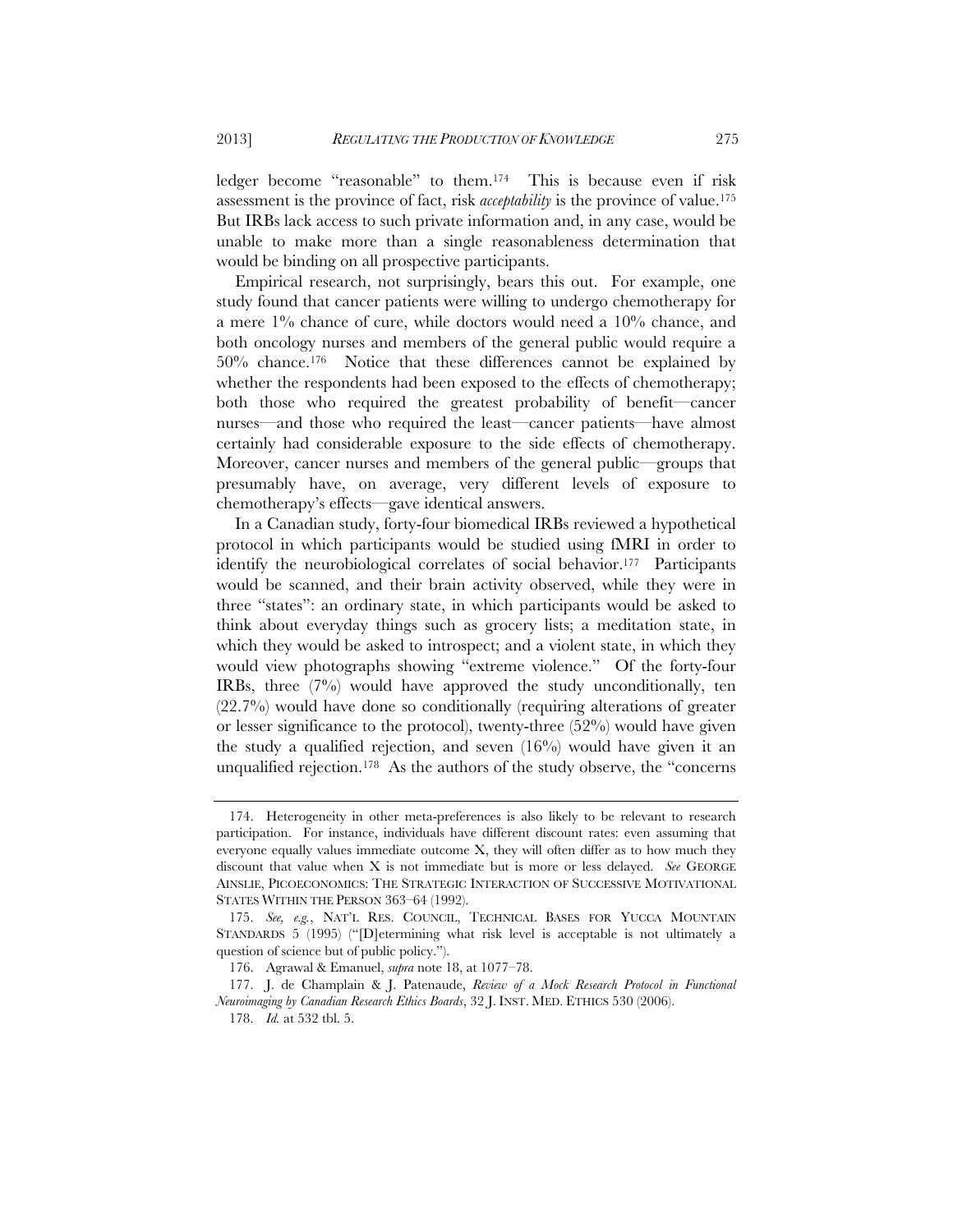ledger become "reasonable" to them.[174] This is because even if risk assessment is the province of fact, risk *acceptability* is the province of value.[175] But IRBs lack access to such private information and, in any case, would be unable to make more than a single reasonableness determination that would be binding on all prospective participants.

Empirical research, not surprisingly, bears this out. For example, one study found that cancer patients were willing to undergo chemotherapy for a mere 1% chance of cure, while doctors would need a 10% chance, and both oncology nurses and members of the general public would require a 50% chance.[176] Notice that these differences cannot be explained by whether the respondents had been exposed to the effects of chemotherapy; both those who required the greatest probability of benefit—cancer nurses—and those who required the least—cancer patients—have almost certainly had considerable exposure to the side effects of chemotherapy. Moreover, cancer nurses and members of the general public—groups that presumably have, on average, very different levels of exposure to chemotherapy's effects—gave identical answers.

In a Canadian study, forty-four biomedical IRBs reviewed a hypothetical protocol in which participants would be studied using fMRI in order to identify the neurobiological correlates of social behavior.[177] Participants would be scanned, and their brain activity observed, while they were in three "states": an ordinary state, in which participants would be asked to think about everyday things such as grocery lists; a meditation state, in which they would be asked to introspect; and a violent state, in which they would view photographs showing "extreme violence." Of the forty-four IRBs, three (7%) would have approved the study unconditionally, ten (22.7%) would have done so conditionally (requiring alterations of greater or lesser significance to the protocol), twenty-three (52%) would have given the study a qualified rejection, and seven (16%) would have given it an unqualified rejection.[178] As the authors of the study observe, the "concerns

---

174. Heterogeneity in other meta-preferences is also likely to be relevant to research participation. For instance, individuals have different discount rates: even assuming that everyone equally values immediate outcome X, they will often differ as to how much they discount that value when X is not immediate but is more or less delayed. *See* GEORGE AINSLIE, PICOECONOMICS: THE STRATEGIC INTERACTION OF SUCCESSIVE MOTIVATIONAL STATES WITHIN THE PERSON 363–64 (1992).

175. *See, e.g.*, NAT'L RES. COUNCIL, TECHNICAL BASES FOR YUCCA MOUNTAIN STANDARDS 5 (1995) ("[D]etermining what risk level is acceptable is not ultimately a question of science but of public policy.").

176. Agrawal & Emanuel, *supra* note 18, at 1077–78.

177. J. de Champlain & J. Patenaude, *Review of a Mock Research Protocol in Functional Neuroimaging by Canadian Research Ethics Boards*, 32 J. INST. MED. ETHICS 530 (2006).

178. *Id.* at 532 tbl. 5.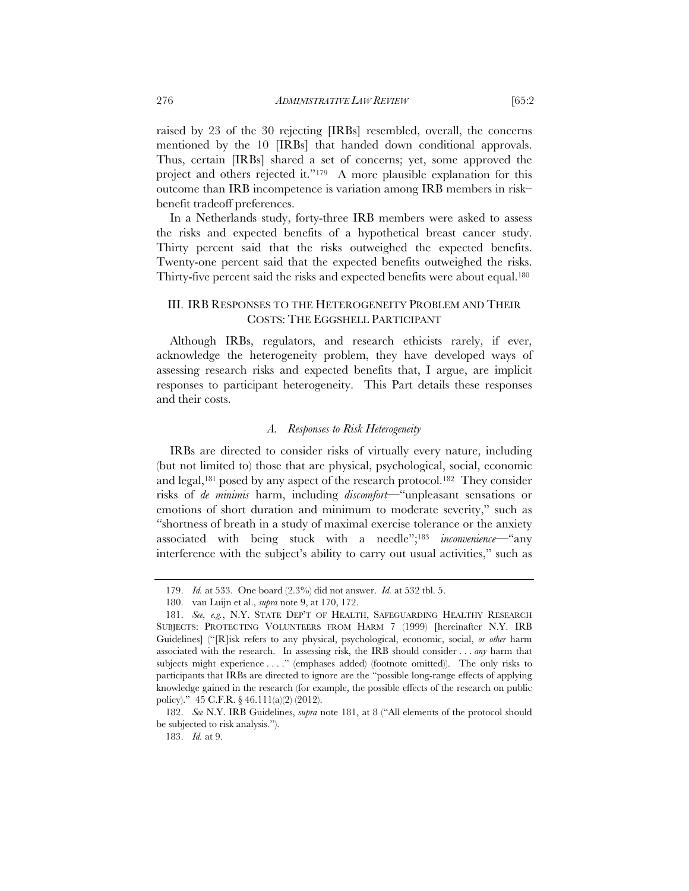raised by 23 of the 30 rejecting [IRBs] resembled, overall, the concerns mentioned by the 10 [IRBs] that handed down conditional approvals. Thus, certain [IRBs] shared a set of concerns; yet, some approved the project and others rejected it."[179] A more plausible explanation for this outcome than IRB incompetence is variation among IRB members in risk–benefit tradeoff preferences.

In a Netherlands study, forty-three IRB members were asked to assess the risks and expected benefits of a hypothetical breast cancer study. Thirty percent said that the risks outweighed the expected benefits. Twenty-one percent said that the expected benefits outweighed the risks. Thirty-five percent said the risks and expected benefits were about equal.[180]

## III. IRB Responses to the Heterogeneity Problem and Their Costs: The Eggshell Participant

Although IRBs, regulators, and research ethicists rarely, if ever, acknowledge the heterogeneity problem, they have developed ways of assessing research risks and expected benefits that, I argue, are implicit responses to participant heterogeneity. This Part details these responses and their costs.

### *A. Responses to Risk Heterogeneity*

IRBs are directed to consider risks of virtually every nature, including (but not limited to) those that are physical, psychological, social, economic and legal,[181] posed by any aspect of the research protocol.[182] They consider risks of *de minimis* harm, including *discomfort*—"unpleasant sensations or emotions of short duration and minimum to moderate severity," such as "shortness of breath in a study of maximal exercise tolerance or the anxiety associated with being stuck with a needle";[183] *inconvenience*—"any interference with the subject's ability to carry out usual activities," such as

---

179. *Id.* at 533. One board (2.3%) did not answer. *Id.* at 532 tbl. 5.

180. van Luijn et al., *supra* note 9, at 170, 172.

181. *See, e.g.*, N.Y. STATE DEP'T OF HEALTH, SAFEGUARDING HEALTHY RESEARCH SUBJECTS: PROTECTING VOLUNTEERS FROM HARM 7 (1999) [hereinafter N.Y. IRB Guidelines] ("[R]isk refers to any physical, psychological, economic, social, *or other* harm associated with the research. In assessing risk, the IRB should consider . . . *any* harm that subjects might experience . . . ." (emphases added) (footnote omitted)). The only risks to participants that IRBs are directed to ignore are the "possible long-range effects of applying knowledge gained in the research (for example, the possible effects of the research on public policy)." 45 C.F.R. § 46.111(a)(2) (2012).

182. *See* N.Y. IRB Guidelines, *supra* note 181, at 8 ("All elements of the protocol should be subjected to risk analysis.").

183. *Id.* at 9.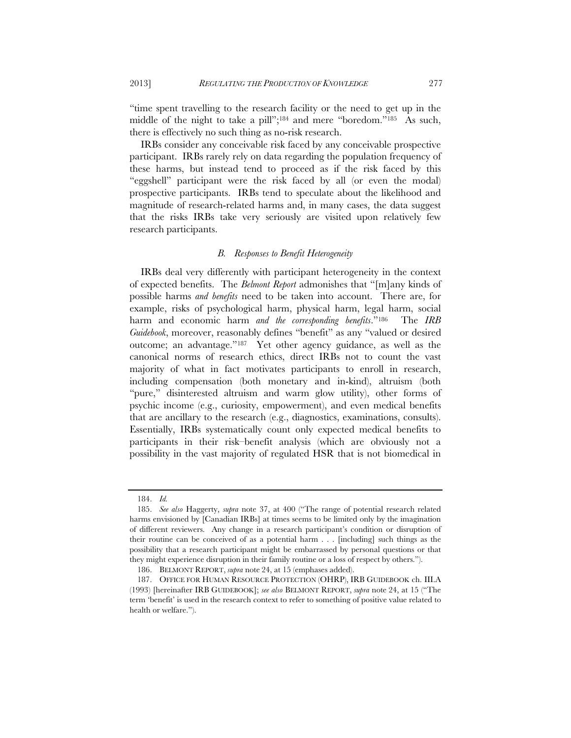"time spent travelling to the research facility or the need to get up in the middle of the night to take a pill";[184] and mere "boredom."[185] As such, there is effectively no such thing as no-risk research.

IRBs consider any conceivable risk faced by any conceivable prospective participant. IRBs rarely rely on data regarding the population frequency of these harms, but instead tend to proceed as if the risk faced by this "eggshell" participant were the risk faced by all (or even the modal) prospective participants. IRBs tend to speculate about the likelihood and magnitude of research-related harms and, in many cases, the data suggest that the risks IRBs take very seriously are visited upon relatively few research participants.

### *B. Responses to Benefit Heterogeneity*

IRBs deal very differently with participant heterogeneity in the context of expected benefits. The *Belmont Report* admonishes that "[m]any kinds of possible harms *and benefits* need to be taken into account. There are, for example, risks of psychological harm, physical harm, legal harm, social harm and economic harm *and the corresponding benefits*."[186] The *IRB Guidebook*, moreover, reasonably defines "benefit" as any "valued or desired outcome; an advantage."[187] Yet other agency guidance, as well as the canonical norms of research ethics, direct IRBs not to count the vast majority of what in fact motivates participants to enroll in research, including compensation (both monetary and in-kind), altruism (both "pure," disinterested altruism and warm glow utility), other forms of psychic income (e.g., curiosity, empowerment), and even medical benefits that are ancillary to the research (e.g., diagnostics, examinations, consults). Essentially, IRBs systematically count only expected medical benefits to participants in their risk–benefit analysis (which are obviously not a possibility in the vast majority of regulated HSR that is not biomedical in

---

184. *Id.*

185. *See also* Haggerty, *supra* note 37, at 400 ("The range of potential research related harms envisioned by [Canadian IRBs] at times seems to be limited only by the imagination of different reviewers. Any change in a research participant's condition or disruption of their routine can be conceived of as a potential harm . . . [including] such things as the possibility that a research participant might be embarrassed by personal questions or that they might experience disruption in their family routine or a loss of respect by others.").

186. BELMONT REPORT, *supra* note 24, at 15 (emphases added).

187. OFFICE FOR HUMAN RESOURCE PROTECTION (OHRP), IRB GUIDEBOOK ch. III.A (1993) [hereinafter IRB GUIDEBOOK]; *see also* BELMONT REPORT, *supra* note 24, at 15 ("The term 'benefit' is used in the research context to refer to something of positive value related to health or welfare.").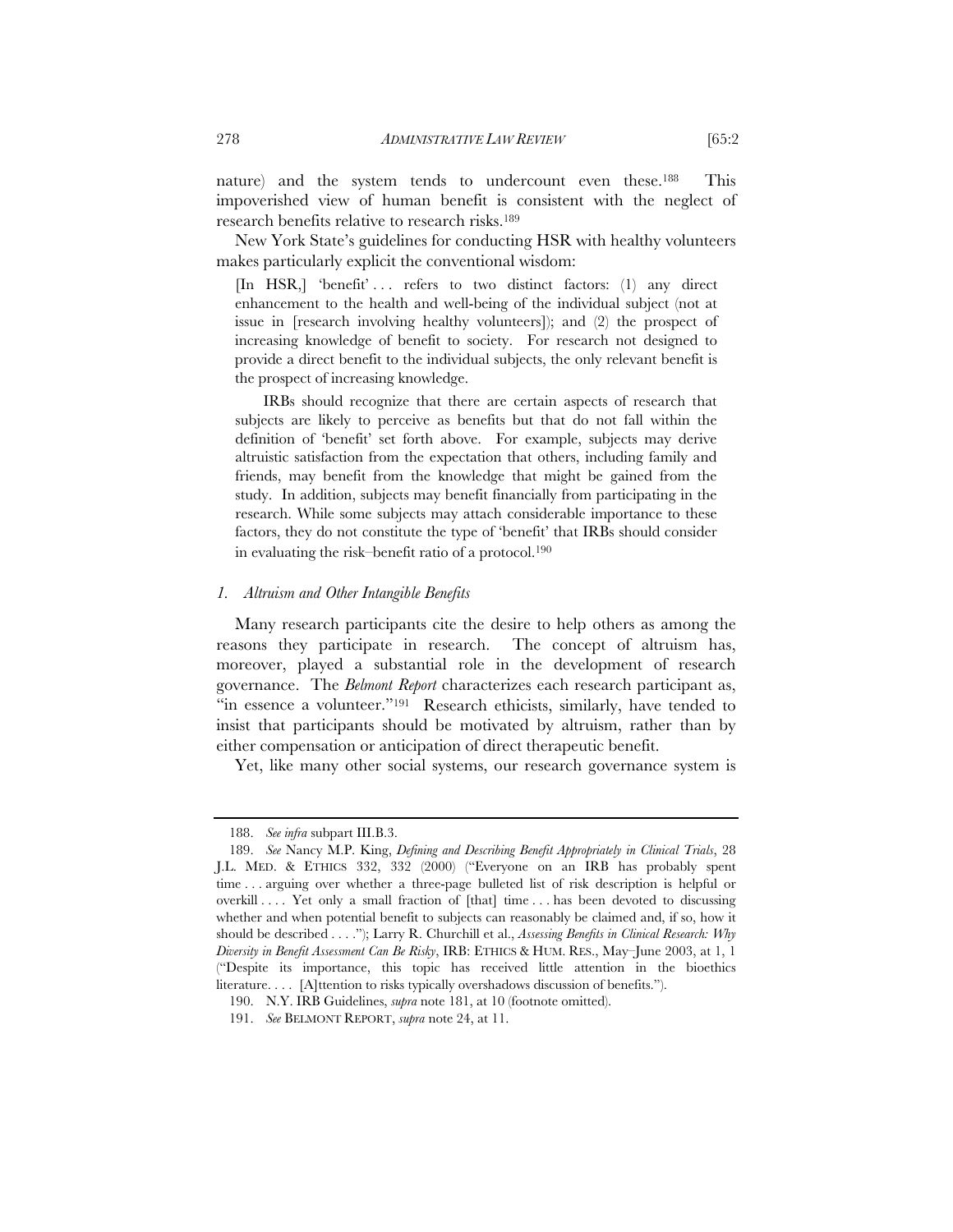nature) and the system tends to undercount even these.[188] This impoverished view of human benefit is consistent with the neglect of research benefits relative to research risks.[189]

New York State's guidelines for conducting HSR with healthy volunteers makes particularly explicit the conventional wisdom:

> [In HSR,] 'benefit' . . . refers to two distinct factors: (1) any direct enhancement to the health and well-being of the individual subject (not at issue in [research involving healthy volunteers]); and (2) the prospect of increasing knowledge of benefit to society. For research not designed to provide a direct benefit to the individual subjects, the only relevant benefit is the prospect of increasing knowledge.
>
> IRBs should recognize that there are certain aspects of research that subjects are likely to perceive as benefits but that do not fall within the definition of 'benefit' set forth above. For example, subjects may derive altruistic satisfaction from the expectation that others, including family and friends, may benefit from the knowledge that might be gained from the study. In addition, subjects may benefit financially from participating in the research. While some subjects may attach considerable importance to these factors, they do not constitute the type of 'benefit' that IRBs should consider in evaluating the risk–benefit ratio of a protocol.[190]

### *1. Altruism and Other Intangible Benefits*

Many research participants cite the desire to help others as among the reasons they participate in research. The concept of altruism has, moreover, played a substantial role in the development of research governance. The *Belmont Report* characterizes each research participant as, "in essence a volunteer."[191] Research ethicists, similarly, have tended to insist that participants should be motivated by altruism, rather than by either compensation or anticipation of direct therapeutic benefit.

Yet, like many other social systems, our research governance system is

---

188. *See infra* subpart III.B.3.

189. *See* Nancy M.P. King, *Defining and Describing Benefit Appropriately in Clinical Trials*, 28 J.L. MED. & ETHICS 332, 332 (2000) ("Everyone on an IRB has probably spent time . . . arguing over whether a three-page bulleted list of risk description is helpful or overkill . . . . Yet only a small fraction of [that] time . . . has been devoted to discussing whether and when potential benefit to subjects can reasonably be claimed and, if so, how it should be described . . . ."); Larry R. Churchill et al., *Assessing Benefits in Clinical Research: Why Diversity in Benefit Assessment Can Be Risky*, IRB: ETHICS & HUM. RES., May–June 2003, at 1, 1 ("Despite its importance, this topic has received little attention in the bioethics literature. . . . [A]ttention to risks typically overshadows discussion of benefits.").

190. N.Y. IRB Guidelines, *supra* note 181, at 10 (footnote omitted).

191. *See* BELMONT REPORT, *supra* note 24, at 11.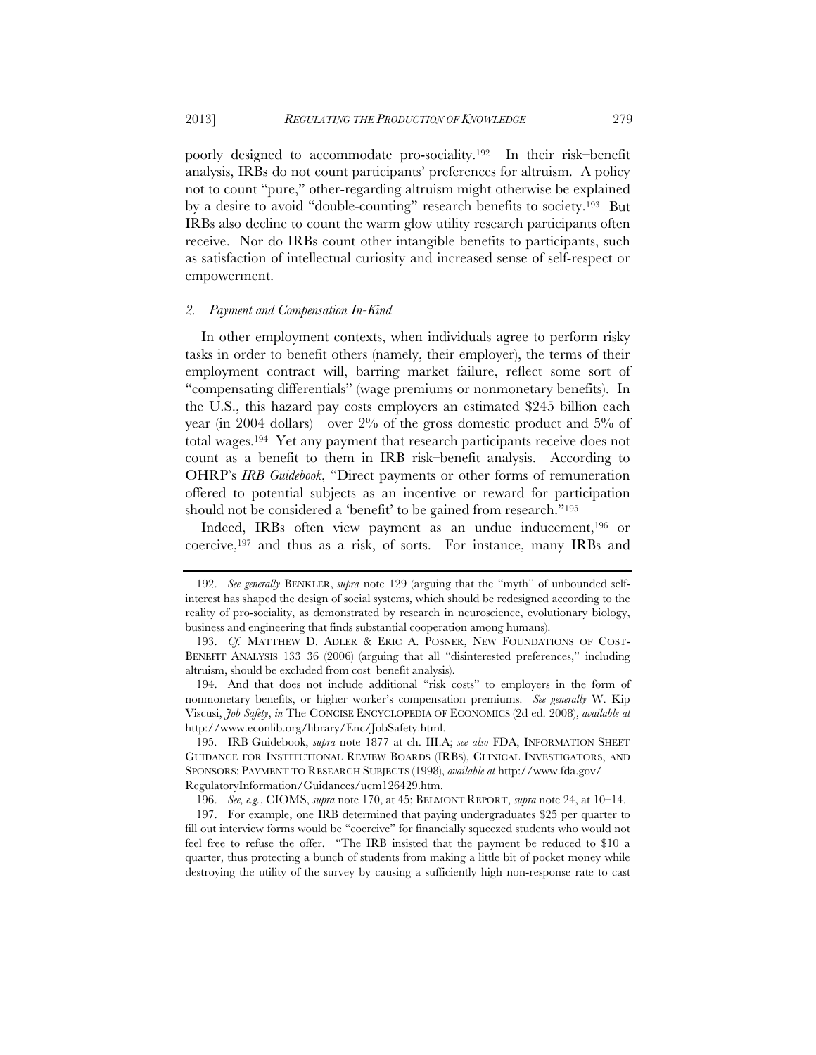poorly designed to accommodate pro-sociality.[192] In their risk–benefit analysis, IRBs do not count participants' preferences for altruism. A policy not to count "pure," other-regarding altruism might otherwise be explained by a desire to avoid "double-counting" research benefits to society.[193] But IRBs also decline to count the warm glow utility research participants often receive. Nor do IRBs count other intangible benefits to participants, such as satisfaction of intellectual curiosity and increased sense of self-respect or empowerment.

### *2. Payment and Compensation In-Kind*

In other employment contexts, when individuals agree to perform risky tasks in order to benefit others (namely, their employer), the terms of their employment contract will, barring market failure, reflect some sort of "compensating differentials" (wage premiums or nonmonetary benefits). In the U.S., this hazard pay costs employers an estimated $245 billion each year (in 2004 dollars)—over 2% of the gross domestic product and 5% of total wages.[194] Yet any payment that research participants receive does not count as a benefit to them in IRB risk–benefit analysis. According to OHRP's *IRB Guidebook*, "Direct payments or other forms of remuneration offered to potential subjects as an incentive or reward for participation should not be considered a 'benefit' to be gained from research."[195]

Indeed, IRBs often view payment as an undue inducement,[196] or coercive,[197] and thus as a risk, of sorts. For instance, many IRBs and

---

192. *See generally* BENKLER, *supra* note 129 (arguing that the "myth" of unbounded self-interest has shaped the design of social systems, which should be redesigned according to the reality of pro-sociality, as demonstrated by research in neuroscience, evolutionary biology, business and engineering that finds substantial cooperation among humans).

193. *Cf.* MATTHEW D. ADLER & ERIC A. POSNER, NEW FOUNDATIONS OF COST-BENEFIT ANALYSIS 133–36 (2006) (arguing that all "disinterested preferences," including altruism, should be excluded from cost–benefit analysis).

194. And that does not include additional "risk costs" to employers in the form of nonmonetary benefits, or higher worker's compensation premiums. *See generally* W. Kip Viscusi, *Job Safety*, *in* The CONCISE ENCYCLOPEDIA OF ECONOMICS (2d ed. 2008), *available at* http://www.econlib.org/library/Enc/JobSafety.html.

195. IRB Guidebook, *supra* note 1877 at ch. III.A; *see also* FDA, INFORMATION SHEET GUIDANCE FOR INSTITUTIONAL REVIEW BOARDS (IRBS), CLINICAL INVESTIGATORS, AND SPONSORS: PAYMENT TO RESEARCH SUBJECTS (1998), *available at* http://www.fda.gov/RegulatoryInformation/Guidances/ucm126429.htm.

196. *See, e.g.*, CIOMS, *supra* note 170, at 45; BELMONT REPORT, *supra* note 24, at 10–14.

197. For example, one IRB determined that paying undergraduates $25 per quarter to fill out interview forms would be "coercive" for financially squeezed students who would not feel free to refuse the offer. "The IRB insisted that the payment be reduced to $10 a quarter, thus protecting a bunch of students from making a little bit of pocket money while destroying the utility of the survey by causing a sufficiently high non-response rate to cast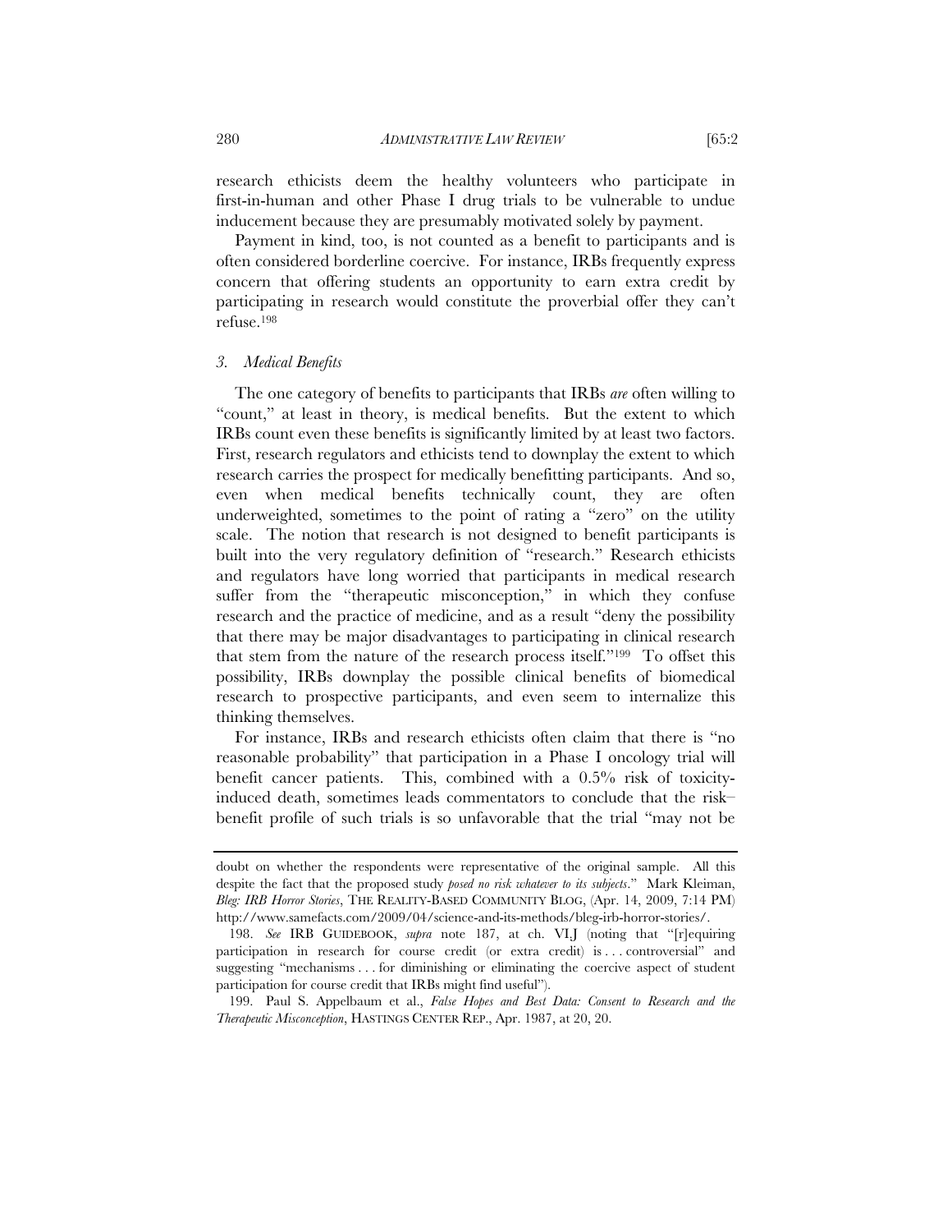research ethicists deem the healthy volunteers who participate in first-in-human and other Phase I drug trials to be vulnerable to undue inducement because they are presumably motivated solely by payment.

Payment in kind, too, is not counted as a benefit to participants and is often considered borderline coercive. For instance, IRBs frequently express concern that offering students an opportunity to earn extra credit by participating in research would constitute the proverbial offer they can't refuse.[198]

### *3. Medical Benefits*

The one category of benefits to participants that IRBs *are* often willing to "count," at least in theory, is medical benefits. But the extent to which IRBs count even these benefits is significantly limited by at least two factors. First, research regulators and ethicists tend to downplay the extent to which research carries the prospect for medically benefitting participants. And so, even when medical benefits technically count, they are often underweighted, sometimes to the point of rating a "zero" on the utility scale. The notion that research is not designed to benefit participants is built into the very regulatory definition of "research." Research ethicists and regulators have long worried that participants in medical research suffer from the "therapeutic misconception," in which they confuse research and the practice of medicine, and as a result "deny the possibility that there may be major disadvantages to participating in clinical research that stem from the nature of the research process itself."[199] To offset this possibility, IRBs downplay the possible clinical benefits of biomedical research to prospective participants, and even seem to internalize this thinking themselves.

For instance, IRBs and research ethicists often claim that there is "no reasonable probability" that participation in a Phase I oncology trial will benefit cancer patients. This, combined with a 0.5% risk of toxicity-induced death, sometimes leads commentators to conclude that the risk–benefit profile of such trials is so unfavorable that the trial "may not be

---

doubt on whether the respondents were representative of the original sample. All this despite the fact that the proposed study *posed no risk whatever to its subjects*." Mark Kleiman, *Bleg: IRB Horror Stories*, THE REALITY-BASED COMMUNITY BLOG, (Apr. 14, 2009, 7:14 PM) http://www.samefacts.com/2009/04/science-and-its-methods/bleg-irb-horror-stories/.

198. *See* IRB GUIDEBOOK, *supra* note 187, at ch. VI.J (noting that "[r]equiring participation in research for course credit (or extra credit) is . . . controversial" and suggesting "mechanisms . . . for diminishing or eliminating the coercive aspect of student participation for course credit that IRBs might find useful").

199. Paul S. Appelbaum et al., *False Hopes and Best Data: Consent to Research and the Therapeutic Misconception*, HASTINGS CENTER REP., Apr. 1987, at 20, 20.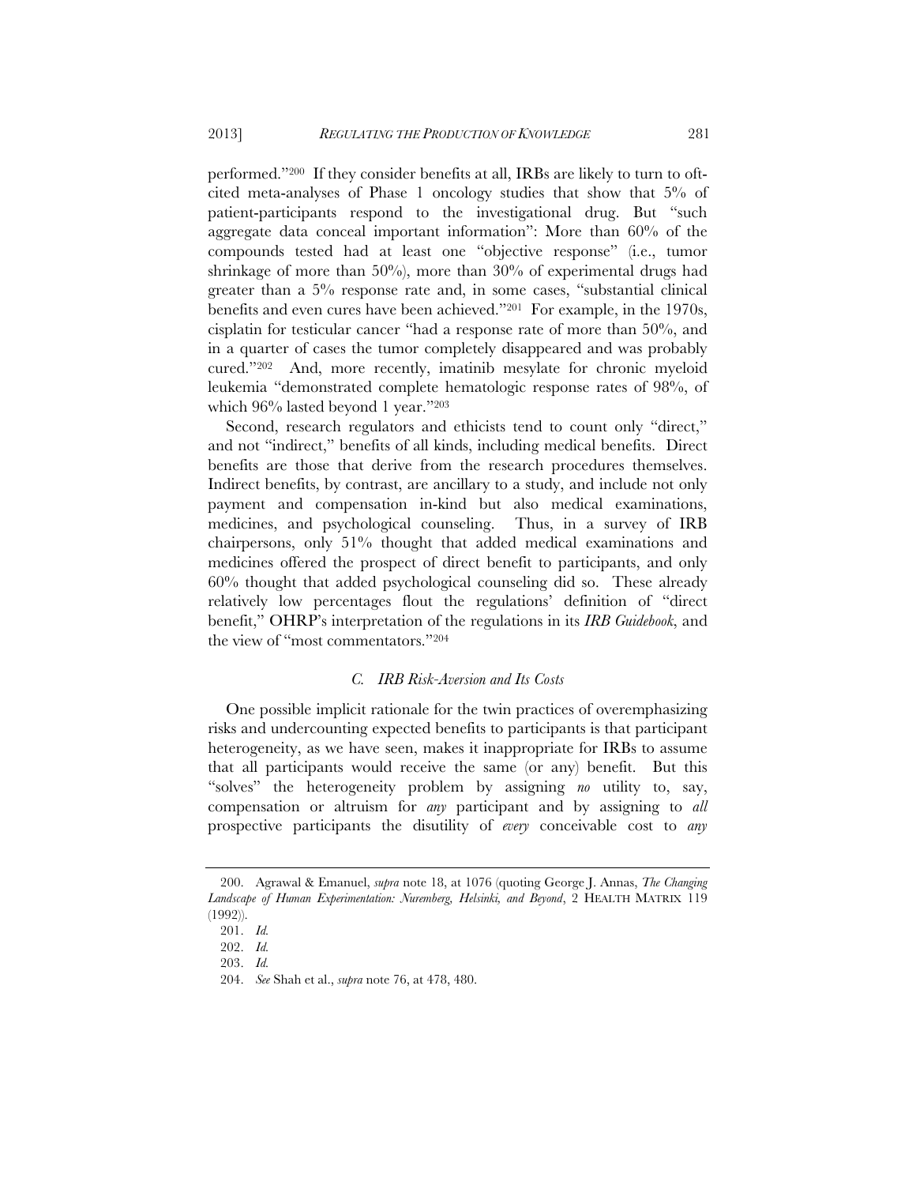performed."[200] If they consider benefits at all, IRBs are likely to turn to oft-cited meta-analyses of Phase 1 oncology studies that show that 5% of patient-participants respond to the investigational drug. But "such aggregate data conceal important information": More than 60% of the compounds tested had at least one "objective response" (i.e., tumor shrinkage of more than 50%), more than 30% of experimental drugs had greater than a 5% response rate and, in some cases, "substantial clinical benefits and even cures have been achieved."[201] For example, in the 1970s, cisplatin for testicular cancer "had a response rate of more than 50%, and in a quarter of cases the tumor completely disappeared and was probably cured."[202] And, more recently, imatinib mesylate for chronic myeloid leukemia "demonstrated complete hematologic response rates of 98%, of which 96% lasted beyond 1 year."[203]

Second, research regulators and ethicists tend to count only "direct," and not "indirect," benefits of all kinds, including medical benefits. Direct benefits are those that derive from the research procedures themselves. Indirect benefits, by contrast, are ancillary to a study, and include not only payment and compensation in-kind but also medical examinations, medicines, and psychological counseling. Thus, in a survey of IRB chairpersons, only 51% thought that added medical examinations and medicines offered the prospect of direct benefit to participants, and only 60% thought that added psychological counseling did so. These already relatively low percentages flout the regulations' definition of "direct benefit," OHRP's interpretation of the regulations in its *IRB Guidebook*, and the view of "most commentators."[204]

### *C. IRB Risk-Aversion and Its Costs*

One possible implicit rationale for the twin practices of overemphasizing risks and undercounting expected benefits to participants is that participant heterogeneity, as we have seen, makes it inappropriate for IRBs to assume that all participants would receive the same (or any) benefit. But this "solves" the heterogeneity problem by assigning *no* utility to, say, compensation or altruism for *any* participant and by assigning to *all* prospective participants the disutility of *every* conceivable cost to *any*

---

200. Agrawal & Emanuel, *supra* note 18, at 1076 (quoting George J. Annas, *The Changing Landscape of Human Experimentation: Nuremberg, Helsinki, and Beyond*, 2 HEALTH MATRIX 119 (1992)).

201. *Id.*

202. *Id.*

203. *Id.*

204. *See* Shah et al., *supra* note 76, at 478, 480.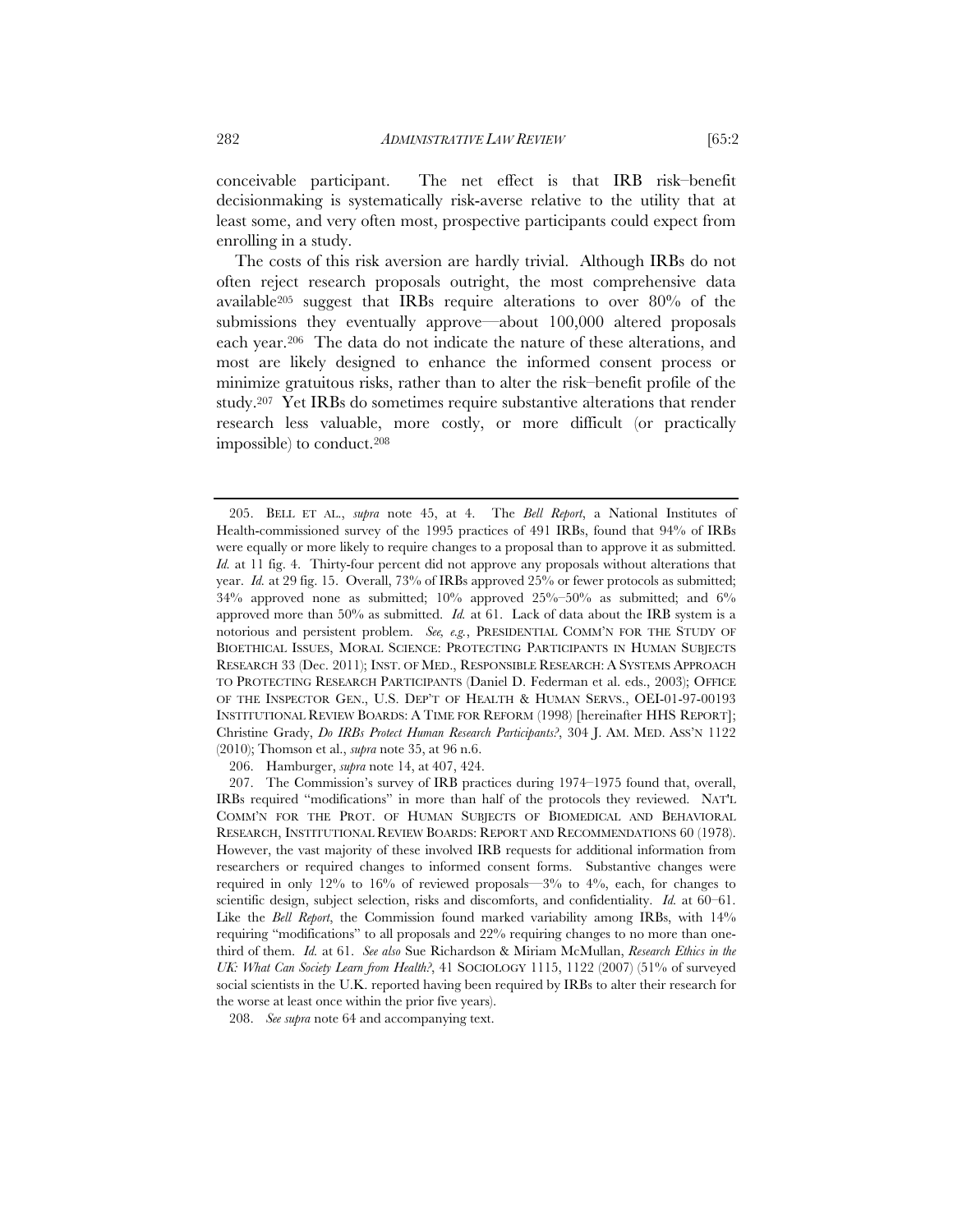conceivable participant. The net effect is that IRB risk–benefit decisionmaking is systematically risk-averse relative to the utility that at least some, and very often most, prospective participants could expect from enrolling in a study.

The costs of this risk aversion are hardly trivial. Although IRBs do not often reject research proposals outright, the most comprehensive data available[205] suggest that IRBs require alterations to over 80% of the submissions they eventually approve—about 100,000 altered proposals each year.[206] The data do not indicate the nature of these alterations, and most are likely designed to enhance the informed consent process or minimize gratuitous risks, rather than to alter the risk–benefit profile of the study.[207] Yet IRBs do sometimes require substantive alterations that render research less valuable, more costly, or more difficult (or practically impossible) to conduct.[208]

---

205. BELL ET AL., *supra* note 45, at 4. The *Bell Report*, a National Institutes of Health-commissioned survey of the 1995 practices of 491 IRBs, found that 94% of IRBs were equally or more likely to require changes to a proposal than to approve it as submitted. *Id.* at 11 fig. 4. Thirty-four percent did not approve any proposals without alterations that year. *Id.* at 29 fig. 15. Overall, 73% of IRBs approved 25% or fewer protocols as submitted; 34% approved none as submitted; 10% approved 25%–50% as submitted; and 6% approved more than 50% as submitted. *Id.* at 61. Lack of data about the IRB system is a notorious and persistent problem. *See, e.g.*, PRESIDENTIAL COMM'N FOR THE STUDY OF BIOETHICAL ISSUES, MORAL SCIENCE: PROTECTING PARTICIPANTS IN HUMAN SUBJECTS RESEARCH 33 (Dec. 2011); INST. OF MED., RESPONSIBLE RESEARCH: A SYSTEMS APPROACH TO PROTECTING RESEARCH PARTICIPANTS (Daniel D. Federman et al. eds., 2003); OFFICE OF THE INSPECTOR GEN., U.S. DEP'T OF HEALTH & HUMAN SERVS., OEI-01-97-00193 INSTITUTIONAL REVIEW BOARDS: A TIME FOR REFORM (1998) [hereinafter HHS REPORT]; Christine Grady, *Do IRBs Protect Human Research Participants?*, 304 J. AM. MED. ASS'N 1122 (2010); Thomson et al., *supra* note 35, at 96 n.6.

206. Hamburger, *supra* note 14, at 407, 424.

207. The Commission's survey of IRB practices during 1974–1975 found that, overall, IRBs required "modifications" in more than half of the protocols they reviewed. NAT'L COMM'N FOR THE PROT. OF HUMAN SUBJECTS OF BIOMEDICAL AND BEHAVIORAL RESEARCH, INSTITUTIONAL REVIEW BOARDS: REPORT AND RECOMMENDATIONS 60 (1978). However, the vast majority of these involved IRB requests for additional information from researchers or required changes to informed consent forms. Substantive changes were required in only 12% to 16% of reviewed proposals—3% to 4%, each, for changes to scientific design, subject selection, risks and discomforts, and confidentiality. *Id.* at 60–61. Like the *Bell Report*, the Commission found marked variability among IRBs, with 14% requiring "modifications" to all proposals and 22% requiring changes to no more than one-third of them. *Id.* at 61. *See also* Sue Richardson & Miriam McMullan, *Research Ethics in the UK: What Can Society Learn from Health?*, 41 SOCIOLOGY 1115, 1122 (2007) (51% of surveyed social scientists in the U.K. reported having been required by IRBs to alter their research for the worse at least once within the prior five years).

208. *See supra* note 64 and accompanying text.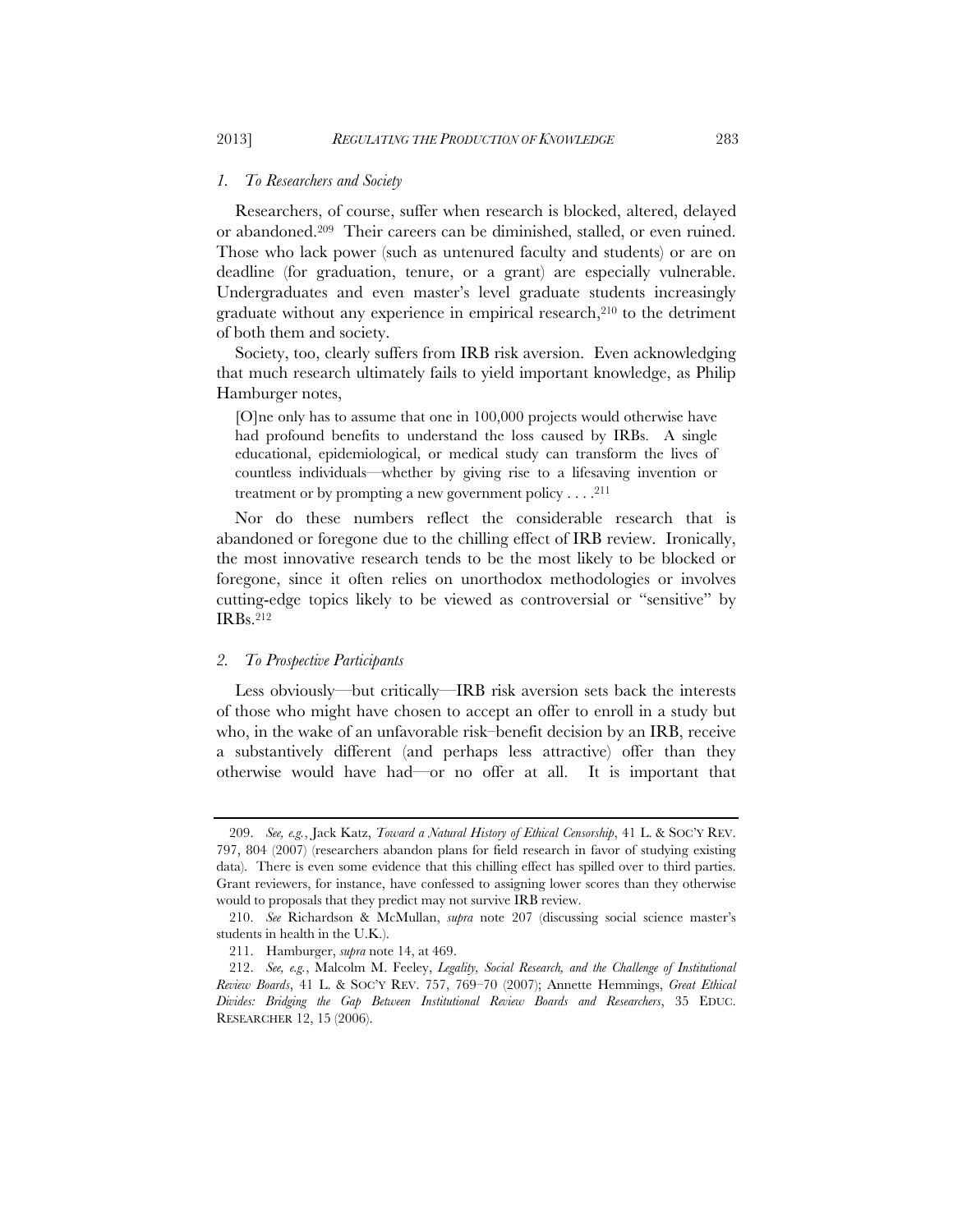### *1. To Researchers and Society*

Researchers, of course, suffer when research is blocked, altered, delayed or abandoned.[209] Their careers can be diminished, stalled, or even ruined. Those who lack power (such as untenured faculty and students) or are on deadline (for graduation, tenure, or a grant) are especially vulnerable. Undergraduates and even master's level graduate students increasingly graduate without any experience in empirical research,[210] to the detriment of both them and society.

Society, too, clearly suffers from IRB risk aversion. Even acknowledging that much research ultimately fails to yield important knowledge, as Philip Hamburger notes,

> [O]ne only has to assume that one in 100,000 projects would otherwise have had profound benefits to understand the loss caused by IRBs. A single educational, epidemiological, or medical study can transform the lives of countless individuals—whether by giving rise to a lifesaving invention or treatment or by prompting a new government policy . . . .[211]

Nor do these numbers reflect the considerable research that is abandoned or foregone due to the chilling effect of IRB review. Ironically, the most innovative research tends to be the most likely to be blocked or foregone, since it often relies on unorthodox methodologies or involves cutting-edge topics likely to be viewed as controversial or "sensitive" by IRBs.[212]

### *2. To Prospective Participants*

Less obviously—but critically—IRB risk aversion sets back the interests of those who might have chosen to accept an offer to enroll in a study but who, in the wake of an unfavorable risk–benefit decision by an IRB, receive a substantively different (and perhaps less attractive) offer than they otherwise would have had—or no offer at all. It is important that

---

209. *See, e.g.*, Jack Katz, *Toward a Natural History of Ethical Censorship*, 41 L. & SOC'Y REV. 797, 804 (2007) (researchers abandon plans for field research in favor of studying existing data). There is even some evidence that this chilling effect has spilled over to third parties. Grant reviewers, for instance, have confessed to assigning lower scores than they otherwise would to proposals that they predict may not survive IRB review.

210. *See* Richardson & McMullan, *supra* note 207 (discussing social science master's students in health in the U.K.).

211. Hamburger, *supra* note 14, at 469.

212. *See, e.g.*, Malcolm M. Feeley, *Legality, Social Research, and the Challenge of Institutional Review Boards*, 41 L. & SOC'Y REV. 757, 769–70 (2007); Annette Hemmings, *Great Ethical Divides: Bridging the Gap Between Institutional Review Boards and Researchers*, 35 EDUC. RESEARCHER 12, 15 (2006).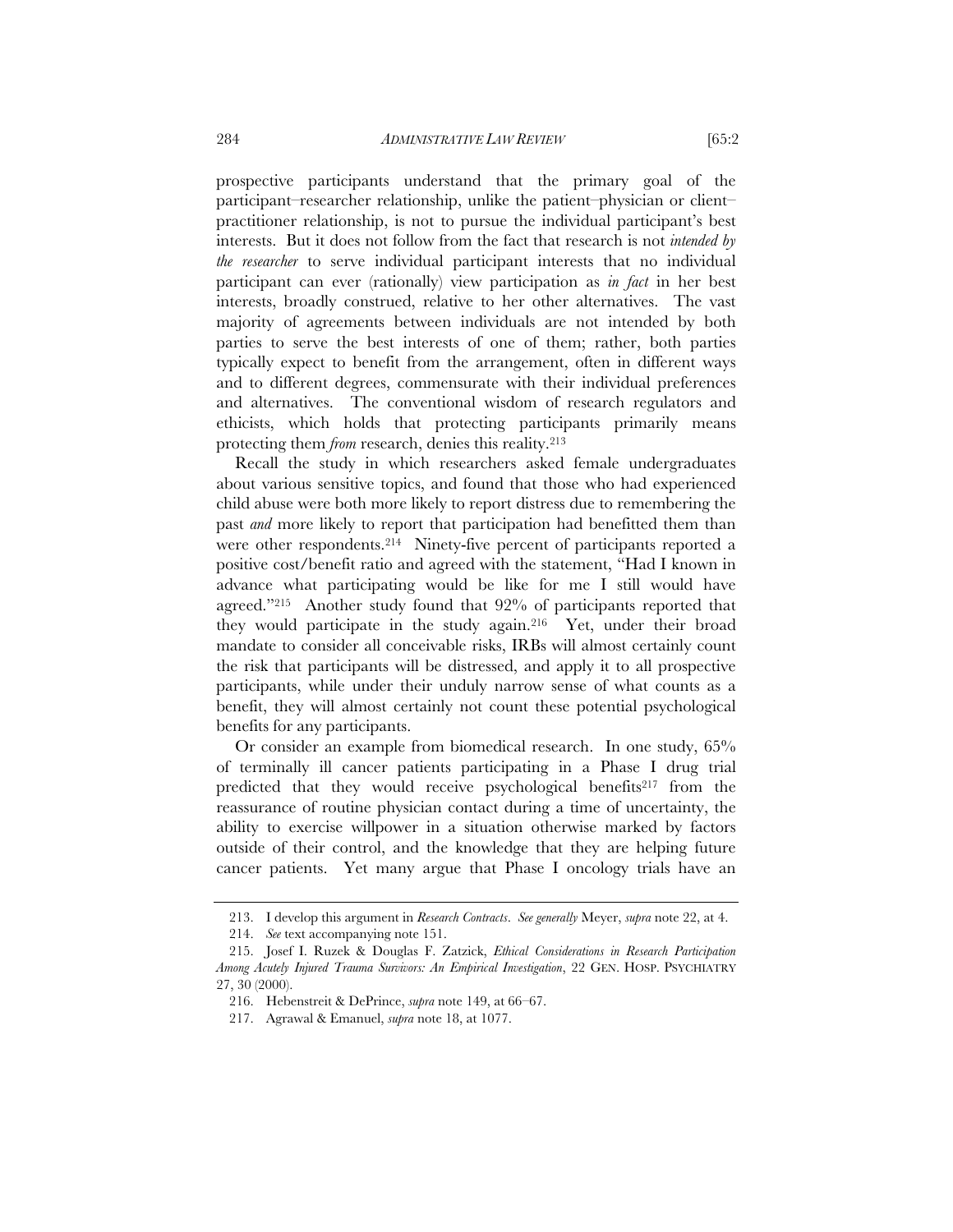prospective participants understand that the primary goal of the participant–researcher relationship, unlike the patient–physician or client–practitioner relationship, is not to pursue the individual participant's best interests. But it does not follow from the fact that research is not *intended by the researcher* to serve individual participant interests that no individual participant can ever (rationally) view participation as *in fact* in her best interests, broadly construed, relative to her other alternatives. The vast majority of agreements between individuals are not intended by both parties to serve the best interests of one of them; rather, both parties typically expect to benefit from the arrangement, often in different ways and to different degrees, commensurate with their individual preferences and alternatives. The conventional wisdom of research regulators and ethicists, which holds that protecting participants primarily means protecting them *from* research, denies this reality.[213]

Recall the study in which researchers asked female undergraduates about various sensitive topics, and found that those who had experienced child abuse were both more likely to report distress due to remembering the past *and* more likely to report that participation had benefitted them than were other respondents.[214] Ninety-five percent of participants reported a positive cost/benefit ratio and agreed with the statement, "Had I known in advance what participating would be like for me I still would have agreed."[215] Another study found that 92% of participants reported that they would participate in the study again.[216] Yet, under their broad mandate to consider all conceivable risks, IRBs will almost certainly count the risk that participants will be distressed, and apply it to all prospective participants, while under their unduly narrow sense of what counts as a benefit, they will almost certainly not count these potential psychological benefits for any participants.

Or consider an example from biomedical research. In one study, 65% of terminally ill cancer patients participating in a Phase I drug trial predicted that they would receive psychological benefits[217] from the reassurance of routine physician contact during a time of uncertainty, the ability to exercise willpower in a situation otherwise marked by factors outside of their control, and the knowledge that they are helping future cancer patients. Yet many argue that Phase I oncology trials have an

---

213. I develop this argument in *Research Contracts*. *See generally* Meyer, *supra* note 22, at 4.

214. *See* text accompanying note 151.

215. Josef I. Ruzek & Douglas F. Zatzick, *Ethical Considerations in Research Participation Among Acutely Injured Trauma Survivors: An Empirical Investigation*, 22 GEN. HOSP. PSYCHIATRY 27, 30 (2000).

216. Hebenstreit & DePrince, *supra* note 149, at 66–67.

217. Agrawal & Emanuel, *supra* note 18, at 1077.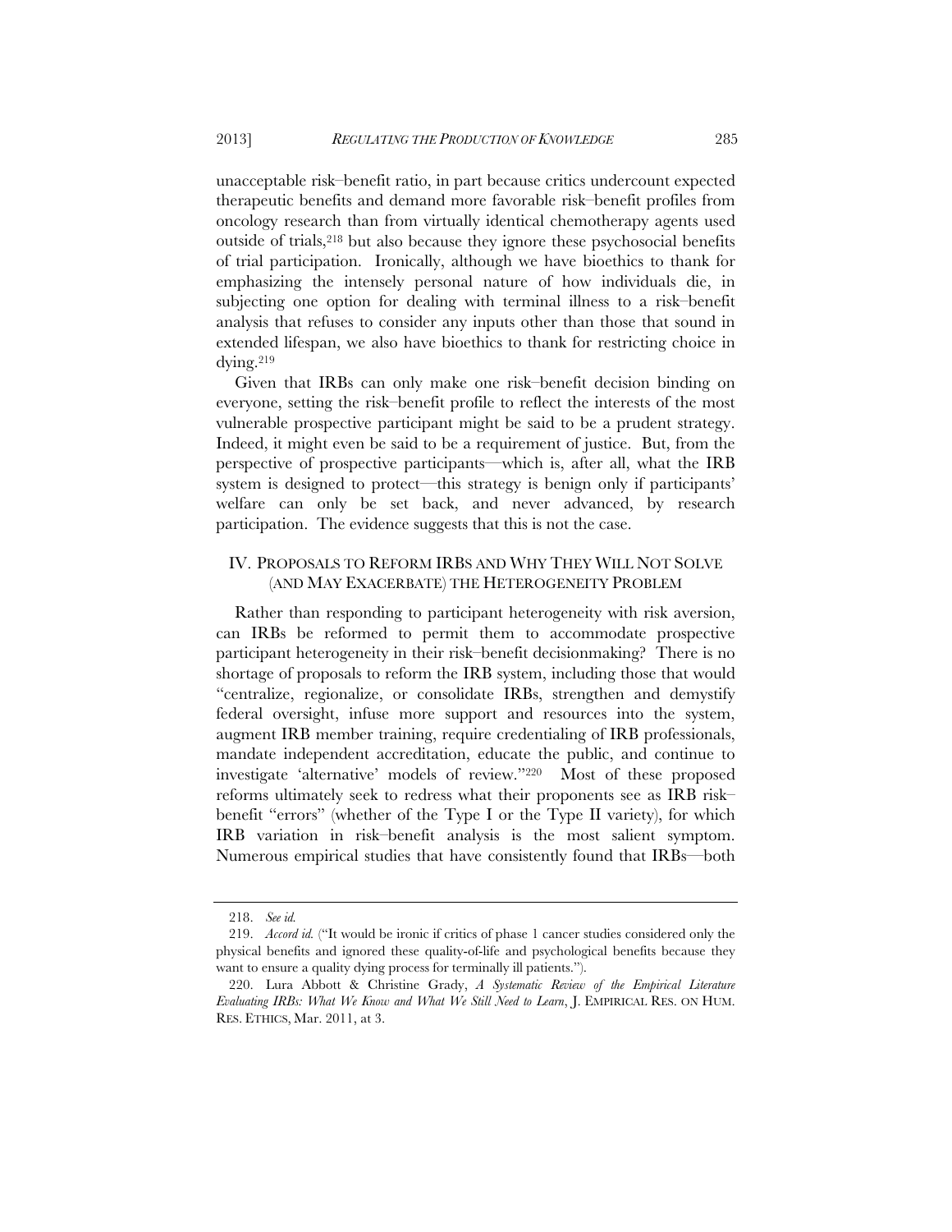unacceptable risk–benefit ratio, in part because critics undercount expected therapeutic benefits and demand more favorable risk–benefit profiles from oncology research than from virtually identical chemotherapy agents used outside of trials,[218] but also because they ignore these psychosocial benefits of trial participation. Ironically, although we have bioethics to thank for emphasizing the intensely personal nature of how individuals die, in subjecting one option for dealing with terminal illness to a risk–benefit analysis that refuses to consider any inputs other than those that sound in extended lifespan, we also have bioethics to thank for restricting choice in dying.[219]

Given that IRBs can only make one risk–benefit decision binding on everyone, setting the risk–benefit profile to reflect the interests of the most vulnerable prospective participant might be said to be a prudent strategy. Indeed, it might even be said to be a requirement of justice. But, from the perspective of prospective participants—which is, after all, what the IRB system is designed to protect—this strategy is benign only if participants' welfare can only be set back, and never advanced, by research participation. The evidence suggests that this is not the case.

## IV. PROPOSALS TO REFORM IRBS AND WHY THEY WILL NOT SOLVE (AND MAY EXACERBATE) THE HETEROGENEITY PROBLEM

Rather than responding to participant heterogeneity with risk aversion, can IRBs be reformed to permit them to accommodate prospective participant heterogeneity in their risk–benefit decisionmaking? There is no shortage of proposals to reform the IRB system, including those that would "centralize, regionalize, or consolidate IRBs, strengthen and demystify federal oversight, infuse more support and resources into the system, augment IRB member training, require credentialing of IRB professionals, mandate independent accreditation, educate the public, and continue to investigate 'alternative' models of review."[220] Most of these proposed reforms ultimately seek to redress what their proponents see as IRB risk–benefit "errors" (whether of the Type I or the Type II variety), for which IRB variation in risk–benefit analysis is the most salient symptom. Numerous empirical studies that have consistently found that IRBs—both

---

218. *See id.*

219. *Accord id.* ("It would be ironic if critics of phase 1 cancer studies considered only the physical benefits and ignored these quality-of-life and psychological benefits because they want to ensure a quality dying process for terminally ill patients.").

220. Lura Abbott & Christine Grady, *A Systematic Review of the Empirical Literature Evaluating IRBs: What We Know and What We Still Need to Learn*, J. EMPIRICAL RES. ON HUM. RES. ETHICS, Mar. 2011, at 3.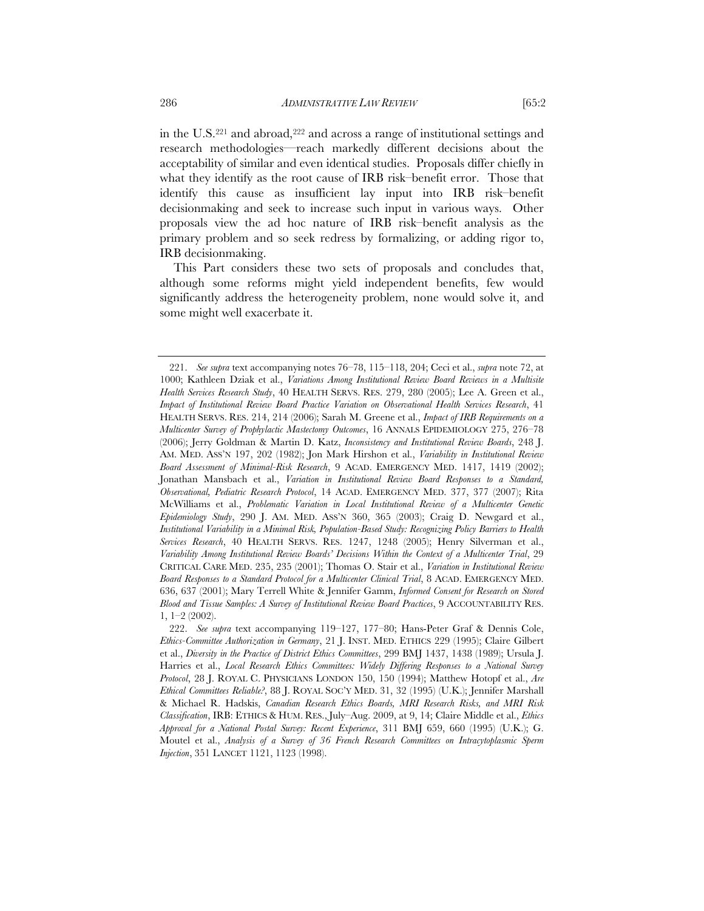in the U.S.[221] and abroad,[222] and across a range of institutional settings and research methodologies—reach markedly different decisions about the acceptability of similar and even identical studies. Proposals differ chiefly in what they identify as the root cause of IRB risk–benefit error. Those that identify this cause as insufficient lay input into IRB risk–benefit decisionmaking and seek to increase such input in various ways. Other proposals view the ad hoc nature of IRB risk–benefit analysis as the primary problem and so seek redress by formalizing, or adding rigor to, IRB decisionmaking.

This Part considers these two sets of proposals and concludes that, although some reforms might yield independent benefits, few would significantly address the heterogeneity problem, none would solve it, and some might well exacerbate it.

---

221. *See supra* text accompanying notes 76–78, 115–118, 204; Ceci et al., *supra* note 72, at 1000; Kathleen Dziak et al., *Variations Among Institutional Review Board Reviews in a Multisite Health Services Research Study*, 40 HEALTH SERVS. RES. 279, 280 (2005); Lee A. Green et al., *Impact of Institutional Review Board Practice Variation on Observational Health Services Research*, 41 HEALTH SERVS. RES. 214, 214 (2006); Sarah M. Greene et al., *Impact of IRB Requirements on a Multicenter Survey of Prophylactic Mastectomy Outcomes*, 16 ANNALS EPIDEMIOLOGY 275, 276–78 (2006); Jerry Goldman & Martin D. Katz, *Inconsistency and Institutional Review Boards*, 248 J. AM. MED. ASS'N 197, 202 (1982); Jon Mark Hirshon et al., *Variability in Institutional Review Board Assessment of Minimal-Risk Research*, 9 ACAD. EMERGENCY MED. 1417, 1419 (2002); Jonathan Mansbach et al., *Variation in Institutional Review Board Responses to a Standard, Observational, Pediatric Research Protocol*, 14 ACAD. EMERGENCY MED. 377, 377 (2007); Rita McWilliams et al., *Problematic Variation in Local Institutional Review of a Multicenter Genetic Epidemiology Study*, 290 J. AM. MED. ASS'N 360, 365 (2003); Craig D. Newgard et al., *Institutional Variability in a Minimal Risk, Population-Based Study: Recognizing Policy Barriers to Health Services Research*, 40 HEALTH SERVS. RES. 1247, 1248 (2005); Henry Silverman et al., *Variability Among Institutional Review Boards' Decisions Within the Context of a Multicenter Trial*, 29 CRITICAL CARE MED. 235, 235 (2001); Thomas O. Stair et al., *Variation in Institutional Review Board Responses to a Standard Protocol for a Multicenter Clinical Trial*, 8 ACAD. EMERGENCY MED. 636, 637 (2001); Mary Terrell White & Jennifer Gamm, *Informed Consent for Research on Stored Blood and Tissue Samples: A Survey of Institutional Review Board Practices*, 9 ACCOUNTABILITY RES. 1, 1–2 (2002).

222. *See supra* text accompanying 119–127, 177–80; Hans-Peter Graf & Dennis Cole, *Ethics-Committee Authorization in Germany*, 21 J. INST. MED. ETHICS 229 (1995); Claire Gilbert et al., *Diversity in the Practice of District Ethics Committees*, 299 BMJ 1437, 1438 (1989); Ursula J. Harries et al., *Local Research Ethics Committees: Widely Differing Responses to a National Survey Protocol*, 28 J. ROYAL C. PHYSICIANS LONDON 150, 150 (1994); Matthew Hotopf et al., *Are Ethical Committees Reliable?*, 88 J. ROYAL SOC'Y MED. 31, 32 (1995) (U.K.); Jennifer Marshall & Michael R. Hadskis, *Canadian Research Ethics Boards, MRI Research Risks, and MRI Risk Classification*, IRB: ETHICS & HUM. RES., July–Aug. 2009, at 9, 14; Claire Middle et al., *Ethics Approval for a National Postal Survey: Recent Experience*, 311 BMJ 659, 660 (1995) (U.K.); G. Moutel et al., *Analysis of a Survey of 36 French Research Committees on Intracytoplasmic Sperm Injection*, 351 LANCET 1121, 1123 (1998).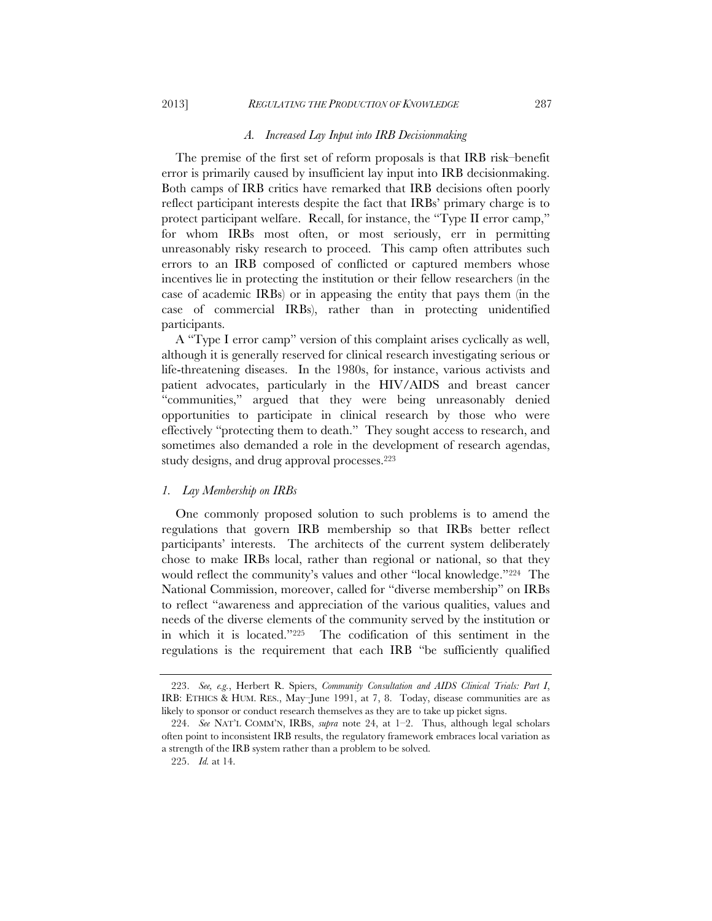### *A. Increased Lay Input into IRB Decisionmaking*

The premise of the first set of reform proposals is that IRB risk–benefit error is primarily caused by insufficient lay input into IRB decisionmaking. Both camps of IRB critics have remarked that IRB decisions often poorly reflect participant interests despite the fact that IRBs' primary charge is to protect participant welfare. Recall, for instance, the "Type II error camp," for whom IRBs most often, or most seriously, err in permitting unreasonably risky research to proceed. This camp often attributes such errors to an IRB composed of conflicted or captured members whose incentives lie in protecting the institution or their fellow researchers (in the case of academic IRBs) or in appeasing the entity that pays them (in the case of commercial IRBs), rather than in protecting unidentified participants.

A "Type I error camp" version of this complaint arises cyclically as well, although it is generally reserved for clinical research investigating serious or life-threatening diseases. In the 1980s, for instance, various activists and patient advocates, particularly in the HIV/AIDS and breast cancer "communities," argued that they were being unreasonably denied opportunities to participate in clinical research by those who were effectively "protecting them to death." They sought access to research, and sometimes also demanded a role in the development of research agendas, study designs, and drug approval processes.[223]

#### *1. Lay Membership on IRBs*

One commonly proposed solution to such problems is to amend the regulations that govern IRB membership so that IRBs better reflect participants' interests. The architects of the current system deliberately chose to make IRBs local, rather than regional or national, so that they would reflect the community's values and other "local knowledge."[224] The National Commission, moreover, called for "diverse membership" on IRBs to reflect "awareness and appreciation of the various qualities, values and needs of the diverse elements of the community served by the institution or in which it is located."[225] The codification of this sentiment in the regulations is the requirement that each IRB "be sufficiently qualified

---

223. *See, e.g.*, Herbert R. Spiers, *Community Consultation and AIDS Clinical Trials: Part I*, IRB: ETHICS & HUM. RES., May–June 1991, at 7, 8. Today, disease communities are as likely to sponsor or conduct research themselves as they are to take up picket signs.

224. *See* NAT'L COMM'N, IRBS, *supra* note 24, at 1–2. Thus, although legal scholars often point to inconsistent IRB results, the regulatory framework embraces local variation as a strength of the IRB system rather than a problem to be solved.

225. *Id.* at 14.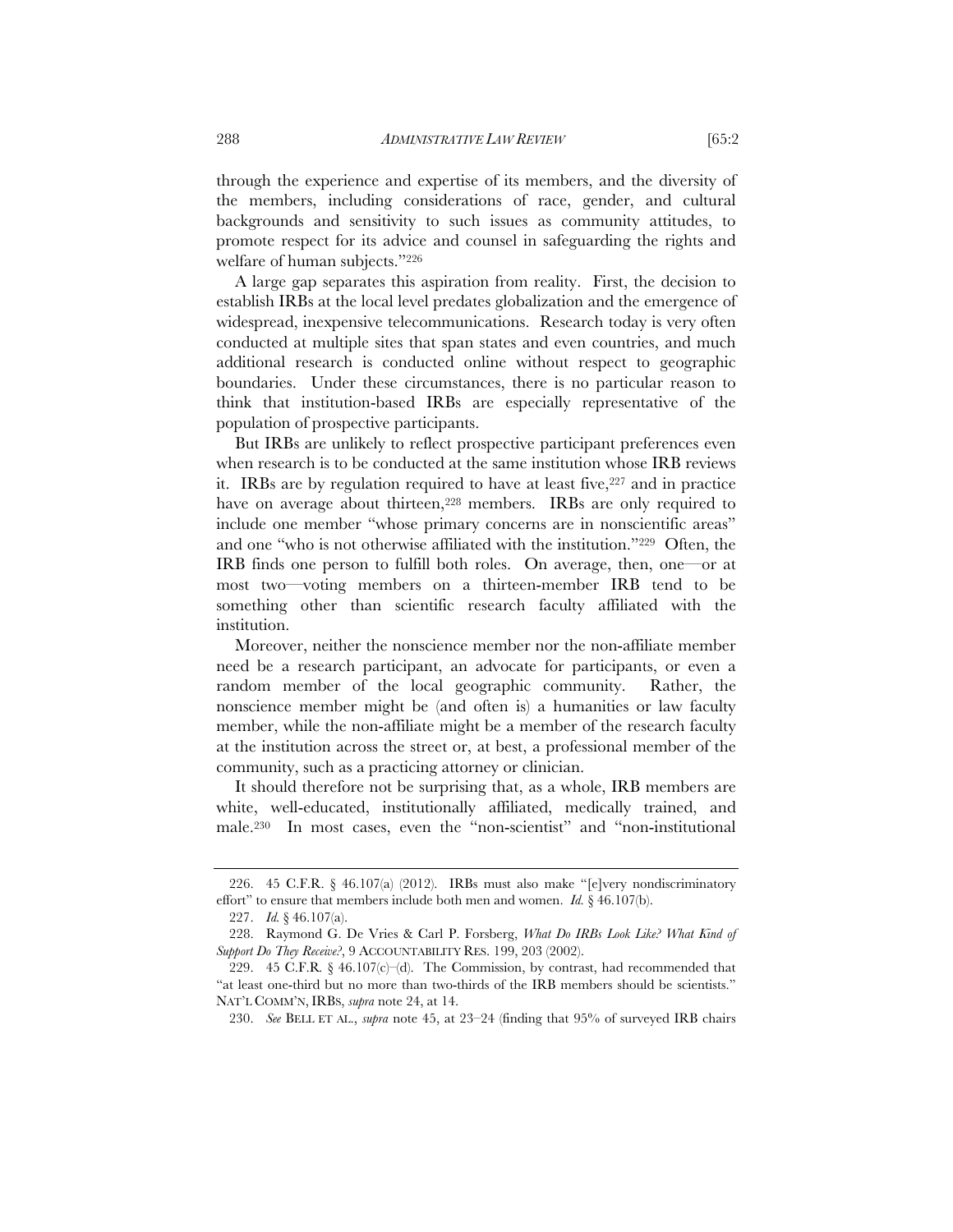through the experience and expertise of its members, and the diversity of the members, including considerations of race, gender, and cultural backgrounds and sensitivity to such issues as community attitudes, to promote respect for its advice and counsel in safeguarding the rights and welfare of human subjects."[226]

A large gap separates this aspiration from reality. First, the decision to establish IRBs at the local level predates globalization and the emergence of widespread, inexpensive telecommunications. Research today is very often conducted at multiple sites that span states and even countries, and much additional research is conducted online without respect to geographic boundaries. Under these circumstances, there is no particular reason to think that institution-based IRBs are especially representative of the population of prospective participants.

But IRBs are unlikely to reflect prospective participant preferences even when research is to be conducted at the same institution whose IRB reviews it. IRBs are by regulation required to have at least five,[227] and in practice have on average about thirteen,[228] members. IRBs are only required to include one member "whose primary concerns are in nonscientific areas" and one "who is not otherwise affiliated with the institution."[229] Often, the IRB finds one person to fulfill both roles. On average, then, one—or at most two—voting members on a thirteen-member IRB tend to be something other than scientific research faculty affiliated with the institution.

Moreover, neither the nonscience member nor the non-affiliate member need be a research participant, an advocate for participants, or even a random member of the local geographic community. Rather, the nonscience member might be (and often is) a humanities or law faculty member, while the non-affiliate might be a member of the research faculty at the institution across the street or, at best, a professional member of the community, such as a practicing attorney or clinician.

It should therefore not be surprising that, as a whole, IRB members are white, well-educated, institutionally affiliated, medically trained, and male.[230] In most cases, even the "non-scientist" and "non-institutional

---

226. 45 C.F.R. § 46.107(a) (2012). IRBs must also make "[e]very nondiscriminatory effort" to ensure that members include both men and women. *Id.* § 46.107(b).

227. *Id.* § 46.107(a).

228. Raymond G. De Vries & Carl P. Forsberg, *What Do IRBs Look Like? What Kind of Support Do They Receive?*, 9 ACCOUNTABILITY RES. 199, 203 (2002).

229. 45 C.F.R. § 46.107(c)–(d). The Commission, by contrast, had recommended that "at least one-third but no more than two-thirds of the IRB members should be scientists." NAT'L COMM'N, IRBS, *supra* note 24, at 14.

230. *See* BELL ET AL., *supra* note 45, at 23–24 (finding that 95% of surveyed IRB chairs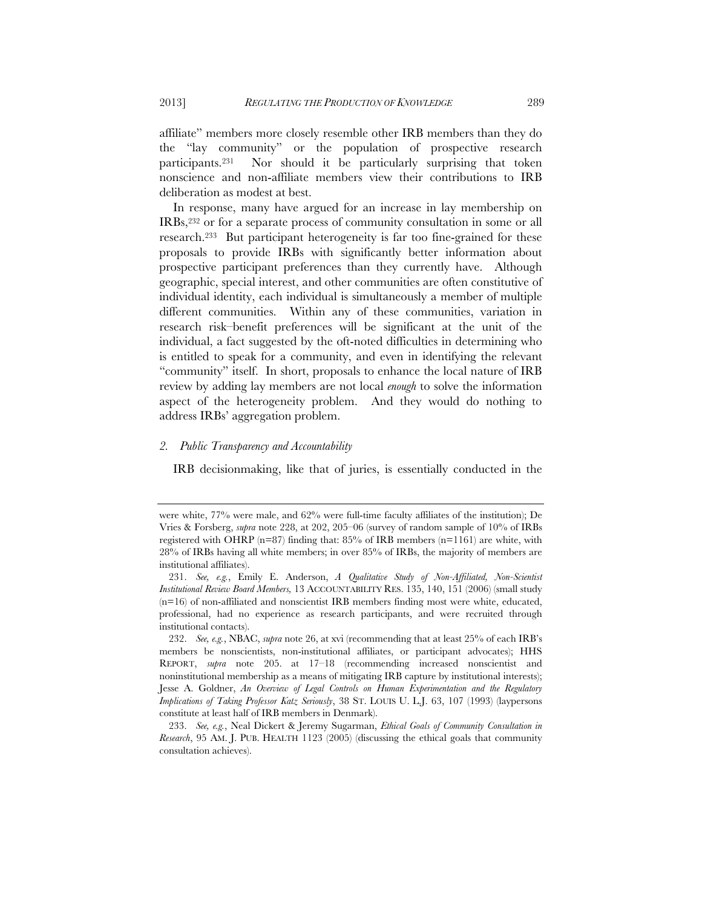affiliate" members more closely resemble other IRB members than they do the "lay community" or the population of prospective research participants.[231] Nor should it be particularly surprising that token nonscience and non-affiliate members view their contributions to IRB deliberation as modest at best.

In response, many have argued for an increase in lay membership on IRBs,[232] or for a separate process of community consultation in some or all research.[233] But participant heterogeneity is far too fine-grained for these proposals to provide IRBs with significantly better information about prospective participant preferences than they currently have. Although geographic, special interest, and other communities are often constitutive of individual identity, each individual is simultaneously a member of multiple different communities. Within any of these communities, variation in research risk–benefit preferences will be significant at the unit of the individual, a fact suggested by the oft-noted difficulties in determining who is entitled to speak for a community, and even in identifying the relevant "community" itself. In short, proposals to enhance the local nature of IRB review by adding lay members are not local *enough* to solve the information aspect of the heterogeneity problem. And they would do nothing to address IRBs' aggregation problem.

### 2. *Public Transparency and Accountability*

IRB decisionmaking, like that of juries, is essentially conducted in the

---

were white, 77% were male, and 62% were full-time faculty affiliates of the institution); De Vries & Forsberg, *supra* note 228, at 202, 205–06 (survey of random sample of 10% of IRBs registered with OHRP (n=87) finding that: 85% of IRB members (n=1161) are white, with 28% of IRBs having all white members; in over 85% of IRBs, the majority of members are institutional affiliates).

231. *See, e.g.*, Emily E. Anderson, *A Qualitative Study of Non-Affiliated, Non-Scientist Institutional Review Board Members,* 13 ACCOUNTABILITY RES. 135, 140, 151 (2006) (small study (n=16) of non-affiliated and nonscientist IRB members finding most were white, educated, professional, had no experience as research participants, and were recruited through institutional contacts).

232. *See, e.g.*, NBAC, *supra* note 26, at xvi (recommending that at least 25% of each IRB's members be nonscientists, non-institutional affiliates, or participant advocates); HHS REPORT, *supra* note 205. at 17–18 (recommending increased nonscientist and noninstitutional membership as a means of mitigating IRB capture by institutional interests); Jesse A. Goldner, *An Overview of Legal Controls on Human Experimentation and the Regulatory Implications of Taking Professor Katz Seriously*, 38 ST. LOUIS U. L.J. 63, 107 (1993) (laypersons constitute at least half of IRB members in Denmark).

233. *See, e.g.*, Neal Dickert & Jeremy Sugarman, *Ethical Goals of Community Consultation in Research*, 95 AM. J. PUB. HEALTH 1123 (2005) (discussing the ethical goals that community consultation achieves).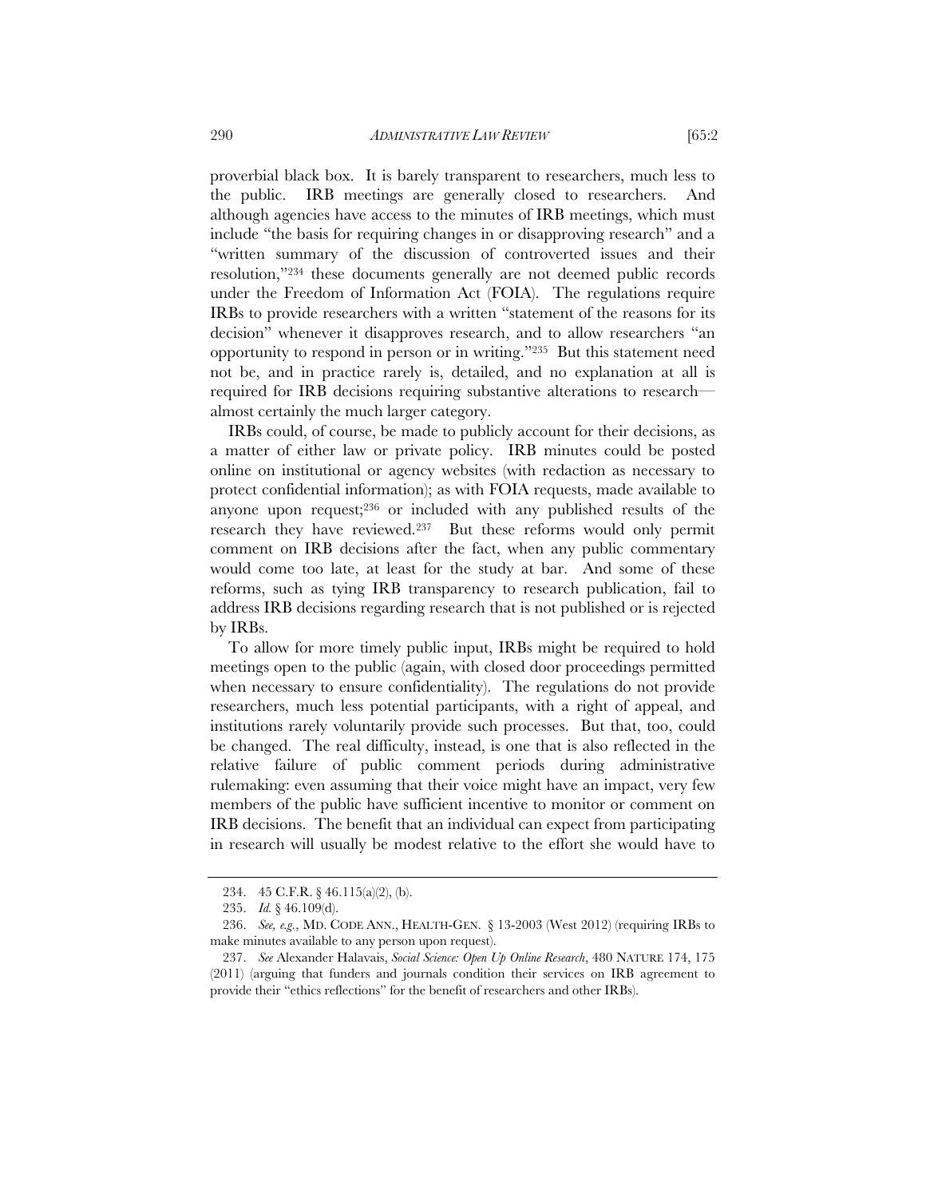proverbial black box. It is barely transparent to researchers, much less to the public. IRB meetings are generally closed to researchers. And although agencies have access to the minutes of IRB meetings, which must include "the basis for requiring changes in or disapproving research" and a "written summary of the discussion of controverted issues and their resolution,"[234] these documents generally are not deemed public records under the Freedom of Information Act (FOIA). The regulations require IRBs to provide researchers with a written "statement of the reasons for its decision" whenever it disapproves research, and to allow researchers "an opportunity to respond in person or in writing."[235] But this statement need not be, and in practice rarely is, detailed, and no explanation at all is required for IRB decisions requiring substantive alterations to research—almost certainly the much larger category.

IRBs could, of course, be made to publicly account for their decisions, as a matter of either law or private policy. IRB minutes could be posted online on institutional or agency websites (with redaction as necessary to protect confidential information); as with FOIA requests, made available to anyone upon request;[236] or included with any published results of the research they have reviewed.[237] But these reforms would only permit comment on IRB decisions after the fact, when any public commentary would come too late, at least for the study at bar. And some of these reforms, such as tying IRB transparency to research publication, fail to address IRB decisions regarding research that is not published or is rejected by IRBs.

To allow for more timely public input, IRBs might be required to hold meetings open to the public (again, with closed door proceedings permitted when necessary to ensure confidentiality). The regulations do not provide researchers, much less potential participants, with a right of appeal, and institutions rarely voluntarily provide such processes. But that, too, could be changed. The real difficulty, instead, is one that is also reflected in the relative failure of public comment periods during administrative rulemaking: even assuming that their voice might have an impact, very few members of the public have sufficient incentive to monitor or comment on IRB decisions. The benefit that an individual can expect from participating in research will usually be modest relative to the effort she would have to

---

234. 45 C.F.R. § 46.115(a)(2), (b).

235. *Id.* § 46.109(d).

236. *See, e.g.*, MD. CODE ANN., HEALTH-GEN. § 13-2003 (West 2012) (requiring IRBs to make minutes available to any person upon request).

237. *See* Alexander Halavais, *Social Science: Open Up Online Research*, 480 NATURE 174, 175 (2011) (arguing that funders and journals condition their services on IRB agreement to provide their "ethics reflections" for the benefit of researchers and other IRBs).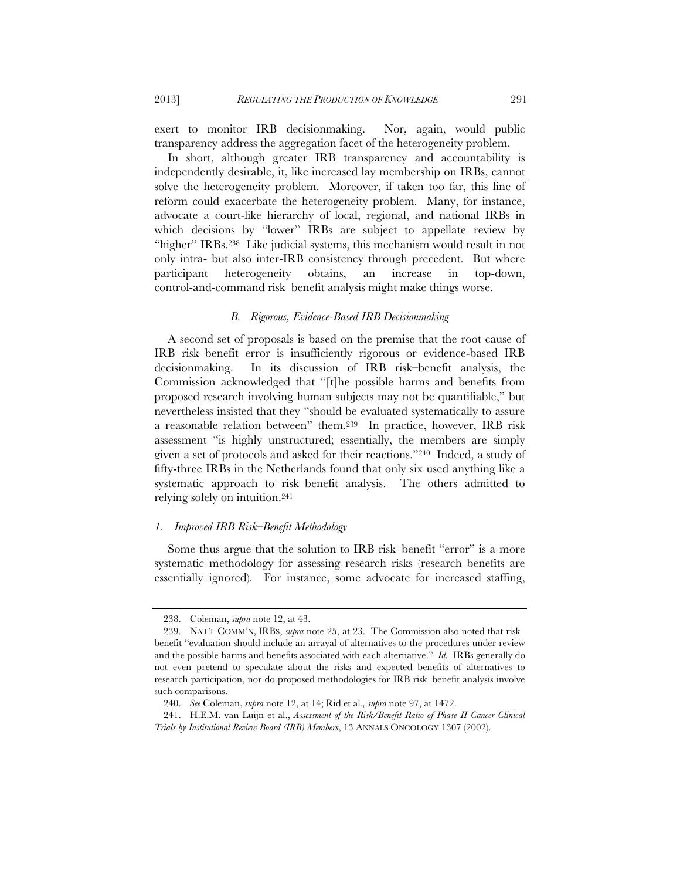exert to monitor IRB decisionmaking. Nor, again, would public transparency address the aggregation facet of the heterogeneity problem.

In short, although greater IRB transparency and accountability is independently desirable, it, like increased lay membership on IRBs, cannot solve the heterogeneity problem. Moreover, if taken too far, this line of reform could exacerbate the heterogeneity problem. Many, for instance, advocate a court-like hierarchy of local, regional, and national IRBs in which decisions by "lower" IRBs are subject to appellate review by "higher" IRBs.[238] Like judicial systems, this mechanism would result in not only intra- but also inter-IRB consistency through precedent. But where participant heterogeneity obtains, an increase in top-down, control-and-command risk–benefit analysis might make things worse.

### *B. Rigorous, Evidence-Based IRB Decisionmaking*

A second set of proposals is based on the premise that the root cause of IRB risk–benefit error is insufficiently rigorous or evidence-based IRB decisionmaking. In its discussion of IRB risk–benefit analysis, the Commission acknowledged that "[t]he possible harms and benefits from proposed research involving human subjects may not be quantifiable," but nevertheless insisted that they "should be evaluated systematically to assure a reasonable relation between" them.[239] In practice, however, IRB risk assessment "is highly unstructured; essentially, the members are simply given a set of protocols and asked for their reactions."[240] Indeed, a study of fifty-three IRBs in the Netherlands found that only six used anything like a systematic approach to risk–benefit analysis. The others admitted to relying solely on intuition.[241]

#### *1. Improved IRB Risk–Benefit Methodology*

Some thus argue that the solution to IRB risk–benefit "error" is a more systematic methodology for assessing research risks (research benefits are essentially ignored). For instance, some advocate for increased staffing,

---

238. Coleman, *supra* note 12, at 43.

239. NAT'L COMM'N, IRBS, *supra* note 25, at 23. The Commission also noted that risk–benefit "evaluation should include an arrayal of alternatives to the procedures under review and the possible harms and benefits associated with each alternative." *Id.* IRBs generally do not even pretend to speculate about the risks and expected benefits of alternatives to research participation, nor do proposed methodologies for IRB risk–benefit analysis involve such comparisons.

240. *See* Coleman, *supra* note 12, at 14; Rid et al., *supra* note 97, at 1472.

241. H.E.M. van Luijn et al., *Assessment of the Risk/Benefit Ratio of Phase II Cancer Clinical Trials by Institutional Review Board (IRB) Members*, 13 ANNALS ONCOLOGY 1307 (2002).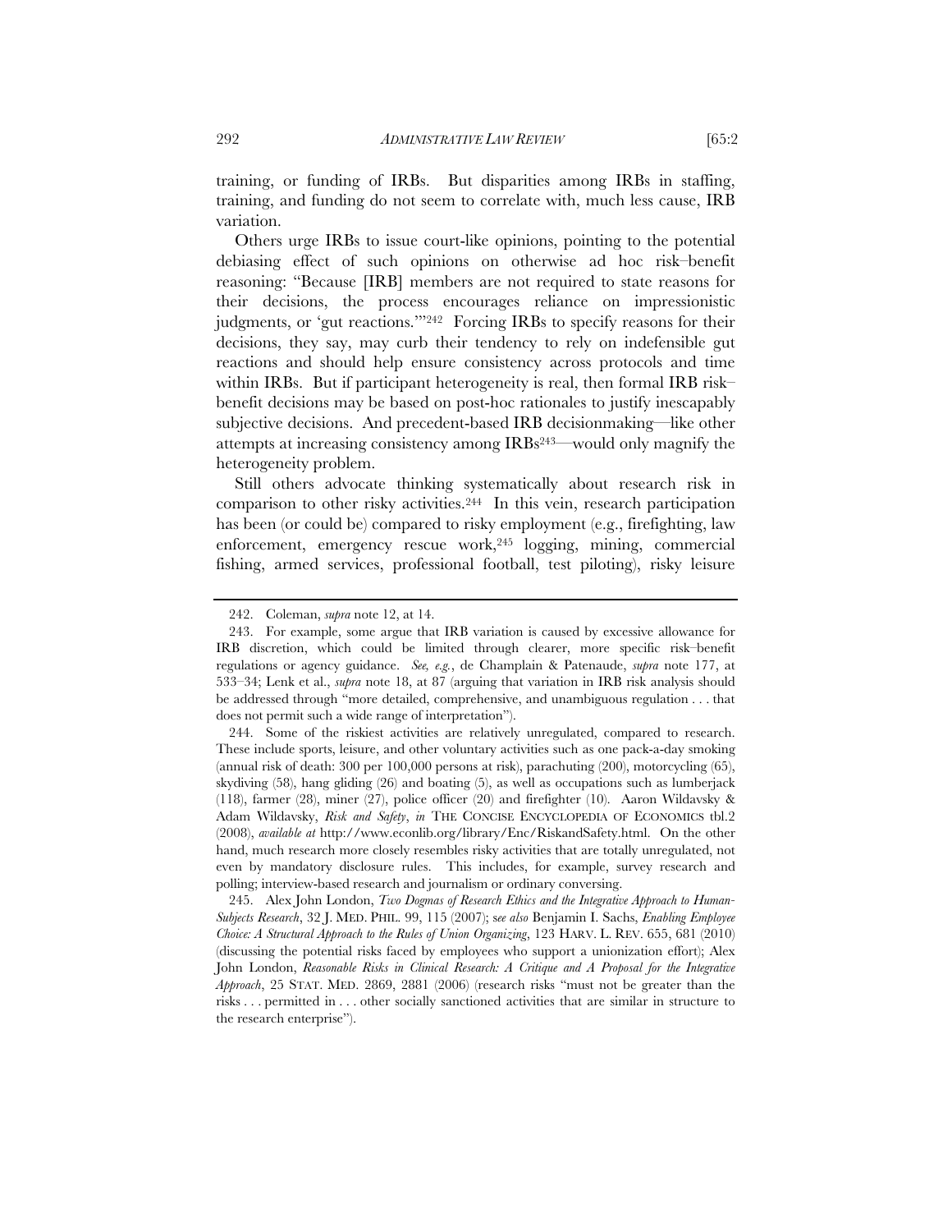training, or funding of IRBs. But disparities among IRBs in staffing, training, and funding do not seem to correlate with, much less cause, IRB variation.

Others urge IRBs to issue court-like opinions, pointing to the potential debiasing effect of such opinions on otherwise ad hoc risk–benefit reasoning: "Because [IRB] members are not required to state reasons for their decisions, the process encourages reliance on impressionistic judgments, or 'gut reactions.'"[242] Forcing IRBs to specify reasons for their decisions, they say, may curb their tendency to rely on indefensible gut reactions and should help ensure consistency across protocols and time within IRBs. But if participant heterogeneity is real, then formal IRB risk–benefit decisions may be based on post-hoc rationales to justify inescapably subjective decisions. And precedent-based IRB decisionmaking—like other attempts at increasing consistency among IRBs[243]—would only magnify the heterogeneity problem.

Still others advocate thinking systematically about research risk in comparison to other risky activities.[244] In this vein, research participation has been (or could be) compared to risky employment (e.g., firefighting, law enforcement, emergency rescue work,[245] logging, mining, commercial fishing, armed services, professional football, test piloting), risky leisure

---

242. Coleman, *supra* note 12, at 14.

243. For example, some argue that IRB variation is caused by excessive allowance for IRB discretion, which could be limited through clearer, more specific risk–benefit regulations or agency guidance. *See, e.g.*, de Champlain & Patenaude, *supra* note 177, at 533–34; Lenk et al., *supra* note 18, at 87 (arguing that variation in IRB risk analysis should be addressed through "more detailed, comprehensive, and unambiguous regulation . . . that does not permit such a wide range of interpretation").

244. Some of the riskiest activities are relatively unregulated, compared to research. These include sports, leisure, and other voluntary activities such as one pack-a-day smoking (annual risk of death: 300 per 100,000 persons at risk), parachuting (200), motorcycling (65), skydiving (58), hang gliding (26) and boating (5), as well as occupations such as lumberjack (118), farmer (28), miner (27), police officer (20) and firefighter (10). Aaron Wildavsky & Adam Wildavsky, *Risk and Safety*, *in* THE CONCISE ENCYCLOPEDIA OF ECONOMICS tbl.2 (2008), *available at* http://www.econlib.org/library/Enc/RiskandSafety.html. On the other hand, much research more closely resembles risky activities that are totally unregulated, not even by mandatory disclosure rules. This includes, for example, survey research and polling; interview-based research and journalism or ordinary conversing.

245. Alex John London, *Two Dogmas of Research Ethics and the Integrative Approach to Human-Subjects Research*, 32 J. MED. PHIL. 99, 115 (2007); s*ee also* Benjamin I. Sachs, *Enabling Employee Choice: A Structural Approach to the Rules of Union Organizing*, 123 HARV. L. REV. 655, 681 (2010) (discussing the potential risks faced by employees who support a unionization effort); Alex John London, *Reasonable Risks in Clinical Research: A Critique and A Proposal for the Integrative Approach*, 25 STAT. MED. 2869, 2881 (2006) (research risks "must not be greater than the risks . . . permitted in . . . other socially sanctioned activities that are similar in structure to the research enterprise").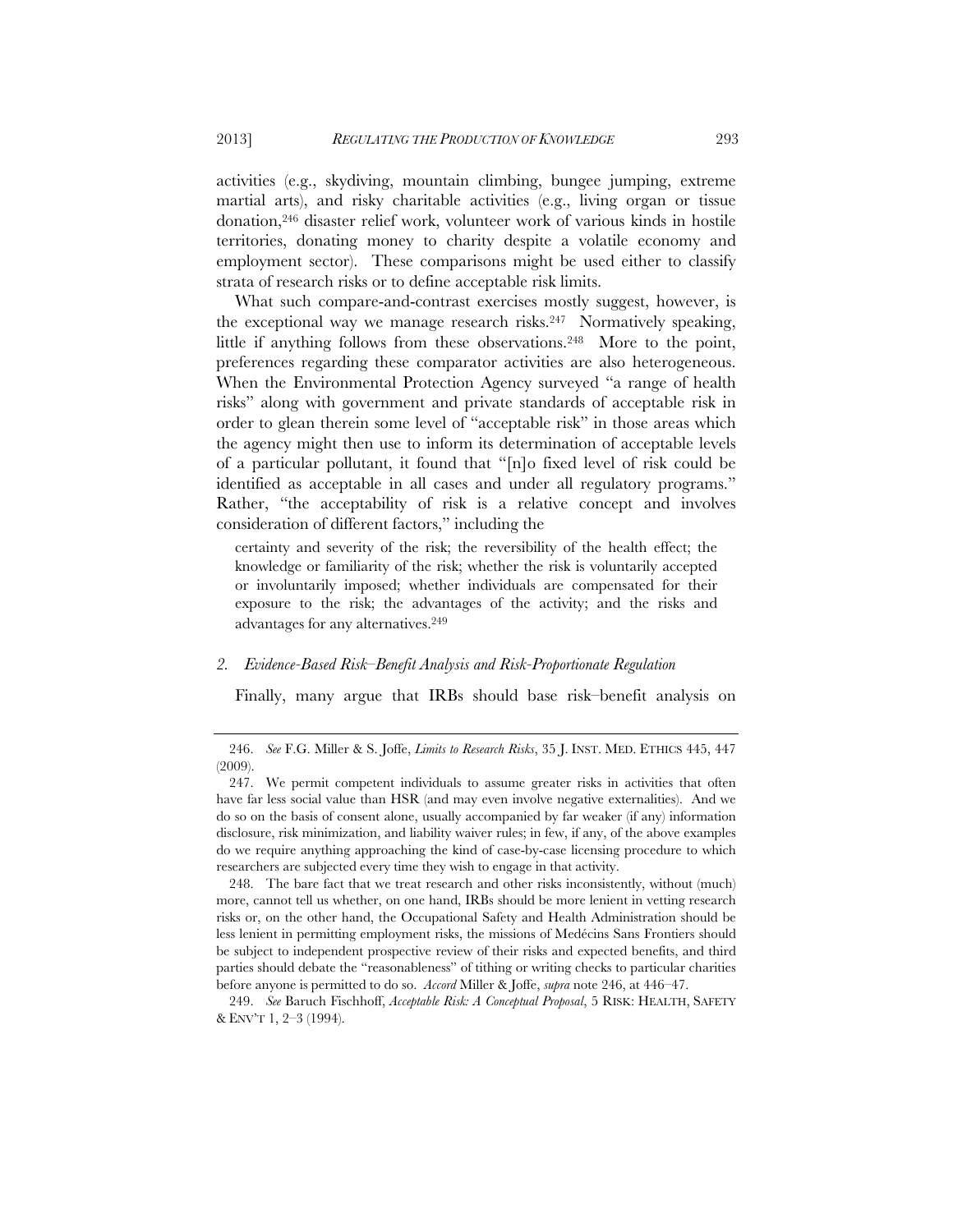activities (e.g., skydiving, mountain climbing, bungee jumping, extreme martial arts), and risky charitable activities (e.g., living organ or tissue donation,[246] disaster relief work, volunteer work of various kinds in hostile territories, donating money to charity despite a volatile economy and employment sector). These comparisons might be used either to classify strata of research risks or to define acceptable risk limits.

What such compare-and-contrast exercises mostly suggest, however, is the exceptional way we manage research risks.[247] Normatively speaking, little if anything follows from these observations.[248] More to the point, preferences regarding these comparator activities are also heterogeneous. When the Environmental Protection Agency surveyed "a range of health risks" along with government and private standards of acceptable risk in order to glean therein some level of "acceptable risk" in those areas which the agency might then use to inform its determination of acceptable levels of a particular pollutant, it found that "[n]o fixed level of risk could be identified as acceptable in all cases and under all regulatory programs." Rather, "the acceptability of risk is a relative concept and involves consideration of different factors," including the

> certainty and severity of the risk; the reversibility of the health effect; the knowledge or familiarity of the risk; whether the risk is voluntarily accepted or involuntarily imposed; whether individuals are compensated for their exposure to the risk; the advantages of the activity; and the risks and advantages for any alternatives.[249]

### 2. *Evidence-Based Risk–Benefit Analysis and Risk-Proportionate Regulation*

Finally, many argue that IRBs should base risk–benefit analysis on

---

246. *See* F.G. Miller & S. Joffe, *Limits to Research Risks*, 35 J. INST. MED. ETHICS 445, 447 (2009).

247. We permit competent individuals to assume greater risks in activities that often have far less social value than HSR (and may even involve negative externalities). And we do so on the basis of consent alone, usually accompanied by far weaker (if any) information disclosure, risk minimization, and liability waiver rules; in few, if any, of the above examples do we require anything approaching the kind of case-by-case licensing procedure to which researchers are subjected every time they wish to engage in that activity.

248. The bare fact that we treat research and other risks inconsistently, without (much) more, cannot tell us whether, on one hand, IRBs should be more lenient in vetting research risks or, on the other hand, the Occupational Safety and Health Administration should be less lenient in permitting employment risks, the missions of Medécins Sans Frontiers should be subject to independent prospective review of their risks and expected benefits, and third parties should debate the "reasonableness" of tithing or writing checks to particular charities before anyone is permitted to do so. *Accord* Miller & Joffe, *supra* note 246, at 446–47.

249. *See* Baruch Fischhoff, *Acceptable Risk: A Conceptual Proposal*, 5 RISK: HEALTH, SAFETY & ENV'T 1, 2–3 (1994).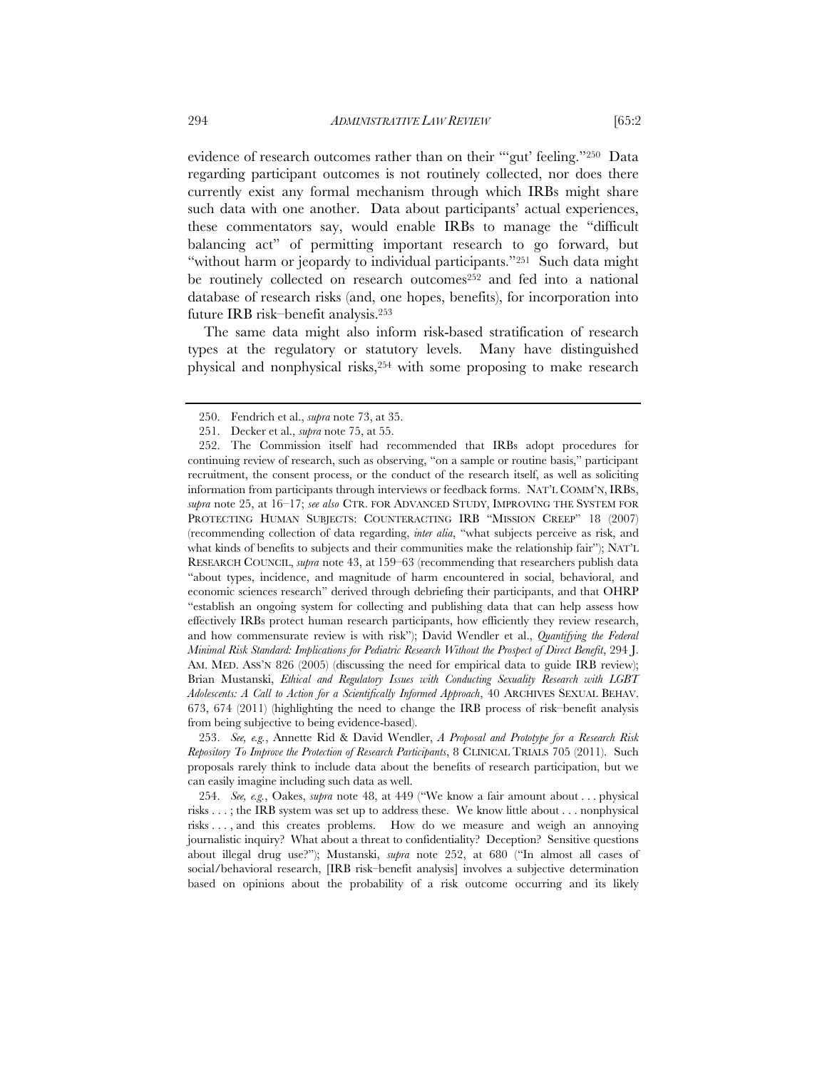evidence of research outcomes rather than on their "'gut' feeling."[250] Data regarding participant outcomes is not routinely collected, nor does there currently exist any formal mechanism through which IRBs might share such data with one another. Data about participants' actual experiences, these commentators say, would enable IRBs to manage the "difficult balancing act" of permitting important research to go forward, but "without harm or jeopardy to individual participants."[251] Such data might be routinely collected on research outcomes[252] and fed into a national database of research risks (and, one hopes, benefits), for incorporation into future IRB risk–benefit analysis.[253]

The same data might also inform risk-based stratification of research types at the regulatory or statutory levels. Many have distinguished physical and nonphysical risks,[254] with some proposing to make research

---

250. Fendrich et al., *supra* note 73, at 35.

251. Decker et al., *supra* note 75, at 55.

252. The Commission itself had recommended that IRBs adopt procedures for continuing review of research, such as observing, "on a sample or routine basis," participant recruitment, the consent process, or the conduct of the research itself, as well as soliciting information from participants through interviews or feedback forms. NAT'L COMM'N, IRBS, *supra* note 25, at 16–17; *see also* CTR. FOR ADVANCED STUDY, IMPROVING THE SYSTEM FOR PROTECTING HUMAN SUBJECTS: COUNTERACTING IRB "MISSION CREEP" 18 (2007) (recommending collection of data regarding, *inter alia*, "what subjects perceive as risk, and what kinds of benefits to subjects and their communities make the relationship fair"); NAT'L RESEARCH COUNCIL, *supra* note 43, at 159–63 (recommending that researchers publish data "about types, incidence, and magnitude of harm encountered in social, behavioral, and economic sciences research" derived through debriefing their participants, and that OHRP "establish an ongoing system for collecting and publishing data that can help assess how effectively IRBs protect human research participants, how efficiently they review research, and how commensurate review is with risk"); David Wendler et al., *Quantifying the Federal Minimal Risk Standard: Implications for Pediatric Research Without the Prospect of Direct Benefit*, 294 J. AM. MED. ASS'N 826 (2005) (discussing the need for empirical data to guide IRB review); Brian Mustanski, *Ethical and Regulatory Issues with Conducting Sexuality Research with LGBT Adolescents: A Call to Action for a Scientifically Informed Approach*, 40 ARCHIVES SEXUAL BEHAV. 673, 674 (2011) (highlighting the need to change the IRB process of risk–benefit analysis from being subjective to being evidence-based).

253. *See, e.g.*, Annette Rid & David Wendler, *A Proposal and Prototype for a Research Risk Repository To Improve the Protection of Research Participants*, 8 CLINICAL TRIALS 705 (2011). Such proposals rarely think to include data about the benefits of research participation, but we can easily imagine including such data as well.

254. *See, e.g.*, Oakes, *supra* note 48, at 449 ("We know a fair amount about . . . physical risks . . . ; the IRB system was set up to address these. We know little about . . . nonphysical risks . . . , and this creates problems. How do we measure and weigh an annoying journalistic inquiry? What about a threat to confidentiality? Deception? Sensitive questions about illegal drug use?"); Mustanski, *supra* note 252, at 680 ("In almost all cases of social/behavioral research, [IRB risk–benefit analysis] involves a subjective determination based on opinions about the probability of a risk outcome occurring and its likely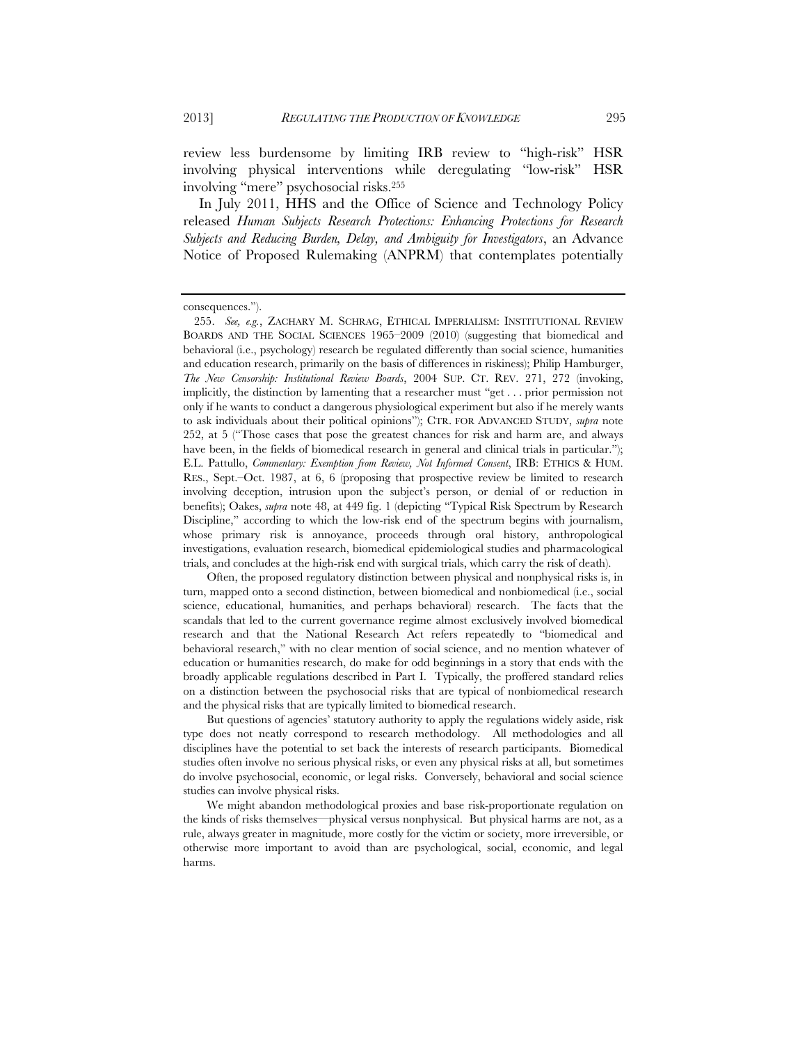review less burdensome by limiting IRB review to "high-risk" HSR involving physical interventions while deregulating "low-risk" HSR involving "mere" psychosocial risks.[255]

In July 2011, HHS and the Office of Science and Technology Policy released *Human Subjects Research Protections: Enhancing Protections for Research Subjects and Reducing Burden, Delay, and Ambiguity for Investigators*, an Advance Notice of Proposed Rulemaking (ANPRM) that contemplates potentially

---

consequences.").

255. *See, e.g.*, ZACHARY M. SCHRAG, ETHICAL IMPERIALISM: INSTITUTIONAL REVIEW BOARDS AND THE SOCIAL SCIENCES 1965–2009 (2010) (suggesting that biomedical and behavioral (i.e., psychology) research be regulated differently than social science, humanities and education research, primarily on the basis of differences in riskiness); Philip Hamburger, *The New Censorship: Institutional Review Boards*, 2004 SUP. CT. REV. 271, 272 (invoking, implicitly, the distinction by lamenting that a researcher must "get . . . prior permission not only if he wants to conduct a dangerous physiological experiment but also if he merely wants to ask individuals about their political opinions"); CTR. FOR ADVANCED STUDY, *supra* note 252, at 5 ("Those cases that pose the greatest chances for risk and harm are, and always have been, in the fields of biomedical research in general and clinical trials in particular."); E.L. Pattullo, *Commentary: Exemption from Review, Not Informed Consent*, IRB: ETHICS & HUM. RES., Sept.–Oct. 1987, at 6, 6 (proposing that prospective review be limited to research involving deception, intrusion upon the subject's person, or denial of or reduction in benefits); Oakes, *supra* note 48, at 449 fig. 1 (depicting "Typical Risk Spectrum by Research Discipline," according to which the low-risk end of the spectrum begins with journalism, whose primary risk is annoyance, proceeds through oral history, anthropological investigations, evaluation research, biomedical epidemiological studies and pharmacological trials, and concludes at the high-risk end with surgical trials, which carry the risk of death).

Often, the proposed regulatory distinction between physical and nonphysical risks is, in turn, mapped onto a second distinction, between biomedical and nonbiomedical (i.e., social science, educational, humanities, and perhaps behavioral) research. The facts that the scandals that led to the current governance regime almost exclusively involved biomedical research and that the National Research Act refers repeatedly to "biomedical and behavioral research," with no clear mention of social science, and no mention whatever of education or humanities research, do make for odd beginnings in a story that ends with the broadly applicable regulations described in Part I. Typically, the proffered standard relies on a distinction between the psychosocial risks that are typical of nonbiomedical research and the physical risks that are typically limited to biomedical research.

But questions of agencies' statutory authority to apply the regulations widely aside, risk type does not neatly correspond to research methodology. All methodologies and all disciplines have the potential to set back the interests of research participants. Biomedical studies often involve no serious physical risks, or even any physical risks at all, but sometimes do involve psychosocial, economic, or legal risks. Conversely, behavioral and social science studies can involve physical risks.

We might abandon methodological proxies and base risk-proportionate regulation on the kinds of risks themselves—physical versus nonphysical. But physical harms are not, as a rule, always greater in magnitude, more costly for the victim or society, more irreversible, or otherwise more important to avoid than are psychological, social, economic, and legal harms.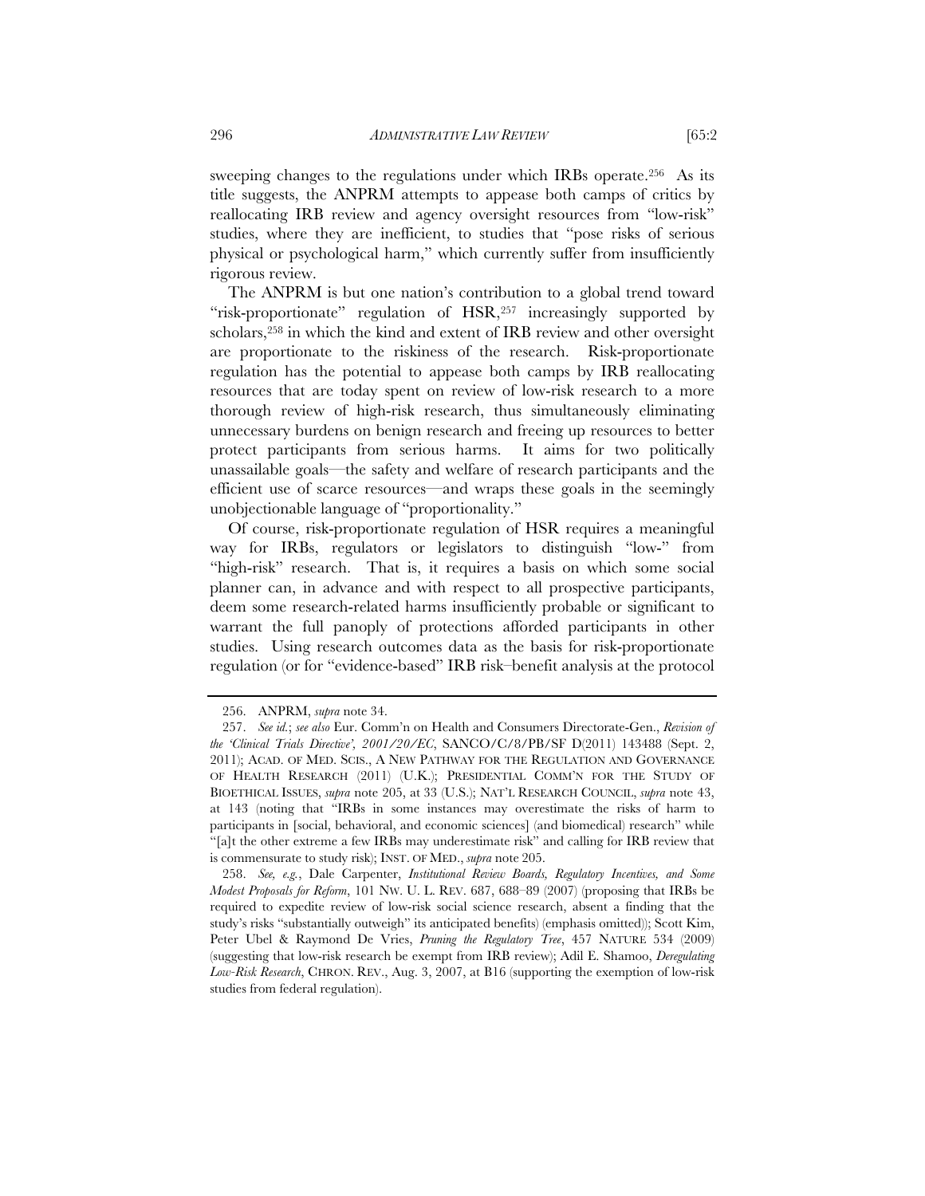sweeping changes to the regulations under which IRBs operate.[256] As its title suggests, the ANPRM attempts to appease both camps of critics by reallocating IRB review and agency oversight resources from "low-risk" studies, where they are inefficient, to studies that "pose risks of serious physical or psychological harm," which currently suffer from insufficiently rigorous review.

The ANPRM is but one nation's contribution to a global trend toward "risk-proportionate" regulation of HSR,[257] increasingly supported by scholars,[258] in which the kind and extent of IRB review and other oversight are proportionate to the riskiness of the research. Risk-proportionate regulation has the potential to appease both camps by IRB reallocating resources that are today spent on review of low-risk research to a more thorough review of high-risk research, thus simultaneously eliminating unnecessary burdens on benign research and freeing up resources to better protect participants from serious harms. It aims for two politically unassailable goals—the safety and welfare of research participants and the efficient use of scarce resources—and wraps these goals in the seemingly unobjectionable language of "proportionality."

Of course, risk-proportionate regulation of HSR requires a meaningful way for IRBs, regulators or legislators to distinguish "low-" from "high-risk" research. That is, it requires a basis on which some social planner can, in advance and with respect to all prospective participants, deem some research-related harms insufficiently probable or significant to warrant the full panoply of protections afforded participants in other studies. Using research outcomes data as the basis for risk-proportionate regulation (or for "evidence-based" IRB risk–benefit analysis at the protocol

---

256. ANPRM, *supra* note 34.

257. *See id.*; *see also* Eur. Comm'n on Health and Consumers Directorate-Gen., *Revision of the 'Clinical Trials Directive', 2001/20/EC*, SANCO/C/8/PB/SF D(2011) 143488 (Sept. 2, 2011); ACAD. OF MED. SCIS., A NEW PATHWAY FOR THE REGULATION AND GOVERNANCE OF HEALTH RESEARCH (2011) (U.K.); PRESIDENTIAL COMM'N FOR THE STUDY OF BIOETHICAL ISSUES, *supra* note 205, at 33 (U.S.); NAT'L RESEARCH COUNCIL, *supra* note 43, at 143 (noting that "IRBs in some instances may overestimate the risks of harm to participants in [social, behavioral, and economic sciences] (and biomedical) research" while "[a]t the other extreme a few IRBs may underestimate risk" and calling for IRB review that is commensurate to study risk); INST. OF MED., *supra* note 205.

258. *See, e.g.*, Dale Carpenter, *Institutional Review Boards, Regulatory Incentives, and Some Modest Proposals for Reform*, 101 NW. U. L. REV. 687, 688–89 (2007) (proposing that IRBs be required to expedite review of low-risk social science research, absent a finding that the study's risks "substantially outweigh" its anticipated benefits) (emphasis omitted)); Scott Kim, Peter Ubel & Raymond De Vries, *Pruning the Regulatory Tree*, 457 NATURE 534 (2009) (suggesting that low-risk research be exempt from IRB review); Adil E. Shamoo, *Deregulating Low-Risk Research*, CHRON. REV., Aug. 3, 2007, at B16 (supporting the exemption of low-risk studies from federal regulation).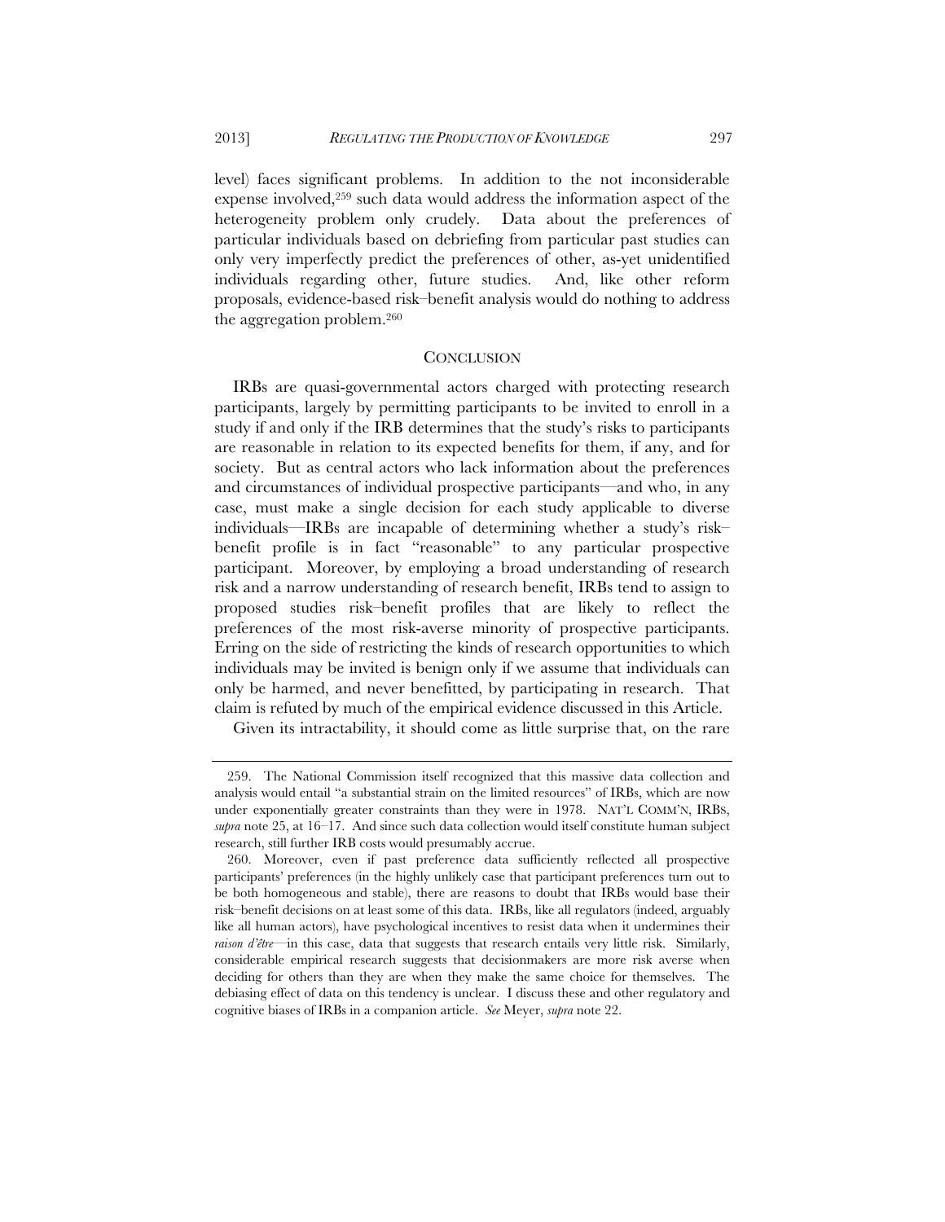level) faces significant problems. In addition to the not inconsiderable expense involved,[259] such data would address the information aspect of the heterogeneity problem only crudely. Data about the preferences of particular individuals based on debriefing from particular past studies can only very imperfectly predict the preferences of other, as-yet unidentified individuals regarding other, future studies. And, like other reform proposals, evidence-based risk–benefit analysis would do nothing to address the aggregation problem.[260]

## CONCLUSION

IRBs are quasi-governmental actors charged with protecting research participants, largely by permitting participants to be invited to enroll in a study if and only if the IRB determines that the study's risks to participants are reasonable in relation to its expected benefits for them, if any, and for society. But as central actors who lack information about the preferences and circumstances of individual prospective participants—and who, in any case, must make a single decision for each study applicable to diverse individuals—IRBs are incapable of determining whether a study's risk–benefit profile is in fact "reasonable" to any particular prospective participant. Moreover, by employing a broad understanding of research risk and a narrow understanding of research benefit, IRBs tend to assign to proposed studies risk–benefit profiles that are likely to reflect the preferences of the most risk-averse minority of prospective participants. Erring on the side of restricting the kinds of research opportunities to which individuals may be invited is benign only if we assume that individuals can only be harmed, and never benefitted, by participating in research. That claim is refuted by much of the empirical evidence discussed in this Article.

Given its intractability, it should come as little surprise that, on the rare

---

259. The National Commission itself recognized that this massive data collection and analysis would entail "a substantial strain on the limited resources" of IRBs, which are now under exponentially greater constraints than they were in 1978. NAT'L COMM'N, IRBS, *supra* note 25, at 16–17. And since such data collection would itself constitute human subject research, still further IRB costs would presumably accrue.

260. Moreover, even if past preference data sufficiently reflected all prospective participants' preferences (in the highly unlikely case that participant preferences turn out to be both homogeneous and stable), there are reasons to doubt that IRBs would base their risk–benefit decisions on at least some of this data. IRBs, like all regulators (indeed, arguably like all human actors), have psychological incentives to resist data when it undermines their *raison d'être*—in this case, data that suggests that research entails very little risk. Similarly, considerable empirical research suggests that decisionmakers are more risk averse when deciding for others than they are when they make the same choice for themselves. The debiasing effect of data on this tendency is unclear. I discuss these and other regulatory and cognitive biases of IRBs in a companion article. *See* Meyer, *supra* note 22.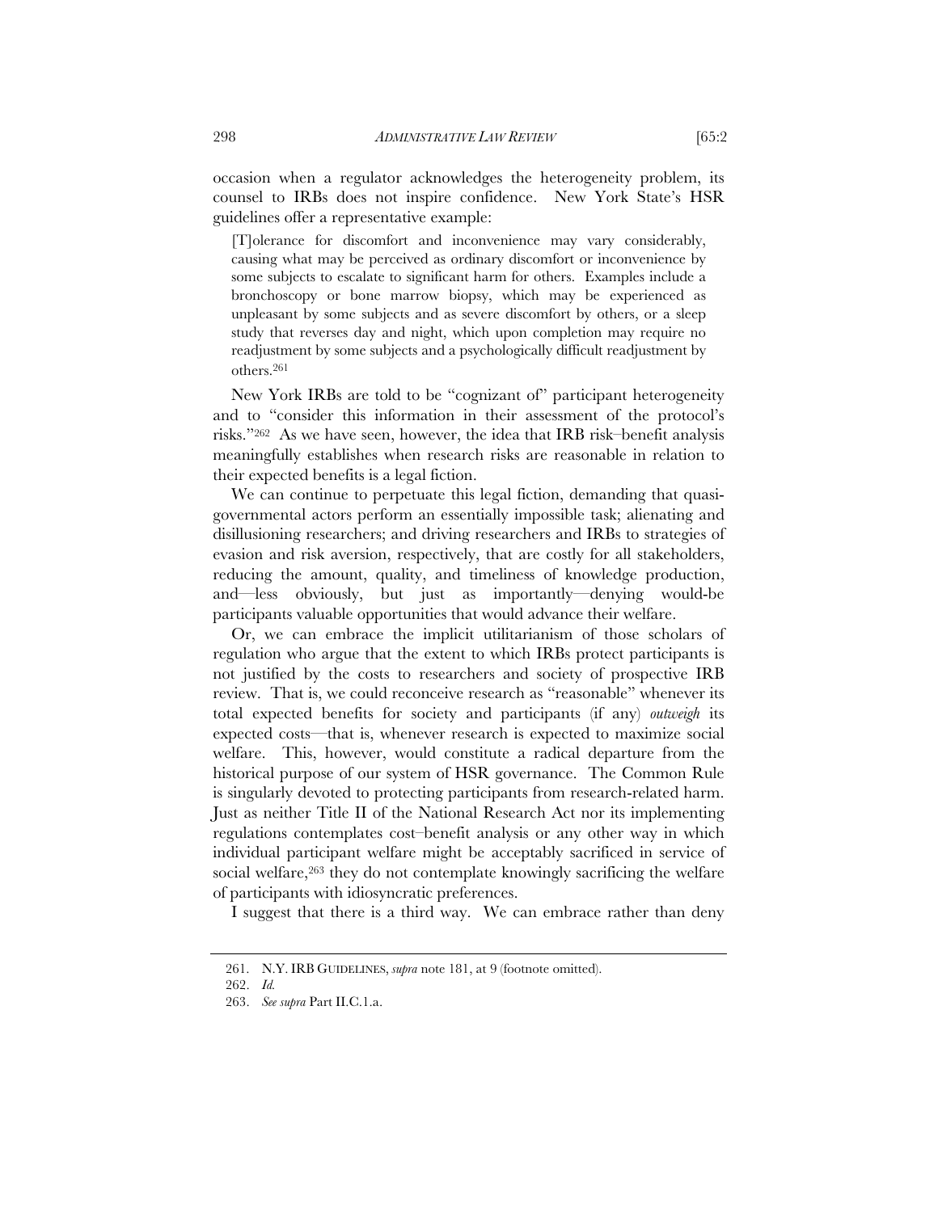occasion when a regulator acknowledges the heterogeneity problem, its counsel to IRBs does not inspire confidence. New York State's HSR guidelines offer a representative example:

> [T]olerance for discomfort and inconvenience may vary considerably, causing what may be perceived as ordinary discomfort or inconvenience by some subjects to escalate to significant harm for others. Examples include a bronchoscopy or bone marrow biopsy, which may be experienced as unpleasant by some subjects and as severe discomfort by others, or a sleep study that reverses day and night, which upon completion may require no readjustment by some subjects and a psychologically difficult readjustment by others.[261]

New York IRBs are told to be "cognizant of" participant heterogeneity and to "consider this information in their assessment of the protocol's risks."[262] As we have seen, however, the idea that IRB risk–benefit analysis meaningfully establishes when research risks are reasonable in relation to their expected benefits is a legal fiction.

We can continue to perpetuate this legal fiction, demanding that quasi-governmental actors perform an essentially impossible task; alienating and disillusioning researchers; and driving researchers and IRBs to strategies of evasion and risk aversion, respectively, that are costly for all stakeholders, reducing the amount, quality, and timeliness of knowledge production, and—less obviously, but just as importantly—denying would-be participants valuable opportunities that would advance their welfare.

Or, we can embrace the implicit utilitarianism of those scholars of regulation who argue that the extent to which IRBs protect participants is not justified by the costs to researchers and society of prospective IRB review. That is, we could reconceive research as "reasonable" whenever its total expected benefits for society and participants (if any) *outweigh* its expected costs—that is, whenever research is expected to maximize social welfare. This, however, would constitute a radical departure from the historical purpose of our system of HSR governance. The Common Rule is singularly devoted to protecting participants from research-related harm. Just as neither Title II of the National Research Act nor its implementing regulations contemplates cost–benefit analysis or any other way in which individual participant welfare might be acceptably sacrificed in service of social welfare,[263] they do not contemplate knowingly sacrificing the welfare of participants with idiosyncratic preferences.

I suggest that there is a third way. We can embrace rather than deny

---

261. N.Y. IRB GUIDELINES, *supra* note 181, at 9 (footnote omitted).

262. *Id.*

263. *See supra* Part II.C.1.a.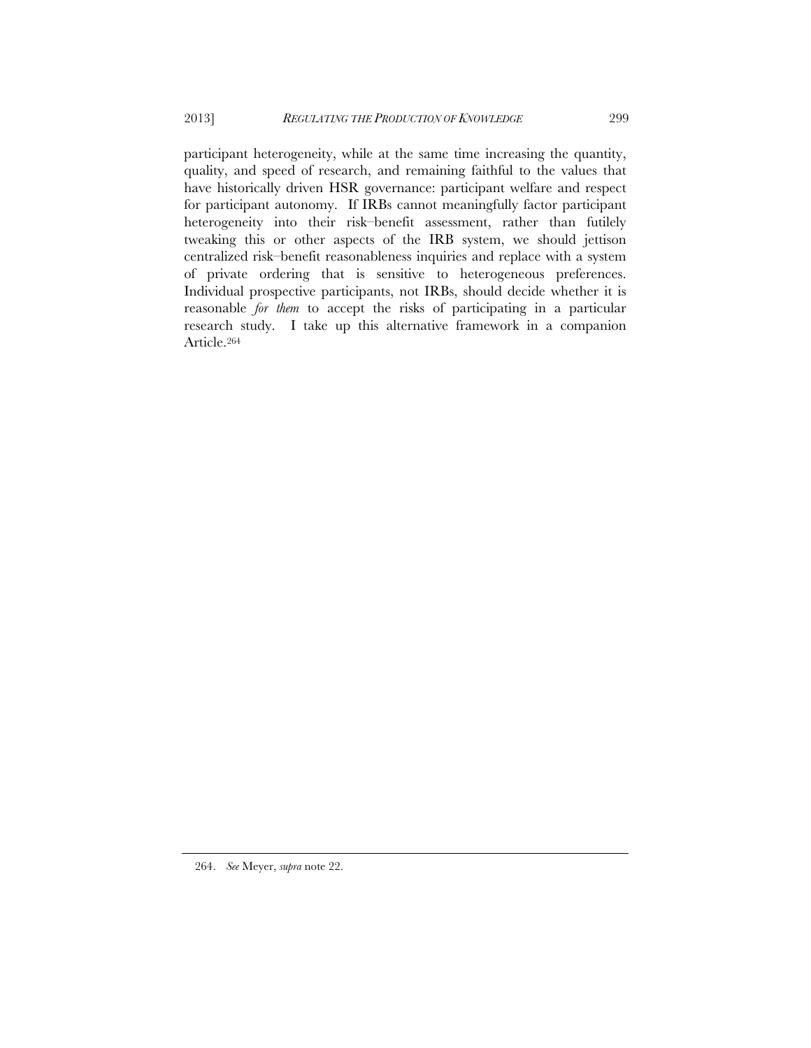participant heterogeneity, while at the same time increasing the quantity, quality, and speed of research, and remaining faithful to the values that have historically driven HSR governance: participant welfare and respect for participant autonomy. If IRBs cannot meaningfully factor participant heterogeneity into their risk–benefit assessment, rather than futilely tweaking this or other aspects of the IRB system, we should jettison centralized risk–benefit reasonableness inquiries and replace with a system of private ordering that is sensitive to heterogeneous preferences. Individual prospective participants, not IRBs, should decide whether it is reasonable *for them* to accept the risks of participating in a particular research study. I take up this alternative framework in a companion Article.[264]

264. *See* Meyer, *supra* note 22.